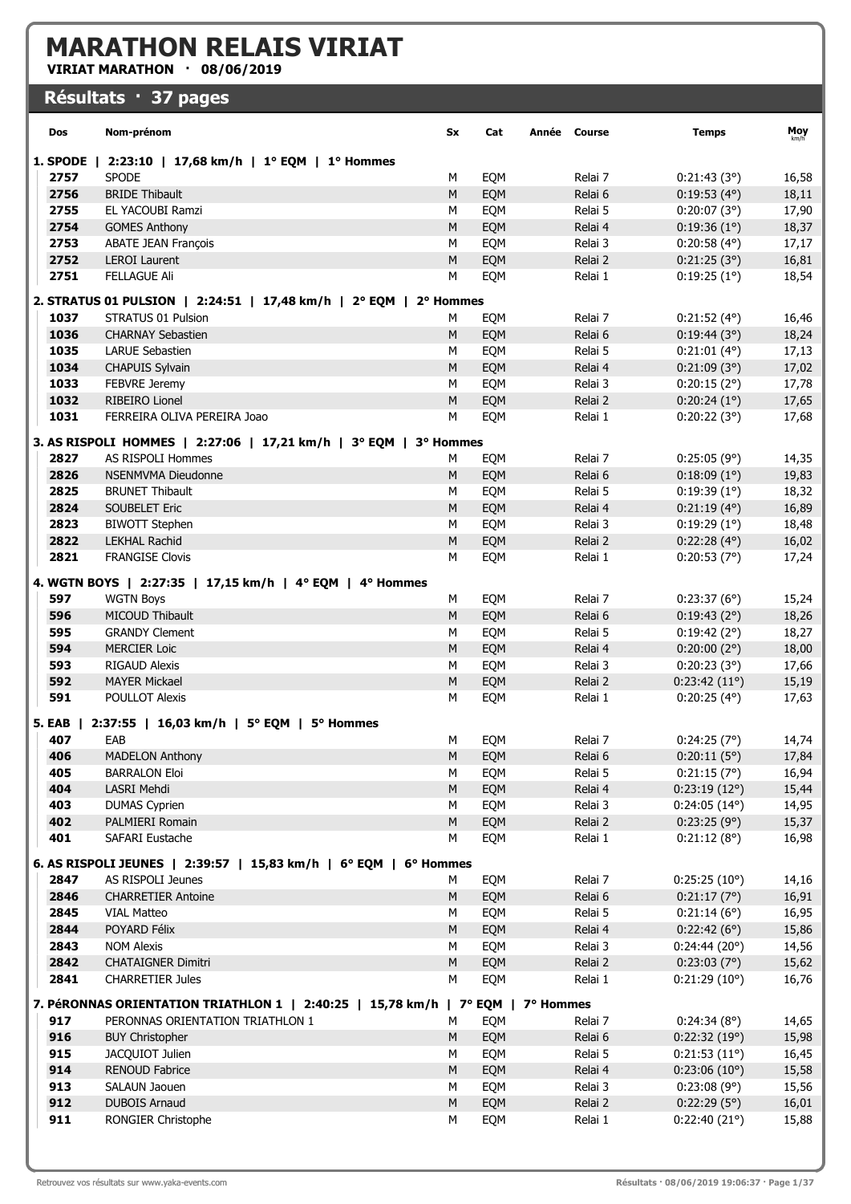# MARATHON RELAIS VIRIAT

**VIRIAT MARATHON · 08/06/2019**

## Résultats · 37 pages

| Dos | Nom-prénom | Sx | Cat | Année | Course | Temps | Moy km/h |
|---|---|---|---|---|---|---|---|
| **1. SPODE \| 2:23:10 \| 17,68 km/h \| 1° EQM \| 1° Hommes** | | | | | | | |
| 2757 | SPODE | M | EQM | | Relai 7 | 0:21:43 (3°) | 16,58 |
| 2756 | BRIDE Thibault | M | EQM | | Relai 6 | 0:19:53 (4°) | 18,11 |
| 2755 | EL YACOUBI Ramzi | M | EQM | | Relai 5 | 0:20:07 (3°) | 17,90 |
| 2754 | GOMES Anthony | M | EQM | | Relai 4 | 0:19:36 (1°) | 18,37 |
| 2753 | ABATE JEAN François | M | EQM | | Relai 3 | 0:20:58 (4°) | 17,17 |
| 2752 | LEROI Laurent | M | EQM | | Relai 2 | 0:21:25 (3°) | 16,81 |
| 2751 | FELLAGUE Ali | M | EQM | | Relai 1 | 0:19:25 (1°) | 18,54 |
| **2. STRATUS 01 PULSION \| 2:24:51 \| 17,48 km/h \| 2° EQM \| 2° Hommes** | | | | | | | |
| 1037 | STRATUS 01 Pulsion | M | EQM | | Relai 7 | 0:21:52 (4°) | 16,46 |
| 1036 | CHARNAY Sebastien | M | EQM | | Relai 6 | 0:19:44 (3°) | 18,24 |
| 1035 | LARUE Sebastien | M | EQM | | Relai 5 | 0:21:01 (4°) | 17,13 |
| 1034 | CHAPUIS Sylvain | M | EQM | | Relai 4 | 0:21:09 (3°) | 17,02 |
| 1033 | FEBVRE Jeremy | M | EQM | | Relai 3 | 0:20:15 (2°) | 17,78 |
| 1032 | RIBEIRO Lionel | M | EQM | | Relai 2 | 0:20:24 (1°) | 17,65 |
| 1031 | FERREIRA OLIVA PEREIRA Joao | M | EQM | | Relai 1 | 0:20:22 (3°) | 17,68 |
| **3. AS RISPOLI HOMMES \| 2:27:06 \| 17,21 km/h \| 3° EQM \| 3° Hommes** | | | | | | | |
| 2827 | AS RISPOLI Hommes | M | EQM | | Relai 7 | 0:25:05 (9°) | 14,35 |
| 2826 | NSENMVMA Dieudonne | M | EQM | | Relai 6 | 0:18:09 (1°) | 19,83 |
| 2825 | BRUNET Thibault | M | EQM | | Relai 5 | 0:19:39 (1°) | 18,32 |
| 2824 | SOUBELET Eric | M | EQM | | Relai 4 | 0:21:19 (4°) | 16,89 |
| 2823 | BIWOTT Stephen | M | EQM | | Relai 3 | 0:19:29 (1°) | 18,48 |
| 2822 | LEKHAL Rachid | M | EQM | | Relai 2 | 0:22:28 (4°) | 16,02 |
| 2821 | FRANGISE Clovis | M | EQM | | Relai 1 | 0:20:53 (7°) | 17,24 |
| **4. WGTN BOYS \| 2:27:35 \| 17,15 km/h \| 4° EQM \| 4° Hommes** | | | | | | | |
| 597 | WGTN Boys | M | EQM | | Relai 7 | 0:23:37 (6°) | 15,24 |
| 596 | MICOUD Thibault | M | EQM | | Relai 6 | 0:19:43 (2°) | 18,26 |
| 595 | GRANDY Clement | M | EQM | | Relai 5 | 0:19:42 (2°) | 18,27 |
| 594 | MERCIER Loic | M | EQM | | Relai 4 | 0:20:00 (2°) | 18,00 |
| 593 | RIGAUD Alexis | M | EQM | | Relai 3 | 0:20:23 (3°) | 17,66 |
| 592 | MAYER Mickael | M | EQM | | Relai 2 | 0:23:42 (11°) | 15,19 |
| 591 | POULLOT Alexis | M | EQM | | Relai 1 | 0:20:25 (4°) | 17,63 |
| **5. EAB \| 2:37:55 \| 16,03 km/h \| 5° EQM \| 5° Hommes** | | | | | | | |
| 407 | EAB | M | EQM | | Relai 7 | 0:24:25 (7°) | 14,74 |
| 406 | MADELON Anthony | M | EQM | | Relai 6 | 0:20:11 (5°) | 17,84 |
| 405 | BARRALON Eloi | M | EQM | | Relai 5 | 0:21:15 (7°) | 16,94 |
| 404 | LASRI Mehdi | M | EQM | | Relai 4 | 0:23:19 (12°) | 15,44 |
| 403 | DUMAS Cyprien | M | EQM | | Relai 3 | 0:24:05 (14°) | 14,95 |
| 402 | PALMIERI Romain | M | EQM | | Relai 2 | 0:23:25 (9°) | 15,37 |
| 401 | SAFARI Eustache | M | EQM | | Relai 1 | 0:21:12 (8°) | 16,98 |
| **6. AS RISPOLI JEUNES \| 2:39:57 \| 15,83 km/h \| 6° EQM \| 6° Hommes** | | | | | | | |
| 2847 | AS RISPOLI Jeunes | M | EQM | | Relai 7 | 0:25:25 (10°) | 14,16 |
| 2846 | CHARRETIER Antoine | M | EQM | | Relai 6 | 0:21:17 (7°) | 16,91 |
| 2845 | VIAL Matteo | M | EQM | | Relai 5 | 0:21:14 (6°) | 16,95 |
| 2844 | POYARD Félix | M | EQM | | Relai 4 | 0:22:42 (6°) | 15,86 |
| 2843 | NOM Alexis | M | EQM | | Relai 3 | 0:24:44 (20°) | 14,56 |
| 2842 | CHATAIGNER Dimitri | M | EQM | | Relai 2 | 0:23:03 (7°) | 15,62 |
| 2841 | CHARRETIER Jules | M | EQM | | Relai 1 | 0:21:29 (10°) | 16,76 |
| **7. PéRONNAS ORIENTATION TRIATHLON 1 \| 2:40:25 \| 15,78 km/h \| 7° EQM \| 7° Hommes** | | | | | | | |
| 917 | PERONNAS ORIENTATION TRIATHLON 1 | M | EQM | | Relai 7 | 0:24:34 (8°) | 14,65 |
| 916 | BUY Christopher | M | EQM | | Relai 6 | 0:22:32 (19°) | 15,98 |
| 915 | JACQUIOT Julien | M | EQM | | Relai 5 | 0:21:53 (11°) | 16,45 |
| 914 | RENOUD Fabrice | M | EQM | | Relai 4 | 0:23:06 (10°) | 15,58 |
| 913 | SALAUN Jaouen | M | EQM | | Relai 3 | 0:23:08 (9°) | 15,56 |
| 912 | DUBOIS Arnaud | M | EQM | | Relai 2 | 0:22:29 (5°) | 16,01 |
| 911 | RONGIER Christophe | M | EQM | | Relai 1 | 0:22:40 (21°) | 15,88 |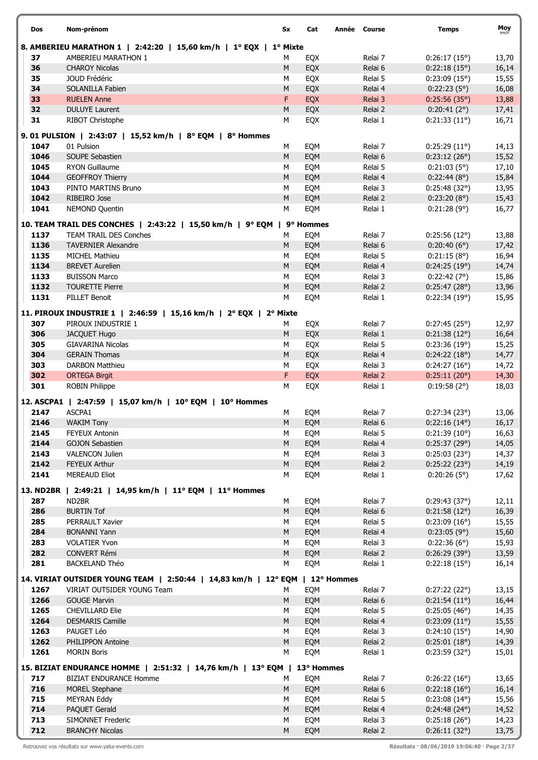| Dos | Nom-prénom | Sx | Cat | Année | Course | Temps | Moy km/h |
|---|---|---|---|---|---|---|---|
| **8. AMBERIEU MARATHON 1 \| 2:42:20 \| 15,60 km/h \| 1° EQX \| 1° Mixte** | | | | | | | |
| 37 | AMBERIEU MARATHON 1 | M | EQX | | Relai 7 | 0:26:17 (15°) | 13,70 |
| 36 | CHAROY Nicolas | M | EQX | | Relai 6 | 0:22:18 (15°) | 16,14 |
| 35 | JOUD Frédéric | M | EQX | | Relai 5 | 0:23:09 (15°) | 15,55 |
| 34 | SOLANILLA Fabien | M | EQX | | Relai 4 | 0:22:23 (5°) | 16,08 |
| 33 | RUELEN Anne | F | EQX | | Relai 3 | 0:25:56 (35°) | 13,88 |
| 32 | DULUYE Laurent | M | EQX | | Relai 2 | 0:20:41 (2°) | 17,41 |
| 31 | RIBOT Christophe | M | EQX | | Relai 1 | 0:21:33 (11°) | 16,71 |
| **9. 01 PULSION \| 2:43:07 \| 15,52 km/h \| 8° EQM \| 8° Hommes** | | | | | | | |
| 1047 | 01 Pulsion | M | EQM | | Relai 7 | 0:25:29 (11°) | 14,13 |
| 1046 | SOUPE Sebastien | M | EQM | | Relai 6 | 0:23:12 (26°) | 15,52 |
| 1045 | RYON Guillaume | M | EQM | | Relai 5 | 0:21:03 (5°) | 17,10 |
| 1044 | GEOFFROY Thierry | M | EQM | | Relai 4 | 0:22:44 (8°) | 15,84 |
| 1043 | PINTO MARTINS Bruno | M | EQM | | Relai 3 | 0:25:48 (32°) | 13,95 |
| 1042 | RIBEIRO Jose | M | EQM | | Relai 2 | 0:23:20 (8°) | 15,43 |
| 1041 | NEMOND Quentin | M | EQM | | Relai 1 | 0:21:28 (9°) | 16,77 |
| **10. TEAM TRAIL DES CONCHES \| 2:43:22 \| 15,50 km/h \| 9° EQM \| 9° Hommes** | | | | | | | |
| 1137 | TEAM TRAIL DES Conches | M | EQM | | Relai 7 | 0:25:56 (12°) | 13,88 |
| 1136 | TAVERNIER Alexandre | M | EQM | | Relai 6 | 0:20:40 (6°) | 17,42 |
| 1135 | MICHEL Mathieu | M | EQM | | Relai 5 | 0:21:15 (8°) | 16,94 |
| 1134 | BREVET Aurelien | M | EQM | | Relai 4 | 0:24:25 (19°) | 14,74 |
| 1133 | BUISSON Marco | M | EQM | | Relai 3 | 0:22:42 (7°) | 15,86 |
| 1132 | TOURETTE Pierre | M | EQM | | Relai 2 | 0:25:47 (28°) | 13,96 |
| 1131 | PILLET Benoit | M | EQM | | Relai 1 | 0:22:34 (19°) | 15,95 |
| **11. PIROUX INDUSTRIE 1 \| 2:46:59 \| 15,16 km/h \| 2° EQX \| 2° Mixte** | | | | | | | |
| 307 | PIROUX INDUSTRIE 1 | M | EQX | | Relai 7 | 0:27:45 (25°) | 12,97 |
| 306 | JACQUET Hugo | M | EQX | | Relai 1 | 0:21:38 (12°) | 16,64 |
| 305 | GIAVARINA Nicolas | M | EQX | | Relai 5 | 0:23:36 (19°) | 15,25 |
| 304 | GERAIN Thomas | M | EQX | | Relai 4 | 0:24:22 (18°) | 14,77 |
| 303 | DARBON Matthieu | M | EQX | | Relai 3 | 0:24:27 (16°) | 14,72 |
| 302 | ORTEGA Birgit | F | EQX | | Relai 2 | 0:25:11 (20°) | 14,30 |
| 301 | ROBIN Philippe | M | EQX | | Relai 1 | 0:19:58 (2°) | 18,03 |
| **12. ASCPA1 \| 2:47:59 \| 15,07 km/h \| 10° EQM \| 10° Hommes** | | | | | | | |
| 2147 | ASCPA1 | M | EQM | | Relai 7 | 0:27:34 (23°) | 13,06 |
| 2146 | WAKIM Tony | M | EQM | | Relai 6 | 0:22:16 (14°) | 16,17 |
| 2145 | FEYEUX Antonin | M | EQM | | Relai 5 | 0:21:39 (10°) | 16,63 |
| 2144 | GOJON Sebastien | M | EQM | | Relai 4 | 0:25:37 (29°) | 14,05 |
| 2143 | VALENCON Julien | M | EQM | | Relai 3 | 0:25:03 (23°) | 14,37 |
| 2142 | FEYEUX Arthur | M | EQM | | Relai 2 | 0:25:22 (23°) | 14,19 |
| 2141 | MEREAUD Eliot | M | EQM | | Relai 1 | 0:20:26 (5°) | 17,62 |
| **13. ND2BR \| 2:49:21 \| 14,95 km/h \| 11° EQM \| 11° Hommes** | | | | | | | |
| 287 | ND2BR | M | EQM | | Relai 7 | 0:29:43 (37°) | 12,11 |
| 286 | BURTIN Tof | M | EQM | | Relai 6 | 0:21:58 (12°) | 16,39 |
| 285 | PERRAULT Xavier | M | EQM | | Relai 5 | 0:23:09 (16°) | 15,55 |
| 284 | BONANNI Yann | M | EQM | | Relai 4 | 0:23:05 (9°) | 15,60 |
| 283 | VOLATIER Yvon | M | EQM | | Relai 3 | 0:22:36 (6°) | 15,93 |
| 282 | CONVERT Rémi | M | EQM | | Relai 2 | 0:26:29 (39°) | 13,59 |
| 281 | BACKELAND Théo | M | EQM | | Relai 1 | 0:22:18 (15°) | 16,14 |
| **14. VIRIAT OUTSIDER YOUNG TEAM \| 2:50:44 \| 14,83 km/h \| 12° EQM \| 12° Hommes** | | | | | | | |
| 1267 | VIRIAT OUTSIDER YOUNG Team | M | EQM | | Relai 7 | 0:27:22 (22°) | 13,15 |
| 1266 | GOUGE Marvin | M | EQM | | Relai 6 | 0:21:54 (11°) | 16,44 |
| 1265 | CHEVILLARD Elie | M | EQM | | Relai 5 | 0:25:05 (46°) | 14,35 |
| 1264 | DESMARIS Camille | M | EQM | | Relai 4 | 0:23:09 (11°) | 15,55 |
| 1263 | PAUGET Léo | M | EQM | | Relai 3 | 0:24:10 (15°) | 14,90 |
| 1262 | PHILIPPON Antoine | M | EQM | | Relai 2 | 0:25:01 (18°) | 14,39 |
| 1261 | MORIN Boris | M | EQM | | Relai 1 | 0:23:59 (32°) | 15,01 |
| **15. BIZIAT ENDURANCE HOMME \| 2:51:32 \| 14,76 km/h \| 13° EQM \| 13° Hommes** | | | | | | | |
| 717 | BIZIAT ENDURANCE Homme | M | EQM | | Relai 7 | 0:26:22 (16°) | 13,65 |
| 716 | MOREL Stephane | M | EQM | | Relai 6 | 0:22:18 (16°) | 16,14 |
| 715 | MEYRAN Eddy | M | EQM | | Relai 5 | 0:23:08 (14°) | 15,56 |
| 714 | PAQUET Gerald | M | EQM | | Relai 4 | 0:24:48 (24°) | 14,52 |
| 713 | SIMONNET Frederic | M | EQM | | Relai 3 | 0:25:18 (26°) | 14,23 |
| 712 | BRANCHY Nicolas | M | EQM | | Relai 2 | 0:26:11 (32°) | 13,75 |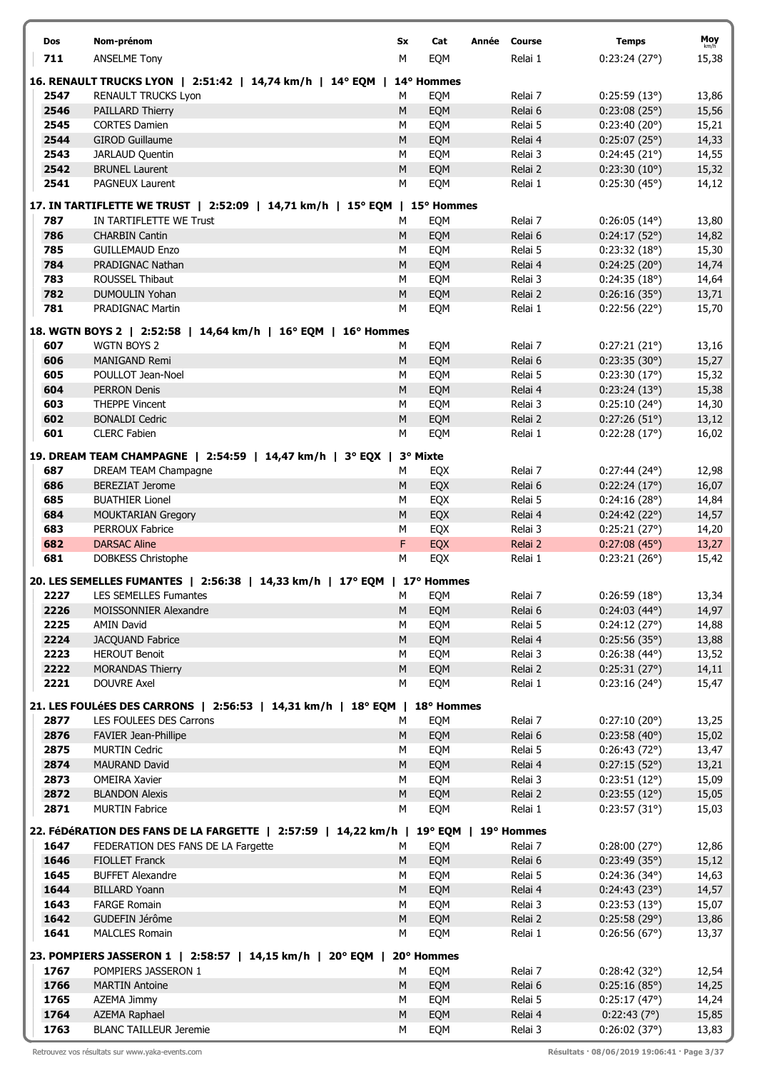| Dos | Nom-prénom | Sx | Cat | Année | Course | Temps | Moy km/h |
|---|---|---|---|---|---|---|---|
| 711 | ANSELME Tony | M | EQM | | Relai 1 | 0:23:24 (27°) | 15,38 |

**16. RENAULT TRUCKS LYON | 2:51:42 | 14,74 km/h | 14° EQM | 14° Hommes**

| Dos | Nom-prénom | Sx | Cat | Année | Course | Temps | Moy km/h |
|---|---|---|---|---|---|---|---|
| 2547 | RENAULT TRUCKS Lyon | M | EQM | | Relai 7 | 0:25:59 (13°) | 13,86 |
| 2546 | PAILLARD Thierry | M | EQM | | Relai 6 | 0:23:08 (25°) | 15,56 |
| 2545 | CORTES Damien | M | EQM | | Relai 5 | 0:23:40 (20°) | 15,21 |
| 2544 | GIROD Guillaume | M | EQM | | Relai 4 | 0:25:07 (25°) | 14,33 |
| 2543 | JARLAUD Quentin | M | EQM | | Relai 3 | 0:24:45 (21°) | 14,55 |
| 2542 | BRUNEL Laurent | M | EQM | | Relai 2 | 0:23:30 (10°) | 15,32 |
| 2541 | PAGNEUX Laurent | M | EQM | | Relai 1 | 0:25:30 (45°) | 14,12 |

**17. IN TARTIFLETTE WE TRUST | 2:52:09 | 14,71 km/h | 15° EQM | 15° Hommes**

| Dos | Nom-prénom | Sx | Cat | Année | Course | Temps | Moy km/h |
|---|---|---|---|---|---|---|---|
| 787 | IN TARTIFLETTE WE Trust | M | EQM | | Relai 7 | 0:26:05 (14°) | 13,80 |
| 786 | CHARBIN Cantin | M | EQM | | Relai 6 | 0:24:17 (52°) | 14,82 |
| 785 | GUILLEMAUD Enzo | M | EQM | | Relai 5 | 0:23:32 (18°) | 15,30 |
| 784 | PRADIGNAC Nathan | M | EQM | | Relai 4 | 0:24:25 (20°) | 14,74 |
| 783 | ROUSSEL Thibaut | M | EQM | | Relai 3 | 0:24:35 (18°) | 14,64 |
| 782 | DUMOULIN Yohan | M | EQM | | Relai 2 | 0:26:16 (35°) | 13,71 |
| 781 | PRADIGNAC Martin | M | EQM | | Relai 1 | 0:22:56 (22°) | 15,70 |

**18. WGTN BOYS 2 | 2:52:58 | 14,64 km/h | 16° EQM | 16° Hommes**

| Dos | Nom-prénom | Sx | Cat | Année | Course | Temps | Moy km/h |
|---|---|---|---|---|---|---|---|
| 607 | WGTN BOYS 2 | M | EQM | | Relai 7 | 0:27:21 (21°) | 13,16 |
| 606 | MANIGAND Remi | M | EQM | | Relai 6 | 0:23:35 (30°) | 15,27 |
| 605 | POULLOT Jean-Noel | M | EQM | | Relai 5 | 0:23:30 (17°) | 15,32 |
| 604 | PERRON Denis | M | EQM | | Relai 4 | 0:23:24 (13°) | 15,38 |
| 603 | THEPPE Vincent | M | EQM | | Relai 3 | 0:25:10 (24°) | 14,30 |
| 602 | BONALDI Cedric | M | EQM | | Relai 2 | 0:27:26 (51°) | 13,12 |
| 601 | CLERC Fabien | M | EQM | | Relai 1 | 0:22:28 (17°) | 16,02 |

**19. DREAM TEAM CHAMPAGNE | 2:54:59 | 14,47 km/h | 3° EQX | 3° Mixte**

| Dos | Nom-prénom | Sx | Cat | Année | Course | Temps | Moy km/h |
|---|---|---|---|---|---|---|---|
| 687 | DREAM TEAM Champagne | M | EQX | | Relai 7 | 0:27:44 (24°) | 12,98 |
| 686 | BEREZIAT Jerome | M | EQX | | Relai 6 | 0:22:24 (17°) | 16,07 |
| 685 | BUATHIER Lionel | M | EQX | | Relai 5 | 0:24:16 (28°) | 14,84 |
| 684 | MOUKTARIAN Gregory | M | EQX | | Relai 4 | 0:24:42 (22°) | 14,57 |
| 683 | PERROUX Fabrice | M | EQX | | Relai 3 | 0:25:21 (27°) | 14,20 |
| 682 | DARSAC Aline | F | EQX | | Relai 2 | 0:27:08 (45°) | 13,27 |
| 681 | DOBKESS Christophe | M | EQX | | Relai 1 | 0:23:21 (26°) | 15,42 |

**20. LES SEMELLES FUMANTES | 2:56:38 | 14,33 km/h | 17° EQM | 17° Hommes**

| Dos | Nom-prénom | Sx | Cat | Année | Course | Temps | Moy km/h |
|---|---|---|---|---|---|---|---|
| 2227 | LES SEMELLES Fumantes | M | EQM | | Relai 7 | 0:26:59 (18°) | 13,34 |
| 2226 | MOISSONNIER Alexandre | M | EQM | | Relai 6 | 0:24:03 (44°) | 14,97 |
| 2225 | AMIN David | M | EQM | | Relai 5 | 0:24:12 (27°) | 14,88 |
| 2224 | JACQUAND Fabrice | M | EQM | | Relai 4 | 0:25:56 (35°) | 13,88 |
| 2223 | HEROUT Benoit | M | EQM | | Relai 3 | 0:26:38 (44°) | 13,52 |
| 2222 | MORANDAS Thierry | M | EQM | | Relai 2 | 0:25:31 (27°) | 14,11 |
| 2221 | DOUVRE Axel | M | EQM | | Relai 1 | 0:23:16 (24°) | 15,47 |

**21. LES FOULéES DES CARRONS | 2:56:53 | 14,31 km/h | 18° EQM | 18° Hommes**

| Dos | Nom-prénom | Sx | Cat | Année | Course | Temps | Moy km/h |
|---|---|---|---|---|---|---|---|
| 2877 | LES FOULEES DES Carrons | M | EQM | | Relai 7 | 0:27:10 (20°) | 13,25 |
| 2876 | FAVIER Jean-Phillipe | M | EQM | | Relai 6 | 0:23:58 (40°) | 15,02 |
| 2875 | MURTIN Cedric | M | EQM | | Relai 5 | 0:26:43 (72°) | 13,47 |
| 2874 | MAURAND David | M | EQM | | Relai 4 | 0:27:15 (52°) | 13,21 |
| 2873 | OMEIRA Xavier | M | EQM | | Relai 3 | 0:23:51 (12°) | 15,09 |
| 2872 | BLANDON Alexis | M | EQM | | Relai 2 | 0:23:55 (12°) | 15,05 |
| 2871 | MURTIN Fabrice | M | EQM | | Relai 1 | 0:23:57 (31°) | 15,03 |

**22. FéDéRATION DES FANS DE LA FARGETTE | 2:57:59 | 14,22 km/h | 19° EQM | 19° Hommes**

| Dos | Nom-prénom | Sx | Cat | Année | Course | Temps | Moy km/h |
|---|---|---|---|---|---|---|---|
| 1647 | FEDERATION DES FANS DE LA Fargette | M | EQM | | Relai 7 | 0:28:00 (27°) | 12,86 |
| 1646 | FIOLLET Franck | M | EQM | | Relai 6 | 0:23:49 (35°) | 15,12 |
| 1645 | BUFFET Alexandre | M | EQM | | Relai 5 | 0:24:36 (34°) | 14,63 |
| 1644 | BILLARD Yoann | M | EQM | | Relai 4 | 0:24:43 (23°) | 14,57 |
| 1643 | FARGE Romain | M | EQM | | Relai 3 | 0:23:53 (13°) | 15,07 |
| 1642 | GUDEFIN Jérôme | M | EQM | | Relai 2 | 0:25:58 (29°) | 13,86 |
| 1641 | MALCLES Romain | M | EQM | | Relai 1 | 0:26:56 (67°) | 13,37 |

**23. POMPIERS JASSERON 1 | 2:58:57 | 14,15 km/h | 20° EQM | 20° Hommes**

| Dos | Nom-prénom | Sx | Cat | Année | Course | Temps | Moy km/h |
|---|---|---|---|---|---|---|---|
| 1767 | POMPIERS JASSERON 1 | M | EQM | | Relai 7 | 0:28:42 (32°) | 12,54 |
| 1766 | MARTIN Antoine | M | EQM | | Relai 6 | 0:25:16 (85°) | 14,25 |
| 1765 | AZEMA Jimmy | M | EQM | | Relai 5 | 0:25:17 (47°) | 14,24 |
| 1764 | AZEMA Raphael | M | EQM | | Relai 4 | 0:22:43 (7°) | 15,85 |
| 1763 | BLANC TAILLEUR Jeremie | M | EQM | | Relai 3 | 0:26:02 (37°) | 13,83 |

Retrouvez vos résultats sur www.yaka-events.com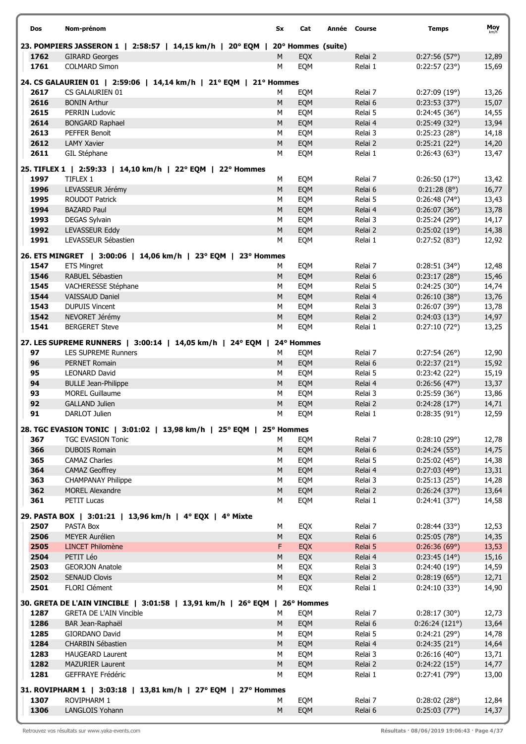| Dos | Nom-prénom | Sx | Cat | Année | Course | Temps | Moy km/h |
|---|---|---|---|---|---|---|---|
| **23. POMPIERS JASSERON 1 \| 2:58:57 \| 14,15 km/h \| 20° EQM \| 20° Hommes (suite)** | | | | | | | |
| 1762 | GIRARD Georges | M | EQX | | Relai 2 | 0:27:56 (57°) | 12,89 |
| 1761 | COLMARD Simon | M | EQM | | Relai 1 | 0:22:57 (23°) | 15,69 |
| **24. CS GALAURIEN 01 \| 2:59:06 \| 14,14 km/h \| 21° EQM \| 21° Hommes** | | | | | | | |
| 2617 | CS GALAURIEN 01 | M | EQM | | Relai 7 | 0:27:09 (19°) | 13,26 |
| 2616 | BONIN Arthur | M | EQM | | Relai 6 | 0:23:53 (37°) | 15,07 |
| 2615 | PERRIN Ludovic | M | EQM | | Relai 5 | 0:24:45 (36°) | 14,55 |
| 2614 | BONGARD Raphael | M | EQM | | Relai 4 | 0:25:49 (32°) | 13,94 |
| 2613 | PEFFER Benoit | M | EQM | | Relai 3 | 0:25:23 (28°) | 14,18 |
| 2612 | LAMY Xavier | M | EQM | | Relai 2 | 0:25:21 (22°) | 14,20 |
| 2611 | GIL Stéphane | M | EQM | | Relai 1 | 0:26:43 (63°) | 13,47 |
| **25. TIFLEX 1 \| 2:59:33 \| 14,10 km/h \| 22° EQM \| 22° Hommes** | | | | | | | |
| 1997 | TIFLEX 1 | M | EQM | | Relai 7 | 0:26:50 (17°) | 13,42 |
| 1996 | LEVASSEUR Jérémy | M | EQM | | Relai 6 | 0:21:28 (8°) | 16,77 |
| 1995 | ROUDOT Patrick | M | EQM | | Relai 5 | 0:26:48 (74°) | 13,43 |
| 1994 | BAZARD Paul | M | EQM | | Relai 4 | 0:26:07 (36°) | 13,78 |
| 1993 | DEGAS Sylvain | M | EQM | | Relai 3 | 0:25:24 (29°) | 14,17 |
| 1992 | LEVASSEUR Eddy | M | EQM | | Relai 2 | 0:25:02 (19°) | 14,38 |
| 1991 | LEVASSEUR Sébastien | M | EQM | | Relai 1 | 0:27:52 (83°) | 12,92 |
| **26. ETS MINGRET \| 3:00:06 \| 14,06 km/h \| 23° EQM \| 23° Hommes** | | | | | | | |
| 1547 | ETS Mingret | M | EQM | | Relai 7 | 0:28:51 (34°) | 12,48 |
| 1546 | RABUEL Sébastien | M | EQM | | Relai 6 | 0:23:17 (28°) | 15,46 |
| 1545 | VACHERESSE Stéphane | M | EQM | | Relai 5 | 0:24:25 (30°) | 14,74 |
| 1544 | VAISSAUD Daniel | M | EQM | | Relai 4 | 0:26:10 (38°) | 13,76 |
| 1543 | DUPUIS Vincent | M | EQM | | Relai 3 | 0:26:07 (39°) | 13,78 |
| 1542 | NEVORET Jérémy | M | EQM | | Relai 2 | 0:24:03 (13°) | 14,97 |
| 1541 | BERGERET Steve | M | EQM | | Relai 1 | 0:27:10 (72°) | 13,25 |
| **27. LES SUPREME RUNNERS \| 3:00:14 \| 14,05 km/h \| 24° EQM \| 24° Hommes** | | | | | | | |
| 97 | LES SUPREME Runners | M | EQM | | Relai 7 | 0:27:54 (26°) | 12,90 |
| 96 | PERNET Romain | M | EQM | | Relai 6 | 0:22:37 (21°) | 15,92 |
| 95 | LEONARD David | M | EQM | | Relai 5 | 0:23:42 (22°) | 15,19 |
| 94 | BULLE Jean-Philippe | M | EQM | | Relai 4 | 0:26:56 (47°) | 13,37 |
| 93 | MOREL Guillaume | M | EQM | | Relai 3 | 0:25:59 (36°) | 13,86 |
| 92 | GALLAND Julien | M | EQM | | Relai 2 | 0:24:28 (17°) | 14,71 |
| 91 | DARLOT Julien | M | EQM | | Relai 1 | 0:28:35 (91°) | 12,59 |
| **28. TGC EVASION TONIC \| 3:01:02 \| 13,98 km/h \| 25° EQM \| 25° Hommes** | | | | | | | |
| 367 | TGC EVASION Tonic | M | EQM | | Relai 7 | 0:28:10 (29°) | 12,78 |
| 366 | DUBOIS Romain | M | EQM | | Relai 6 | 0:24:24 (55°) | 14,75 |
| 365 | CAMAZ Charles | M | EQM | | Relai 5 | 0:25:02 (45°) | 14,38 |
| 364 | CAMAZ Geoffrey | M | EQM | | Relai 4 | 0:27:03 (49°) | 13,31 |
| 363 | CHAMPANAY Philippe | M | EQM | | Relai 3 | 0:25:13 (25°) | 14,28 |
| 362 | MOREL Alexandre | M | EQM | | Relai 2 | 0:26:24 (37°) | 13,64 |
| 361 | PETIT Lucas | M | EQM | | Relai 1 | 0:24:41 (37°) | 14,58 |
| **29. PASTA BOX \| 3:01:21 \| 13,96 km/h \| 4° EQX \| 4° Mixte** | | | | | | | |
| 2507 | PASTA Box | M | EQX | | Relai 7 | 0:28:44 (33°) | 12,53 |
| 2506 | MEYER Aurélien | M | EQX | | Relai 6 | 0:25:05 (78°) | 14,35 |
| 2505 | LINCET Philomène | F | EQX | | Relai 5 | 0:26:36 (69°) | 13,53 |
| 2504 | PETIT Léo | M | EQX | | Relai 4 | 0:23:45 (14°) | 15,16 |
| 2503 | GEORJON Anatole | M | EQX | | Relai 3 | 0:24:40 (19°) | 14,59 |
| 2502 | SENAUD Clovis | M | EQX | | Relai 2 | 0:28:19 (65°) | 12,71 |
| 2501 | FLORI Clément | M | EQX | | Relai 1 | 0:24:10 (33°) | 14,90 |
| **30. GRETA DE L'AIN VINCIBLE \| 3:01:58 \| 13,91 km/h \| 26° EQM \| 26° Hommes** | | | | | | | |
| 1287 | GRETA DE L'AIN Vincible | M | EQM | | Relai 7 | 0:28:17 (30°) | 12,73 |
| 1286 | BAR Jean-Raphaël | M | EQM | | Relai 6 | 0:26:24 (121°) | 13,64 |
| 1285 | GIORDANO David | M | EQM | | Relai 5 | 0:24:21 (29°) | 14,78 |
| 1284 | CHARBIN Sébastien | M | EQM | | Relai 4 | 0:24:35 (21°) | 14,64 |
| 1283 | HAUGEARD Laurent | M | EQM | | Relai 3 | 0:26:16 (40°) | 13,71 |
| 1282 | MAZURIER Laurent | M | EQM | | Relai 2 | 0:24:22 (15°) | 14,77 |
| 1281 | GEFFRAYE Frédéric | M | EQM | | Relai 1 | 0:27:41 (79°) | 13,00 |
| **31. ROVIPHARM 1 \| 3:03:18 \| 13,81 km/h \| 27° EQM \| 27° Hommes** | | | | | | | |
| 1307 | ROVIPHARM 1 | M | EQM | | Relai 7 | 0:28:02 (28°) | 12,84 |
| 1306 | LANGLOIS Yohann | M | EQM | | Relai 6 | 0:25:03 (77°) | 14,37 |

Retrouvez vos résultats sur www.yaka-events.com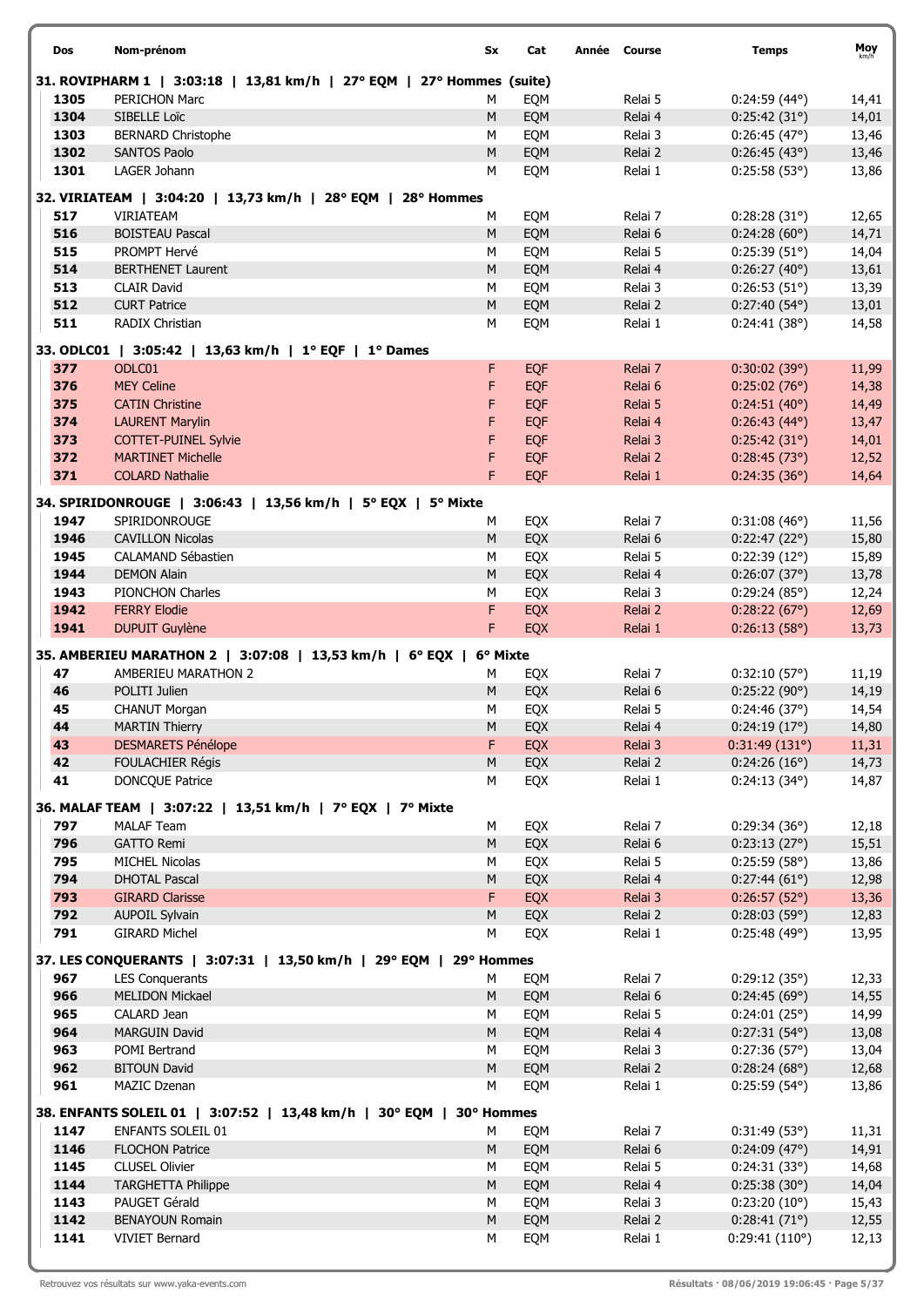| Dos | Nom-prénom | Sx | Cat | Année | Course | Temps | Moy km/h |
|---|---|---|---|---|---|---|---|
| **31. ROVIPHARM 1 \| 3:03:18 \| 13,81 km/h \| 27° EQM \| 27° Hommes (suite)** | | | | | | | |
| 1305 | PERICHON Marc | M | EQM | | Relai 5 | 0:24:59 (44°) | 14,41 |
| 1304 | SIBELLE Loïc | M | EQM | | Relai 4 | 0:25:42 (31°) | 14,01 |
| 1303 | BERNARD Christophe | M | EQM | | Relai 3 | 0:26:45 (47°) | 13,46 |
| 1302 | SANTOS Paolo | M | EQM | | Relai 2 | 0:26:45 (43°) | 13,46 |
| 1301 | LAGER Johann | M | EQM | | Relai 1 | 0:25:58 (53°) | 13,86 |
| **32. VIRIATEAM \| 3:04:20 \| 13,73 km/h \| 28° EQM \| 28° Hommes** | | | | | | | |
| 517 | VIRIATEAM | M | EQM | | Relai 7 | 0:28:28 (31°) | 12,65 |
| 516 | BOISTEAU Pascal | M | EQM | | Relai 6 | 0:24:28 (60°) | 14,71 |
| 515 | PROMPT Hervé | M | EQM | | Relai 5 | 0:25:39 (51°) | 14,04 |
| 514 | BERTHENET Laurent | M | EQM | | Relai 4 | 0:26:27 (40°) | 13,61 |
| 513 | CLAIR David | M | EQM | | Relai 3 | 0:26:53 (51°) | 13,39 |
| 512 | CURT Patrice | M | EQM | | Relai 2 | 0:27:40 (54°) | 13,01 |
| 511 | RADIX Christian | M | EQM | | Relai 1 | 0:24:41 (38°) | 14,58 |
| **33. ODLC01 \| 3:05:42 \| 13,63 km/h \| 1° EQF \| 1° Dames** | | | | | | | |
| 377 | ODLC01 | F | EQF | | Relai 7 | 0:30:02 (39°) | 11,99 |
| 376 | MEY Celine | F | EQF | | Relai 6 | 0:25:02 (76°) | 14,38 |
| 375 | CATIN Christine | F | EQF | | Relai 5 | 0:24:51 (40°) | 14,49 |
| 374 | LAURENT Marylin | F | EQF | | Relai 4 | 0:26:43 (44°) | 13,47 |
| 373 | COTTET-PUINEL Sylvie | F | EQF | | Relai 3 | 0:25:42 (31°) | 14,01 |
| 372 | MARTINET Michelle | F | EQF | | Relai 2 | 0:28:45 (73°) | 12,52 |
| 371 | COLARD Nathalie | F | EQF | | Relai 1 | 0:24:35 (36°) | 14,64 |
| **34. SPIRIDONROUGE \| 3:06:43 \| 13,56 km/h \| 5° EQX \| 5° Mixte** | | | | | | | |
| 1947 | SPIRIDONROUGE | M | EQX | | Relai 7 | 0:31:08 (46°) | 11,56 |
| 1946 | CAVILLON Nicolas | M | EQX | | Relai 6 | 0:22:47 (22°) | 15,80 |
| 1945 | CALAMAND Sébastien | M | EQX | | Relai 5 | 0:22:39 (12°) | 15,89 |
| 1944 | DEMON Alain | M | EQX | | Relai 4 | 0:26:07 (37°) | 13,78 |
| 1943 | PIONCHON Charles | M | EQX | | Relai 3 | 0:29:24 (85°) | 12,24 |
| 1942 | FERRY Elodie | F | EQX | | Relai 2 | 0:28:22 (67°) | 12,69 |
| 1941 | DUPUIT Guylène | F | EQX | | Relai 1 | 0:26:13 (58°) | 13,73 |
| **35. AMBERIEU MARATHON 2 \| 3:07:08 \| 13,53 km/h \| 6° EQX \| 6° Mixte** | | | | | | | |
| 47 | AMBERIEU MARATHON 2 | M | EQX | | Relai 7 | 0:32:10 (57°) | 11,19 |
| 46 | POLITI Julien | M | EQX | | Relai 6 | 0:25:22 (90°) | 14,19 |
| 45 | CHANUT Morgan | M | EQX | | Relai 5 | 0:24:46 (37°) | 14,54 |
| 44 | MARTIN Thierry | M | EQX | | Relai 4 | 0:24:19 (17°) | 14,80 |
| 43 | DESMARETS Pénélope | F | EQX | | Relai 3 | 0:31:49 (131°) | 11,31 |
| 42 | FOULACHIER Régis | M | EQX | | Relai 2 | 0:24:26 (16°) | 14,73 |
| 41 | DONCQUE Patrice | M | EQX | | Relai 1 | 0:24:13 (34°) | 14,87 |
| **36. MALAF TEAM \| 3:07:22 \| 13,51 km/h \| 7° EQX \| 7° Mixte** | | | | | | | |
| 797 | MALAF Team | M | EQX | | Relai 7 | 0:29:34 (36°) | 12,18 |
| 796 | GATTO Remi | M | EQX | | Relai 6 | 0:23:13 (27°) | 15,51 |
| 795 | MICHEL Nicolas | M | EQX | | Relai 5 | 0:25:59 (58°) | 13,86 |
| 794 | DHOTAL Pascal | M | EQX | | Relai 4 | 0:27:44 (61°) | 12,98 |
| 793 | GIRARD Clarisse | F | EQX | | Relai 3 | 0:26:57 (52°) | 13,36 |
| 792 | AUPOIL Sylvain | M | EQX | | Relai 2 | 0:28:03 (59°) | 12,83 |
| 791 | GIRARD Michel | M | EQX | | Relai 1 | 0:25:48 (49°) | 13,95 |
| **37. LES CONQUERANTS \| 3:07:31 \| 13,50 km/h \| 29° EQM \| 29° Hommes** | | | | | | | |
| 967 | LES Conquerants | M | EQM | | Relai 7 | 0:29:12 (35°) | 12,33 |
| 966 | MELIDON Mickael | M | EQM | | Relai 6 | 0:24:45 (69°) | 14,55 |
| 965 | CALARD Jean | M | EQM | | Relai 5 | 0:24:01 (25°) | 14,99 |
| 964 | MARGUIN David | M | EQM | | Relai 4 | 0:27:31 (54°) | 13,08 |
| 963 | POMI Bertrand | M | EQM | | Relai 3 | 0:27:36 (57°) | 13,04 |
| 962 | BITOUN David | M | EQM | | Relai 2 | 0:28:24 (68°) | 12,68 |
| 961 | MAZIC Dzenan | M | EQM | | Relai 1 | 0:25:59 (54°) | 13,86 |
| **38. ENFANTS SOLEIL 01 \| 3:07:52 \| 13,48 km/h \| 30° EQM \| 30° Hommes** | | | | | | | |
| 1147 | ENFANTS SOLEIL 01 | M | EQM | | Relai 7 | 0:31:49 (53°) | 11,31 |
| 1146 | FLOCHON Patrice | M | EQM | | Relai 6 | 0:24:09 (47°) | 14,91 |
| 1145 | CLUSEL Olivier | M | EQM | | Relai 5 | 0:24:31 (33°) | 14,68 |
| 1144 | TARGHETTA Philippe | M | EQM | | Relai 4 | 0:25:38 (30°) | 14,04 |
| 1143 | PAUGET Gérald | M | EQM | | Relai 3 | 0:23:20 (10°) | 15,43 |
| 1142 | BENAYOUN Romain | M | EQM | | Relai 2 | 0:28:41 (71°) | 12,55 |
| 1141 | VIVIET Bernard | M | EQM | | Relai 1 | 0:29:41 (110°) | 12,13 |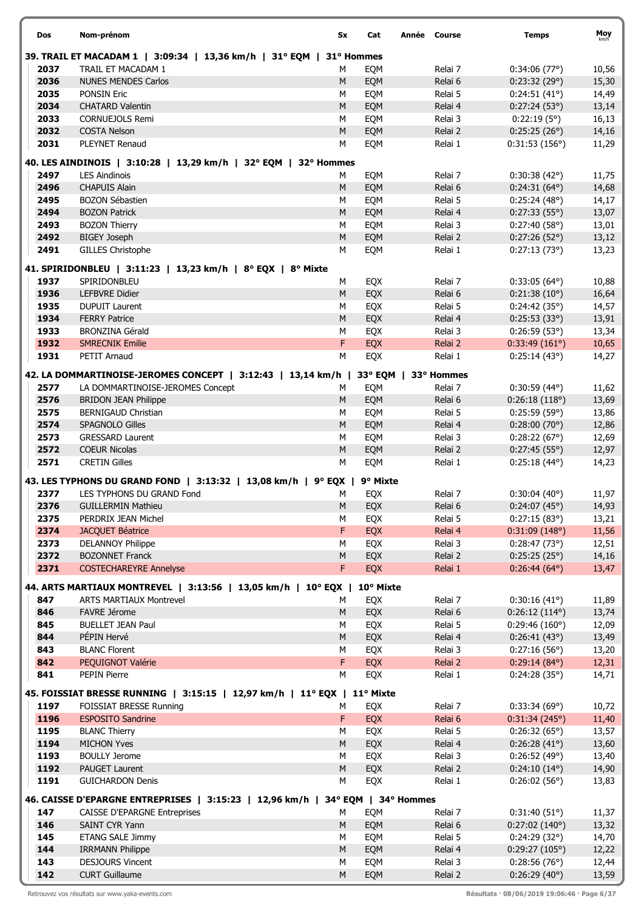| Dos | Nom-prénom | Sx | Cat | Année | Course | Temps | Moy km/h |
|---|---|---|---|---|---|---|---|
| **39. TRAIL ET MACADAM 1 \| 3:09:34 \| 13,36 km/h \| 31° EQM \| 31° Hommes** | | | | | | | |
| 2037 | TRAIL ET MACADAM 1 | M | EQM | | Relai 7 | 0:34:06 (77°) | 10,56 |
| 2036 | NUNES MENDES Carlos | M | EQM | | Relai 6 | 0:23:32 (29°) | 15,30 |
| 2035 | PONSIN Eric | M | EQM | | Relai 5 | 0:24:51 (41°) | 14,49 |
| 2034 | CHATARD Valentin | M | EQM | | Relai 4 | 0:27:24 (53°) | 13,14 |
| 2033 | CORNUEJOLS Remi | M | EQM | | Relai 3 | 0:22:19 (5°) | 16,13 |
| 2032 | COSTA Nelson | M | EQM | | Relai 2 | 0:25:25 (26°) | 14,16 |
| 2031 | PLEYNET Renaud | M | EQM | | Relai 1 | 0:31:53 (156°) | 11,29 |
| **40. LES AINDINOIS \| 3:10:28 \| 13,29 km/h \| 32° EQM \| 32° Hommes** | | | | | | | |
| 2497 | LES Aindinois | M | EQM | | Relai 7 | 0:30:38 (42°) | 11,75 |
| 2496 | CHAPUIS Alain | M | EQM | | Relai 6 | 0:24:31 (64°) | 14,68 |
| 2495 | BOZON Sébastien | M | EQM | | Relai 5 | 0:25:24 (48°) | 14,17 |
| 2494 | BOZON Patrick | M | EQM | | Relai 4 | 0:27:33 (55°) | 13,07 |
| 2493 | BOZON Thierry | M | EQM | | Relai 3 | 0:27:40 (58°) | 13,01 |
| 2492 | BIGEY Joseph | M | EQM | | Relai 2 | 0:27:26 (52°) | 13,12 |
| 2491 | GILLES Christophe | M | EQM | | Relai 1 | 0:27:13 (73°) | 13,23 |
| **41. SPIRIDONBLEU \| 3:11:23 \| 13,23 km/h \| 8° EQX \| 8° Mixte** | | | | | | | |
| 1937 | SPIRIDONBLEU | M | EQX | | Relai 7 | 0:33:05 (64°) | 10,88 |
| 1936 | LEFBVRE Didier | M | EQX | | Relai 6 | 0:21:38 (10°) | 16,64 |
| 1935 | DUPUIT Laurent | M | EQX | | Relai 5 | 0:24:42 (35°) | 14,57 |
| 1934 | FERRY Patrice | M | EQX | | Relai 4 | 0:25:53 (33°) | 13,91 |
| 1933 | BRONZINA Gérald | M | EQX | | Relai 3 | 0:26:59 (53°) | 13,34 |
| 1932 | SMRECNIK Emilie | F | EQX | | Relai 2 | 0:33:49 (161°) | 10,65 |
| 1931 | PETIT Arnaud | M | EQX | | Relai 1 | 0:25:14 (43°) | 14,27 |
| **42. LA DOMMARTINOISE-JEROMES CONCEPT \| 3:12:43 \| 13,14 km/h \| 33° EQM \| 33° Hommes** | | | | | | | |
| 2577 | LA DOMMARTINOISE-JEROMES Concept | M | EQM | | Relai 7 | 0:30:59 (44°) | 11,62 |
| 2576 | BRIDON JEAN Philippe | M | EQM | | Relai 6 | 0:26:18 (118°) | 13,69 |
| 2575 | BERNIGAUD Christian | M | EQM | | Relai 5 | 0:25:59 (59°) | 13,86 |
| 2574 | SPAGNOLO Gilles | M | EQM | | Relai 4 | 0:28:00 (70°) | 12,86 |
| 2573 | GRESSARD Laurent | M | EQM | | Relai 3 | 0:28:22 (67°) | 12,69 |
| 2572 | COEUR Nicolas | M | EQM | | Relai 2 | 0:27:45 (55°) | 12,97 |
| 2571 | CRETIN Gilles | M | EQM | | Relai 1 | 0:25:18 (44°) | 14,23 |
| **43. LES TYPHONS DU GRAND FOND \| 3:13:32 \| 13,08 km/h \| 9° EQX \| 9° Mixte** | | | | | | | |
| 2377 | LES TYPHONS DU GRAND Fond | M | EQX | | Relai 7 | 0:30:04 (40°) | 11,97 |
| 2376 | GUILLERMIN Mathieu | M | EQX | | Relai 6 | 0:24:07 (45°) | 14,93 |
| 2375 | PERDRIX JEAN Michel | M | EQX | | Relai 5 | 0:27:15 (83°) | 13,21 |
| 2374 | JACQUET Béatrice | F | EQX | | Relai 4 | 0:31:09 (148°) | 11,56 |
| 2373 | DELANNOY Philippe | M | EQX | | Relai 3 | 0:28:47 (73°) | 12,51 |
| 2372 | BOZONNET Franck | M | EQX | | Relai 2 | 0:25:25 (25°) | 14,16 |
| 2371 | COSTECHAREYRE Annelyse | F | EQX | | Relai 1 | 0:26:44 (64°) | 13,47 |
| **44. ARTS MARTIAUX MONTREVEL \| 3:13:56 \| 13,05 km/h \| 10° EQX \| 10° Mixte** | | | | | | | |
| 847 | ARTS MARTIAUX Montrevel | M | EQX | | Relai 7 | 0:30:16 (41°) | 11,89 |
| 846 | FAVRE Jérome | M | EQX | | Relai 6 | 0:26:12 (114°) | 13,74 |
| 845 | BUELLET JEAN Paul | M | EQX | | Relai 5 | 0:29:46 (160°) | 12,09 |
| 844 | PÉPIN Hervé | M | EQX | | Relai 4 | 0:26:41 (43°) | 13,49 |
| 843 | BLANC Florent | M | EQX | | Relai 3 | 0:27:16 (56°) | 13,20 |
| 842 | PEQUIGNOT Valérie | F | EQX | | Relai 2 | 0:29:14 (84°) | 12,31 |
| 841 | PEPIN Pierre | M | EQX | | Relai 1 | 0:24:28 (35°) | 14,71 |
| **45. FOISSIAT BRESSE RUNNING \| 3:15:15 \| 12,97 km/h \| 11° EQX \| 11° Mixte** | | | | | | | |
| 1197 | FOISSIAT BRESSE Running | M | EQX | | Relai 7 | 0:33:34 (69°) | 10,72 |
| 1196 | ESPOSITO Sandrine | F | EQX | | Relai 6 | 0:31:34 (245°) | 11,40 |
| 1195 | BLANC Thierry | M | EQX | | Relai 5 | 0:26:32 (65°) | 13,57 |
| 1194 | MICHON Yves | M | EQX | | Relai 4 | 0:26:28 (41°) | 13,60 |
| 1193 | BOULLY Jerome | M | EQX | | Relai 3 | 0:26:52 (49°) | 13,40 |
| 1192 | PAUGET Laurent | M | EQX | | Relai 2 | 0:24:10 (14°) | 14,90 |
| 1191 | GUICHARDON Denis | M | EQX | | Relai 1 | 0:26:02 (56°) | 13,83 |
| **46. CAISSE D'EPARGNE ENTREPRISES \| 3:15:23 \| 12,96 km/h \| 34° EQM \| 34° Hommes** | | | | | | | |
| 147 | CAISSE D'EPARGNE Entreprises | M | EQM | | Relai 7 | 0:31:40 (51°) | 11,37 |
| 146 | SAINT CYR Yann | M | EQM | | Relai 6 | 0:27:02 (140°) | 13,32 |
| 145 | ETANG SALE Jimmy | M | EQM | | Relai 5 | 0:24:29 (32°) | 14,70 |
| 144 | IRRMANN Philippe | M | EQM | | Relai 4 | 0:29:27 (105°) | 12,22 |
| 143 | DESJOURS Vincent | M | EQM | | Relai 3 | 0:28:56 (76°) | 12,44 |
| 142 | CURT Guillaume | M | EQM | | Relai 2 | 0:26:29 (40°) | 13,59 |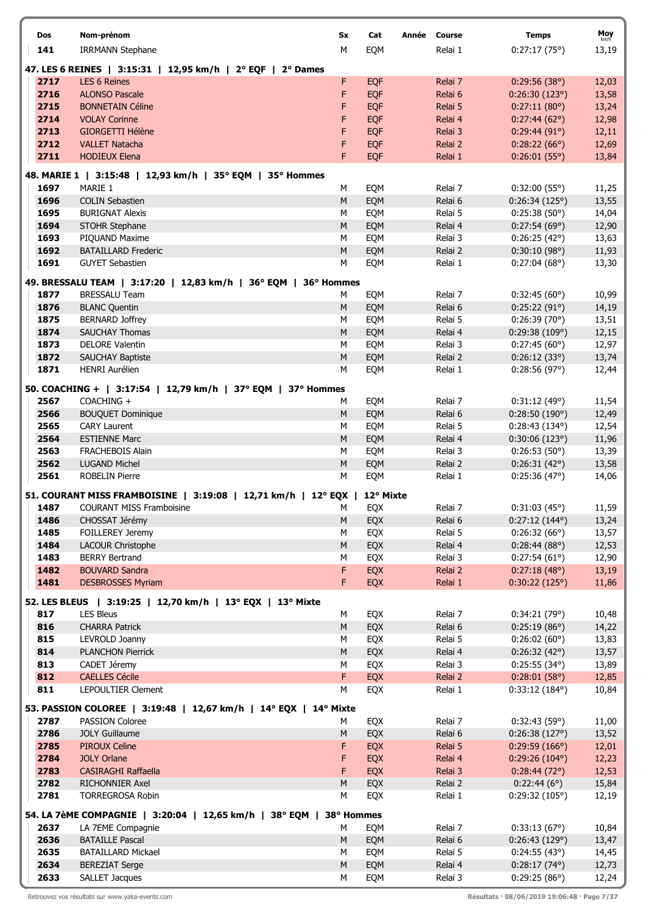| Dos | Nom-prénom | Sx | Cat | Année | Course | Temps | Moy km/h |
|---|---|---|---|---|---|---|---|
| 141 | IRRMANN Stephane | M | EQM | | Relai 1 | 0:27:17 (75°) | 13,19 |

**47. LES 6 REINES | 3:15:31 | 12,95 km/h | 2° EQF | 2° Dames**

| Dos | Nom-prénom | Sx | Cat | Année | Course | Temps | Moy km/h |
|---|---|---|---|---|---|---|---|
| 2717 | LES 6 Reines | F | EQF | | Relai 7 | 0:29:56 (38°) | 12,03 |
| 2716 | ALONSO Pascale | F | EQF | | Relai 6 | 0:26:30 (123°) | 13,58 |
| 2715 | BONNETAIN Céline | F | EQF | | Relai 5 | 0:27:11 (80°) | 13,24 |
| 2714 | VOLAY Corinne | F | EQF | | Relai 4 | 0:27:44 (62°) | 12,98 |
| 2713 | GIORGETTI Hélène | F | EQF | | Relai 3 | 0:29:44 (91°) | 12,11 |
| 2712 | VALLET Natacha | F | EQF | | Relai 2 | 0:28:22 (66°) | 12,69 |
| 2711 | HODIEUX Elena | F | EQF | | Relai 1 | 0:26:01 (55°) | 13,84 |

**48. MARIE 1 | 3:15:48 | 12,93 km/h | 35° EQM | 35° Hommes**

| Dos | Nom-prénom | Sx | Cat | Année | Course | Temps | Moy km/h |
|---|---|---|---|---|---|---|---|
| 1697 | MARIE 1 | M | EQM | | Relai 7 | 0:32:00 (55°) | 11,25 |
| 1696 | COLIN Sebastien | M | EQM | | Relai 6 | 0:26:34 (125°) | 13,55 |
| 1695 | BURIGNAT Alexis | M | EQM | | Relai 5 | 0:25:38 (50°) | 14,04 |
| 1694 | STOHR Stephane | M | EQM | | Relai 4 | 0:27:54 (69°) | 12,90 |
| 1693 | PIQUAND Maxime | M | EQM | | Relai 3 | 0:26:25 (42°) | 13,63 |
| 1692 | BATAILLARD Frederic | M | EQM | | Relai 2 | 0:30:10 (98°) | 11,93 |
| 1691 | GUYET Sebastien | M | EQM | | Relai 1 | 0:27:04 (68°) | 13,30 |

**49. BRESSALU TEAM | 3:17:20 | 12,83 km/h | 36° EQM | 36° Hommes**

| Dos | Nom-prénom | Sx | Cat | Année | Course | Temps | Moy km/h |
|---|---|---|---|---|---|---|---|
| 1877 | BRESSALU Team | M | EQM | | Relai 7 | 0:32:45 (60°) | 10,99 |
| 1876 | BLANC Quentin | M | EQM | | Relai 6 | 0:25:22 (91°) | 14,19 |
| 1875 | BERNARD Joffrey | M | EQM | | Relai 5 | 0:26:39 (70°) | 13,51 |
| 1874 | SAUCHAY Thomas | M | EQM | | Relai 4 | 0:29:38 (109°) | 12,15 |
| 1873 | DELORE Valentin | M | EQM | | Relai 3 | 0:27:45 (60°) | 12,97 |
| 1872 | SAUCHAY Baptiste | M | EQM | | Relai 2 | 0:26:12 (33°) | 13,74 |
| 1871 | HENRI Aurélien | M | EQM | | Relai 1 | 0:28:56 (97°) | 12,44 |

**50. COACHING + | 3:17:54 | 12,79 km/h | 37° EQM | 37° Hommes**

| Dos | Nom-prénom | Sx | Cat | Année | Course | Temps | Moy km/h |
|---|---|---|---|---|---|---|---|
| 2567 | COACHING + | M | EQM | | Relai 7 | 0:31:12 (49°) | 11,54 |
| 2566 | BOUQUET Dominique | M | EQM | | Relai 6 | 0:28:50 (190°) | 12,49 |
| 2565 | CARY Laurent | M | EQM | | Relai 5 | 0:28:43 (134°) | 12,54 |
| 2564 | ESTIENNE Marc | M | EQM | | Relai 4 | 0:30:06 (123°) | 11,96 |
| 2563 | FRACHEBOIS Alain | M | EQM | | Relai 3 | 0:26:53 (50°) | 13,39 |
| 2562 | LUGAND Michel | M | EQM | | Relai 2 | 0:26:31 (42°) | 13,58 |
| 2561 | ROBELIN Pierre | M | EQM | | Relai 1 | 0:25:36 (47°) | 14,06 |

**51. COURANT MISS FRAMBOISINE | 3:19:08 | 12,71 km/h | 12° EQX | 12° Mixte**

| Dos | Nom-prénom | Sx | Cat | Année | Course | Temps | Moy km/h |
|---|---|---|---|---|---|---|---|
| 1487 | COURANT MISS Framboisine | M | EQX | | Relai 7 | 0:31:03 (45°) | 11,59 |
| 1486 | CHOSSAT Jérémy | M | EQX | | Relai 6 | 0:27:12 (144°) | 13,24 |
| 1485 | FOILLEREY Jeremy | M | EQX | | Relai 5 | 0:26:32 (66°) | 13,57 |
| 1484 | LACOUR Christophe | M | EQX | | Relai 4 | 0:28:44 (88°) | 12,53 |
| 1483 | BERRY Bertrand | M | EQX | | Relai 3 | 0:27:54 (61°) | 12,90 |
| 1482 | BOUVARD Sandra | F | EQX | | Relai 2 | 0:27:18 (48°) | 13,19 |
| 1481 | DESBROSSES Myriam | F | EQX | | Relai 1 | 0:30:22 (125°) | 11,86 |

**52. LES BLEUS | 3:19:25 | 12,70 km/h | 13° EQX | 13° Mixte**

| Dos | Nom-prénom | Sx | Cat | Année | Course | Temps | Moy km/h |
|---|---|---|---|---|---|---|---|
| 817 | LES Bleus | M | EQX | | Relai 7 | 0:34:21 (79°) | 10,48 |
| 816 | CHARRA Patrick | M | EQX | | Relai 6 | 0:25:19 (86°) | 14,22 |
| 815 | LEVROLD Joanny | M | EQX | | Relai 5 | 0:26:02 (60°) | 13,83 |
| 814 | PLANCHON Pierrick | M | EQX | | Relai 4 | 0:26:32 (42°) | 13,57 |
| 813 | CADET Jéremy | M | EQX | | Relai 3 | 0:25:55 (34°) | 13,89 |
| 812 | CAELLES Cécile | F | EQX | | Relai 2 | 0:28:01 (58°) | 12,85 |
| 811 | LEPOULTIER Clement | M | EQX | | Relai 1 | 0:33:12 (184°) | 10,84 |

**53. PASSION COLOREE | 3:19:48 | 12,67 km/h | 14° EQX | 14° Mixte**

| Dos | Nom-prénom | Sx | Cat | Année | Course | Temps | Moy km/h |
|---|---|---|---|---|---|---|---|
| 2787 | PASSION Coloree | M | EQX | | Relai 7 | 0:32:43 (59°) | 11,00 |
| 2786 | JOLY Guillaume | M | EQX | | Relai 6 | 0:26:38 (127°) | 13,52 |
| 2785 | PIROUX Celine | F | EQX | | Relai 5 | 0:29:59 (166°) | 12,01 |
| 2784 | JOLY Orlane | F | EQX | | Relai 4 | 0:29:26 (104°) | 12,23 |
| 2783 | CASIRAGHI Raffaella | F | EQX | | Relai 3 | 0:28:44 (72°) | 12,53 |
| 2782 | RICHONNIER Axel | M | EQX | | Relai 2 | 0:22:44 (6°) | 15,84 |
| 2781 | TORREGROSA Robin | M | EQX | | Relai 1 | 0:29:32 (105°) | 12,19 |

**54. LA 7èME COMPAGNIE | 3:20:04 | 12,65 km/h | 38° EQM | 38° Hommes**

| Dos | Nom-prénom | Sx | Cat | Année | Course | Temps | Moy km/h |
|---|---|---|---|---|---|---|---|
| 2637 | LA 7EME Compagnie | M | EQM | | Relai 7 | 0:33:13 (67°) | 10,84 |
| 2636 | BATAILLE Pascal | M | EQM | | Relai 6 | 0:26:43 (129°) | 13,47 |
| 2635 | BATAILLARD Mickael | M | EQM | | Relai 5 | 0:24:55 (43°) | 14,45 |
| 2634 | BEREZIAT Serge | M | EQM | | Relai 4 | 0:28:17 (74°) | 12,73 |
| 2633 | SALLET Jacques | M | EQM | | Relai 3 | 0:29:25 (86°) | 12,24 |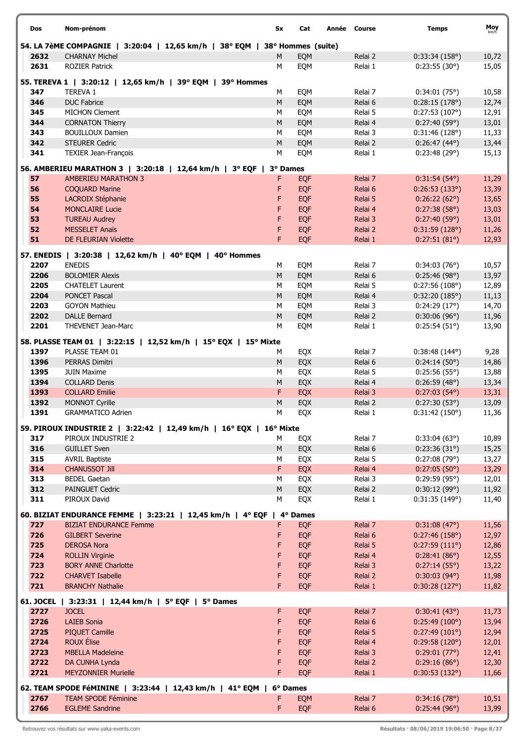| Dos | Nom-prénom | Sx | Cat | Année | Course | Temps | Moy km/h |
|---|---|---|---|---|---|---|---|
| **54. LA 7èME COMPAGNIE \| 3:20:04 \| 12,65 km/h \| 38° EQM \| 38° Hommes (suite)** | | | | | | | |
| 2632 | CHARNAY Michel | M | EQM | | Relai 2 | 0:33:34 (158°) | 10,72 |
| 2631 | ROZIER Patrick | M | EQM | | Relai 1 | 0:23:55 (30°) | 15,05 |
| **55. TEREVA 1 \| 3:20:12 \| 12,65 km/h \| 39° EQM \| 39° Hommes** | | | | | | | |
| 347 | TEREVA 1 | M | EQM | | Relai 7 | 0:34:01 (75°) | 10,58 |
| 346 | DUC Fabrice | M | EQM | | Relai 6 | 0:28:15 (178°) | 12,74 |
| 345 | MICHON Clement | M | EQM | | Relai 5 | 0:27:53 (107°) | 12,91 |
| 344 | CORNATON Thierry | M | EQM | | Relai 4 | 0:27:40 (59°) | 13,01 |
| 343 | BOUILLOUX Damien | M | EQM | | Relai 3 | 0:31:46 (128°) | 11,33 |
| 342 | STEURER Cedric | M | EQM | | Relai 2 | 0:26:47 (44°) | 13,44 |
| 341 | TEXIER Jean-François | M | EQM | | Relai 1 | 0:23:48 (29°) | 15,13 |
| **56. AMBERIEU MARATHON 3 \| 3:20:18 \| 12,64 km/h \| 3° EQF \| 3° Dames** | | | | | | | |
| 57 | AMBERIEU MARATHON 3 | F | EQF | | Relai 7 | 0:31:54 (54°) | 11,29 |
| 56 | COQUARD Marine | F | EQF | | Relai 6 | 0:26:53 (133°) | 13,39 |
| 55 | LACROIX Stéphanie | F | EQF | | Relai 5 | 0:26:22 (62°) | 13,65 |
| 54 | MONCLAIRE Lucie | F | EQF | | Relai 4 | 0:27:38 (58°) | 13,03 |
| 53 | TUREAU Audrey | F | EQF | | Relai 3 | 0:27:40 (59°) | 13,01 |
| 52 | MESSELET Anaïs | F | EQF | | Relai 2 | 0:31:59 (128°) | 11,26 |
| 51 | DE FLEURIAN Violette | F | EQF | | Relai 1 | 0:27:51 (81°) | 12,93 |
| **57. ENEDIS \| 3:20:38 \| 12,62 km/h \| 40° EQM \| 40° Hommes** | | | | | | | |
| 2207 | ENEDIS | M | EQM | | Relai 7 | 0:34:03 (76°) | 10,57 |
| 2206 | BOLOMIER Alexis | M | EQM | | Relai 6 | 0:25:46 (98°) | 13,97 |
| 2205 | CHATELET Laurent | M | EQM | | Relai 5 | 0:27:56 (108°) | 12,89 |
| 2204 | PONCET Pascal | M | EQM | | Relai 4 | 0:32:20 (185°) | 11,13 |
| 2203 | GOYON Mathieu | M | EQM | | Relai 3 | 0:24:29 (17°) | 14,70 |
| 2202 | DALLE Bernard | M | EQM | | Relai 2 | 0:30:06 (96°) | 11,96 |
| 2201 | THEVENET Jean-Marc | M | EQM | | Relai 1 | 0:25:54 (51°) | 13,90 |
| **58. PLASSE TEAM 01 \| 3:22:15 \| 12,52 km/h \| 15° EQX \| 15° Mixte** | | | | | | | |
| 1397 | PLASSE TEAM 01 | M | EQX | | Relai 7 | 0:38:48 (144°) | 9,28 |
| 1396 | PERRAS Dimitri | M | EQX | | Relai 6 | 0:24:14 (50°) | 14,86 |
| 1395 | JUIN Maxime | M | EQX | | Relai 5 | 0:25:56 (55°) | 13,88 |
| 1394 | COLLARD Denis | M | EQX | | Relai 4 | 0:26:59 (48°) | 13,34 |
| 1393 | COLLARD Emilie | F | EQX | | Relai 3 | 0:27:03 (54°) | 13,31 |
| 1392 | MONNOT Cyrille | M | EQX | | Relai 2 | 0:27:30 (53°) | 13,09 |
| 1391 | GRAMMATICO Adrien | M | EQX | | Relai 1 | 0:31:42 (150°) | 11,36 |
| **59. PIROUX INDUSTRIE 2 \| 3:22:42 \| 12,49 km/h \| 16° EQX \| 16° Mixte** | | | | | | | |
| 317 | PIROUX INDUSTRIE 2 | M | EQX | | Relai 7 | 0:33:04 (63°) | 10,89 |
| 316 | GUILLET Sven | M | EQX | | Relai 6 | 0:23:36 (31°) | 15,25 |
| 315 | AVRIL Baptiste | M | EQX | | Relai 5 | 0:27:08 (79°) | 13,27 |
| 314 | CHANUSSOT Jill | F | EQX | | Relai 4 | 0:27:05 (50°) | 13,29 |
| 313 | BEDEL Gaetan | M | EQX | | Relai 3 | 0:29:59 (95°) | 12,01 |
| 312 | PAINGUET Cedric | M | EQX | | Relai 2 | 0:30:12 (99°) | 11,92 |
| 311 | PIROUX David | M | EQX | | Relai 1 | 0:31:35 (149°) | 11,40 |
| **60. BIZIAT ENDURANCE FEMME \| 3:23:21 \| 12,45 km/h \| 4° EQF \| 4° Dames** | | | | | | | |
| 727 | BIZIAT ENDURANCE Femme | F | EQF | | Relai 7 | 0:31:08 (47°) | 11,56 |
| 726 | GILBERT Severine | F | EQF | | Relai 6 | 0:27:46 (158°) | 12,97 |
| 725 | DEROSA Nora | F | EQF | | Relai 5 | 0:27:59 (111°) | 12,86 |
| 724 | ROLLIN Virginie | F | EQF | | Relai 4 | 0:28:41 (86°) | 12,55 |
| 723 | BORY ANNE Charlotte | F | EQF | | Relai 3 | 0:27:14 (55°) | 13,22 |
| 722 | CHARVET Isabelle | F | EQF | | Relai 2 | 0:30:03 (94°) | 11,98 |
| 721 | BRANCHY Nathalie | F | EQF | | Relai 1 | 0:30:28 (127°) | 11,82 |
| **61. JOCEL \| 3:23:31 \| 12,44 km/h \| 5° EQF \| 5° Dames** | | | | | | | |
| 2727 | JOCEL | F | EQF | | Relai 7 | 0:30:41 (43°) | 11,73 |
| 2726 | LAIEB Sonia | F | EQF | | Relai 6 | 0:25:49 (100°) | 13,94 |
| 2725 | PIQUET Camille | F | EQF | | Relai 5 | 0:27:49 (101°) | 12,94 |
| 2724 | ROUX Élise | F | EQF | | Relai 4 | 0:29:58 (120°) | 12,01 |
| 2723 | MBELLA Madeleine | F | EQF | | Relai 3 | 0:29:01 (77°) | 12,41 |
| 2722 | DA CUNHA Lynda | F | EQF | | Relai 2 | 0:29:16 (86°) | 12,30 |
| 2721 | MEYZONNIER Murielle | F | EQF | | Relai 1 | 0:30:53 (132°) | 11,66 |
| **62. TEAM SPODE FéMININE \| 3:23:44 \| 12,43 km/h \| 41° EQM \| 6° Dames** | | | | | | | |
| 2767 | TEAM SPODE Féminine | F | EQM | | Relai 7 | 0:34:16 (78°) | 10,51 |
| 2766 | EGLEME Sandrine | F | EQF | | Relai 6 | 0:25:44 (96°) | 13,99 |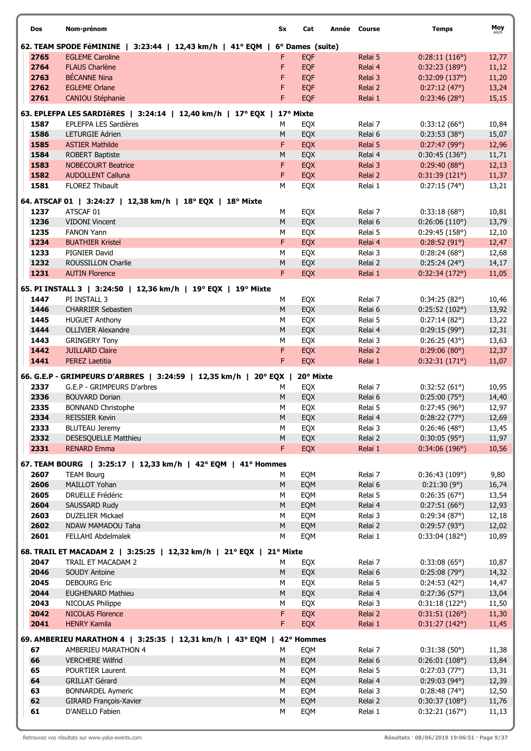| Dos | Nom-prénom | Sx | Cat | Année | Course | Temps | Moy km/h |
|---|---|---|---|---|---|---|---|
| **62. TEAM SPODE FéMININE \| 3:23:44 \| 12,43 km/h \| 41° EQM \| 6° Dames (suite)** | | | | | | | |
| 2765 | EGLEME Caroline | F | EQF | | Relai 5 | 0:28:11 (116°) | 12,77 |
| 2764 | FLAUS Charlène | F | EQF | | Relai 4 | 0:32:23 (189°) | 11,12 |
| 2763 | BÉCANNE Nina | F | EQF | | Relai 3 | 0:32:09 (137°) | 11,20 |
| 2762 | EGLEME Orlane | F | EQF | | Relai 2 | 0:27:12 (47°) | 13,24 |
| 2761 | CANIOU Stéphanie | F | EQF | | Relai 1 | 0:23:46 (28°) | 15,15 |
| **63. EPLEFPA LES SARDIèRES \| 3:24:14 \| 12,40 km/h \| 17° EQX \| 17° Mixte** | | | | | | | |
| 1587 | EPLEFPA LES Sardières | M | EQX | | Relai 7 | 0:33:12 (66°) | 10,84 |
| 1586 | LETURGIE Adrien | M | EQX | | Relai 6 | 0:23:53 (38°) | 15,07 |
| 1585 | ASTIER Mathilde | F | EQX | | Relai 5 | 0:27:47 (99°) | 12,96 |
| 1584 | ROBERT Baptiste | M | EQX | | Relai 4 | 0:30:45 (136°) | 11,71 |
| 1583 | NOBECOURT Beatrice | F | EQX | | Relai 3 | 0:29:40 (88°) | 12,13 |
| 1582 | AUDOLLENT Calluna | F | EQX | | Relai 2 | 0:31:39 (121°) | 11,37 |
| 1581 | FLOREZ Thibault | M | EQX | | Relai 1 | 0:27:15 (74°) | 13,21 |
| **64. ATSCAF 01 \| 3:24:27 \| 12,38 km/h \| 18° EQX \| 18° Mixte** | | | | | | | |
| 1237 | ATSCAF 01 | M | EQX | | Relai 7 | 0:33:18 (68°) | 10,81 |
| 1236 | VIDONI Vincent | M | EQX | | Relai 6 | 0:26:06 (110°) | 13,79 |
| 1235 | FANON Yann | M | EQX | | Relai 5 | 0:29:45 (158°) | 12,10 |
| 1234 | BUATHIER Kristel | F | EQX | | Relai 4 | 0:28:52 (91°) | 12,47 |
| 1233 | PIGNIER David | M | EQX | | Relai 3 | 0:28:24 (68°) | 12,68 |
| 1232 | ROUSSILLON Charlie | M | EQX | | Relai 2 | 0:25:24 (24°) | 14,17 |
| 1231 | AUTIN Florence | F | EQX | | Relai 1 | 0:32:34 (172°) | 11,05 |
| **65. PI INSTALL 3 \| 3:24:50 \| 12,36 km/h \| 19° EQX \| 19° Mixte** | | | | | | | |
| 1447 | PI INSTALL 3 | M | EQX | | Relai 7 | 0:34:25 (82°) | 10,46 |
| 1446 | CHARRIER Sebastien | M | EQX | | Relai 6 | 0:25:52 (102°) | 13,92 |
| 1445 | HUGUET Anthony | M | EQX | | Relai 5 | 0:27:14 (82°) | 13,22 |
| 1444 | OLLIVIER Alexandre | M | EQX | | Relai 4 | 0:29:15 (99°) | 12,31 |
| 1443 | GRINGERY Tony | M | EQX | | Relai 3 | 0:26:25 (43°) | 13,63 |
| 1442 | JUILLARD Claire | F | EQX | | Relai 2 | 0:29:06 (80°) | 12,37 |
| 1441 | PEREZ Laetitia | F | EQX | | Relai 1 | 0:32:31 (171°) | 11,07 |
| **66. G.E.P - GRIMPEURS D'ARBRES \| 3:24:59 \| 12,35 km/h \| 20° EQX \| 20° Mixte** | | | | | | | |
| 2337 | G.E.P - GRIMPEURS D'arbres | M | EQX | | Relai 7 | 0:32:52 (61°) | 10,95 |
| 2336 | BOUVARD Dorian | M | EQX | | Relai 6 | 0:25:00 (75°) | 14,40 |
| 2335 | BONNAND Christophe | M | EQX | | Relai 5 | 0:27:45 (96°) | 12,97 |
| 2334 | REISSIER Kevin | M | EQX | | Relai 4 | 0:28:22 (77°) | 12,69 |
| 2333 | BLUTEAU Jeremy | M | EQX | | Relai 3 | 0:26:46 (48°) | 13,45 |
| 2332 | DESESQUELLE Matthieu | M | EQX | | Relai 2 | 0:30:05 (95°) | 11,97 |
| 2331 | RENARD Emma | F | EQX | | Relai 1 | 0:34:06 (196°) | 10,56 |
| **67. TEAM BOURG \| 3:25:17 \| 12,33 km/h \| 42° EQM \| 41° Hommes** | | | | | | | |
| 2607 | TEAM Bourg | M | EQM | | Relai 7 | 0:36:43 (109°) | 9,80 |
| 2606 | MAILLOT Yohan | M | EQM | | Relai 6 | 0:21:30 (9°) | 16,74 |
| 2605 | DRUELLE Frédéric | M | EQM | | Relai 5 | 0:26:35 (67°) | 13,54 |
| 2604 | SAUSSARD Rudy | M | EQM | | Relai 4 | 0:27:51 (66°) | 12,93 |
| 2603 | DUZELIER Mickael | M | EQM | | Relai 3 | 0:29:34 (87°) | 12,18 |
| 2602 | NDAW MAMADOU Taha | M | EQM | | Relai 2 | 0:29:57 (93°) | 12,02 |
| 2601 | FELLAHI Abdelmalek | M | EQM | | Relai 1 | 0:33:04 (182°) | 10,89 |
| **68. TRAIL ET MACADAM 2 \| 3:25:25 \| 12,32 km/h \| 21° EQX \| 21° Mixte** | | | | | | | |
| 2047 | TRAIL ET MACADAM 2 | M | EQX | | Relai 7 | 0:33:08 (65°) | 10,87 |
| 2046 | SOUDY Antoine | M | EQX | | Relai 6 | 0:25:08 (79°) | 14,32 |
| 2045 | DEBOURG Eric | M | EQX | | Relai 5 | 0:24:53 (42°) | 14,47 |
| 2044 | EUGHENARD Mathieu | M | EQX | | Relai 4 | 0:27:36 (57°) | 13,04 |
| 2043 | NICOLAS Philippe | M | EQX | | Relai 3 | 0:31:18 (122°) | 11,50 |
| 2042 | NICOLAS Florence | F | EQX | | Relai 2 | 0:31:51 (126°) | 11,30 |
| 2041 | HENRY Kamila | F | EQX | | Relai 1 | 0:31:27 (142°) | 11,45 |
| **69. AMBERIEU MARATHON 4 \| 3:25:35 \| 12,31 km/h \| 43° EQM \| 42° Hommes** | | | | | | | |
| 67 | AMBERIEU MARATHON 4 | M | EQM | | Relai 7 | 0:31:38 (50°) | 11,38 |
| 66 | VERCHERE Wilfrid | M | EQM | | Relai 6 | 0:26:01 (108°) | 13,84 |
| 65 | POURTIER Laurent | M | EQM | | Relai 5 | 0:27:03 (77°) | 13,31 |
| 64 | GRILLAT Gérard | M | EQM | | Relai 4 | 0:29:03 (94°) | 12,39 |
| 63 | BONNARDEL Aymeric | M | EQM | | Relai 3 | 0:28:48 (74°) | 12,50 |
| 62 | GIRARD François-Xavier | M | EQM | | Relai 2 | 0:30:37 (108°) | 11,76 |
| 61 | D'ANELLO Fabien | M | EQM | | Relai 1 | 0:32:21 (167°) | 11,13 |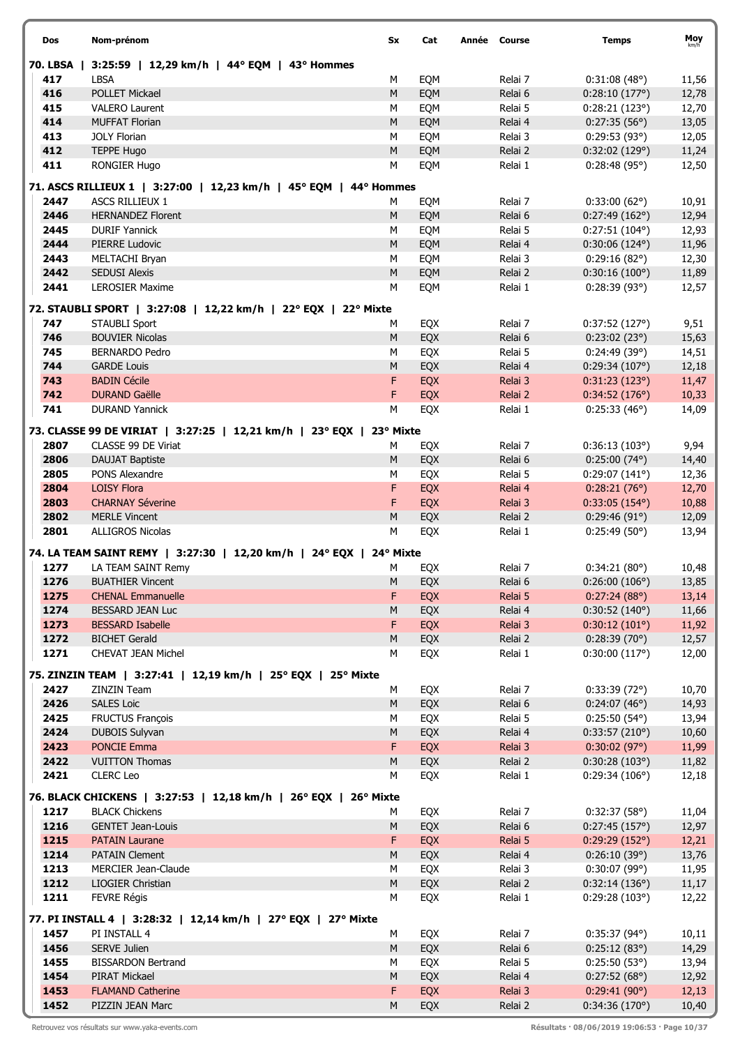| Dos | Nom-prénom | Sx | Cat | Année | Course | Temps | Moy km/h |
|---|---|---|---|---|---|---|---|
| **70. LBSA \| 3:25:59 \| 12,29 km/h \| 44° EQM \| 43° Hommes** | | | | | | | |
| **417** | LBSA | M | EQM | | Relai 7 | 0:31:08 (48°) | 11,56 |
| **416** | POLLET Mickael | M | EQM | | Relai 6 | 0:28:10 (177°) | 12,78 |
| **415** | VALERO Laurent | M | EQM | | Relai 5 | 0:28:21 (123°) | 12,70 |
| **414** | MUFFAT Florian | M | EQM | | Relai 4 | 0:27:35 (56°) | 13,05 |
| **413** | JOLY Florian | M | EQM | | Relai 3 | 0:29:53 (93°) | 12,05 |
| **412** | TEPPE Hugo | M | EQM | | Relai 2 | 0:32:02 (129°) | 11,24 |
| **411** | RONGIER Hugo | M | EQM | | Relai 1 | 0:28:48 (95°) | 12,50 |
| **71. ASCS RILLIEUX 1 \| 3:27:00 \| 12,23 km/h \| 45° EQM \| 44° Hommes** | | | | | | | |
| **2447** | ASCS RILLIEUX 1 | M | EQM | | Relai 7 | 0:33:00 (62°) | 10,91 |
| **2446** | HERNANDEZ Florent | M | EQM | | Relai 6 | 0:27:49 (162°) | 12,94 |
| **2445** | DURIF Yannick | M | EQM | | Relai 5 | 0:27:51 (104°) | 12,93 |
| **2444** | PIERRE Ludovic | M | EQM | | Relai 4 | 0:30:06 (124°) | 11,96 |
| **2443** | MELTACHI Bryan | M | EQM | | Relai 3 | 0:29:16 (82°) | 12,30 |
| **2442** | SEDUSI Alexis | M | EQM | | Relai 2 | 0:30:16 (100°) | 11,89 |
| **2441** | LEROSIER Maxime | M | EQM | | Relai 1 | 0:28:39 (93°) | 12,57 |
| **72. STAUBLI SPORT \| 3:27:08 \| 12,22 km/h \| 22° EQX \| 22° Mixte** | | | | | | | |
| **747** | STAUBLI Sport | M | EQX | | Relai 7 | 0:37:52 (127°) | 9,51 |
| **746** | BOUVIER Nicolas | M | EQX | | Relai 6 | 0:23:02 (23°) | 15,63 |
| **745** | BERNARDO Pedro | M | EQX | | Relai 5 | 0:24:49 (39°) | 14,51 |
| **744** | GARDE Louis | M | EQX | | Relai 4 | 0:29:34 (107°) | 12,18 |
| **743** | BADIN Cécile | F | EQX | | Relai 3 | 0:31:23 (123°) | 11,47 |
| **742** | DURAND Gaëlle | F | EQX | | Relai 2 | 0:34:52 (176°) | 10,33 |
| **741** | DURAND Yannick | M | EQX | | Relai 1 | 0:25:33 (46°) | 14,09 |
| **73. CLASSE 99 DE VIRIAT \| 3:27:25 \| 12,21 km/h \| 23° EQX \| 23° Mixte** | | | | | | | |
| **2807** | CLASSE 99 DE Viriat | M | EQX | | Relai 7 | 0:36:13 (103°) | 9,94 |
| **2806** | DAUJAT Baptiste | M | EQX | | Relai 6 | 0:25:00 (74°) | 14,40 |
| **2805** | PONS Alexandre | M | EQX | | Relai 5 | 0:29:07 (141°) | 12,36 |
| **2804** | LOISY Flora | F | EQX | | Relai 4 | 0:28:21 (76°) | 12,70 |
| **2803** | CHARNAY Séverine | F | EQX | | Relai 3 | 0:33:05 (154°) | 10,88 |
| **2802** | MERLE Vincent | M | EQX | | Relai 2 | 0:29:46 (91°) | 12,09 |
| **2801** | ALLIGROS Nicolas | M | EQX | | Relai 1 | 0:25:49 (50°) | 13,94 |
| **74. LA TEAM SAINT REMY \| 3:27:30 \| 12,20 km/h \| 24° EQX \| 24° Mixte** | | | | | | | |
| **1277** | LA TEAM SAINT Remy | M | EQX | | Relai 7 | 0:34:21 (80°) | 10,48 |
| **1276** | BUATHIER Vincent | M | EQX | | Relai 6 | 0:26:00 (106°) | 13,85 |
| **1275** | CHENAL Emmanuelle | F | EQX | | Relai 5 | 0:27:24 (88°) | 13,14 |
| **1274** | BESSARD JEAN Luc | M | EQX | | Relai 4 | 0:30:52 (140°) | 11,66 |
| **1273** | BESSARD Isabelle | F | EQX | | Relai 3 | 0:30:12 (101°) | 11,92 |
| **1272** | BICHET Gerald | M | EQX | | Relai 2 | 0:28:39 (70°) | 12,57 |
| **1271** | CHEVAT JEAN Michel | M | EQX | | Relai 1 | 0:30:00 (117°) | 12,00 |
| **75. ZINZIN TEAM \| 3:27:41 \| 12,19 km/h \| 25° EQX \| 25° Mixte** | | | | | | | |
| **2427** | ZINZIN Team | M | EQX | | Relai 7 | 0:33:39 (72°) | 10,70 |
| **2426** | SALES Loic | M | EQX | | Relai 6 | 0:24:07 (46°) | 14,93 |
| **2425** | FRUCTUS François | M | EQX | | Relai 5 | 0:25:50 (54°) | 13,94 |
| **2424** | DUBOIS Sulyvan | M | EQX | | Relai 4 | 0:33:57 (210°) | 10,60 |
| **2423** | PONCIE Emma | F | EQX | | Relai 3 | 0:30:02 (97°) | 11,99 |
| **2422** | VUITTON Thomas | M | EQX | | Relai 2 | 0:30:28 (103°) | 11,82 |
| **2421** | CLERC Leo | M | EQX | | Relai 1 | 0:29:34 (106°) | 12,18 |
| **76. BLACK CHICKENS \| 3:27:53 \| 12,18 km/h \| 26° EQX \| 26° Mixte** | | | | | | | |
| **1217** | BLACK Chickens | M | EQX | | Relai 7 | 0:32:37 (58°) | 11,04 |
| **1216** | GENTET Jean-Louis | M | EQX | | Relai 6 | 0:27:45 (157°) | 12,97 |
| **1215** | PATAIN Laurane | F | EQX | | Relai 5 | 0:29:29 (152°) | 12,21 |
| **1214** | PATAIN Clement | M | EQX | | Relai 4 | 0:26:10 (39°) | 13,76 |
| **1213** | MERCIER Jean-Claude | M | EQX | | Relai 3 | 0:30:07 (99°) | 11,95 |
| **1212** | LIOGIER Christian | M | EQX | | Relai 2 | 0:32:14 (136°) | 11,17 |
| **1211** | FEVRE Régis | M | EQX | | Relai 1 | 0:29:28 (103°) | 12,22 |
| **77. PI INSTALL 4 \| 3:28:32 \| 12,14 km/h \| 27° EQX \| 27° Mixte** | | | | | | | |
| **1457** | PI INSTALL 4 | M | EQX | | Relai 7 | 0:35:37 (94°) | 10,11 |
| **1456** | SERVE Julien | M | EQX | | Relai 6 | 0:25:12 (83°) | 14,29 |
| **1455** | BISSARDON Bertrand | M | EQX | | Relai 5 | 0:25:50 (53°) | 13,94 |
| **1454** | PIRAT Mickael | M | EQX | | Relai 4 | 0:27:52 (68°) | 12,92 |
| **1453** | FLAMAND Catherine | F | EQX | | Relai 3 | 0:29:41 (90°) | 12,13 |
| **1452** | PIZZIN JEAN Marc | M | EQX | | Relai 2 | 0:34:36 (170°) | 10,40 |

Retrouvez vos résultats sur www.yaka-events.com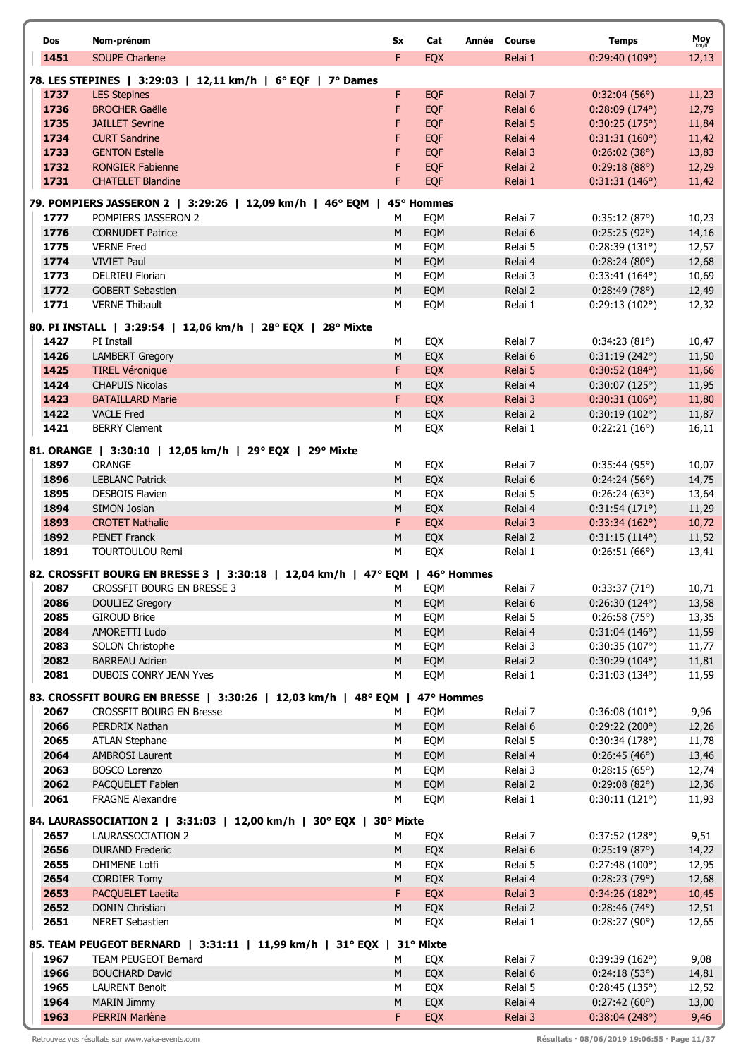| Dos | Nom-prénom | Sx | Cat | Année | Course | Temps | Moy km/h |
|---|---|---|---|---|---|---|---|
| 1451 | SOUPE Charlene | F | EQX | | Relai 1 | 0:29:40 (109°) | 12,13 |

**78. LES STEPINES | 3:29:03 | 12,11 km/h | 6° EQF | 7° Dames**

| Dos | Nom-prénom | Sx | Cat | Année | Course | Temps | Moy km/h |
|---|---|---|---|---|---|---|---|
| 1737 | LES Stepines | F | EQF | | Relai 7 | 0:32:04 (56°) | 11,23 |
| 1736 | BROCHER Gaëlle | F | EQF | | Relai 6 | 0:28:09 (174°) | 12,79 |
| 1735 | JAILLET Sevrine | F | EQF | | Relai 5 | 0:30:25 (175°) | 11,84 |
| 1734 | CURT Sandrine | F | EQF | | Relai 4 | 0:31:31 (160°) | 11,42 |
| 1733 | GENTON Estelle | F | EQF | | Relai 3 | 0:26:02 (38°) | 13,83 |
| 1732 | RONGIER Fabienne | F | EQF | | Relai 2 | 0:29:18 (88°) | 12,29 |
| 1731 | CHATELET Blandine | F | EQF | | Relai 1 | 0:31:31 (146°) | 11,42 |

**79. POMPIERS JASSERON 2 | 3:29:26 | 12,09 km/h | 46° EQM | 45° Hommes**

| Dos | Nom-prénom | Sx | Cat | Année | Course | Temps | Moy km/h |
|---|---|---|---|---|---|---|---|
| 1777 | POMPIERS JASSERON 2 | M | EQM | | Relai 7 | 0:35:12 (87°) | 10,23 |
| 1776 | CORNUDET Patrice | M | EQM | | Relai 6 | 0:25:25 (92°) | 14,16 |
| 1775 | VERNE Fred | M | EQM | | Relai 5 | 0:28:39 (131°) | 12,57 |
| 1774 | VIVIET Paul | M | EQM | | Relai 4 | 0:28:24 (80°) | 12,68 |
| 1773 | DELRIEU Florian | M | EQM | | Relai 3 | 0:33:41 (164°) | 10,69 |
| 1772 | GOBERT Sebastien | M | EQM | | Relai 2 | 0:28:49 (78°) | 12,49 |
| 1771 | VERNE Thibault | M | EQM | | Relai 1 | 0:29:13 (102°) | 12,32 |

**80. PI INSTALL | 3:29:54 | 12,06 km/h | 28° EQX | 28° Mixte**

| Dos | Nom-prénom | Sx | Cat | Année | Course | Temps | Moy km/h |
|---|---|---|---|---|---|---|---|
| 1427 | PI Install | M | EQX | | Relai 7 | 0:34:23 (81°) | 10,47 |
| 1426 | LAMBERT Gregory | M | EQX | | Relai 6 | 0:31:19 (242°) | 11,50 |
| 1425 | TIREL Véronique | F | EQX | | Relai 5 | 0:30:52 (184°) | 11,66 |
| 1424 | CHAPUIS Nicolas | M | EQX | | Relai 4 | 0:30:07 (125°) | 11,95 |
| 1423 | BATAILLARD Marie | F | EQX | | Relai 3 | 0:30:31 (106°) | 11,80 |
| 1422 | VACLE Fred | M | EQX | | Relai 2 | 0:30:19 (102°) | 11,87 |
| 1421 | BERRY Clement | M | EQX | | Relai 1 | 0:22:21 (16°) | 16,11 |

**81. ORANGE | 3:30:10 | 12,05 km/h | 29° EQX | 29° Mixte**

| Dos | Nom-prénom | Sx | Cat | Année | Course | Temps | Moy km/h |
|---|---|---|---|---|---|---|---|
| 1897 | ORANGE | M | EQX | | Relai 7 | 0:35:44 (95°) | 10,07 |
| 1896 | LEBLANC Patrick | M | EQX | | Relai 6 | 0:24:24 (56°) | 14,75 |
| 1895 | DESBOIS Flavien | M | EQX | | Relai 5 | 0:26:24 (63°) | 13,64 |
| 1894 | SIMON Josian | M | EQX | | Relai 4 | 0:31:54 (171°) | 11,29 |
| 1893 | CROTET Nathalie | F | EQX | | Relai 3 | 0:33:34 (162°) | 10,72 |
| 1892 | PENET Franck | M | EQX | | Relai 2 | 0:31:15 (114°) | 11,52 |
| 1891 | TOURTOULOU Remi | M | EQX | | Relai 1 | 0:26:51 (66°) | 13,41 |

**82. CROSSFIT BOURG EN BRESSE 3 | 3:30:18 | 12,04 km/h | 47° EQM | 46° Hommes**

| Dos | Nom-prénom | Sx | Cat | Année | Course | Temps | Moy km/h |
|---|---|---|---|---|---|---|---|
| 2087 | CROSSFIT BOURG EN BRESSE 3 | M | EQM | | Relai 7 | 0:33:37 (71°) | 10,71 |
| 2086 | DOULIEZ Gregory | M | EQM | | Relai 6 | 0:26:30 (124°) | 13,58 |
| 2085 | GIROUD Brice | M | EQM | | Relai 5 | 0:26:58 (75°) | 13,35 |
| 2084 | AMORETTI Ludo | M | EQM | | Relai 4 | 0:31:04 (146°) | 11,59 |
| 2083 | SOLON Christophe | M | EQM | | Relai 3 | 0:30:35 (107°) | 11,77 |
| 2082 | BARREAU Adrien | M | EQM | | Relai 2 | 0:30:29 (104°) | 11,81 |
| 2081 | DUBOIS CONRY JEAN Yves | M | EQM | | Relai 1 | 0:31:03 (134°) | 11,59 |

**83. CROSSFIT BOURG EN BRESSE | 3:30:26 | 12,03 km/h | 48° EQM | 47° Hommes**

| Dos | Nom-prénom | Sx | Cat | Année | Course | Temps | Moy km/h |
|---|---|---|---|---|---|---|---|
| 2067 | CROSSFIT BOURG EN Bresse | M | EQM | | Relai 7 | 0:36:08 (101°) | 9,96 |
| 2066 | PERDRIX Nathan | M | EQM | | Relai 6 | 0:29:22 (200°) | 12,26 |
| 2065 | ATLAN Stephane | M | EQM | | Relai 5 | 0:30:34 (178°) | 11,78 |
| 2064 | AMBROSI Laurent | M | EQM | | Relai 4 | 0:26:45 (46°) | 13,46 |
| 2063 | BOSCO Lorenzo | M | EQM | | Relai 3 | 0:28:15 (65°) | 12,74 |
| 2062 | PACQUELET Fabien | M | EQM | | Relai 2 | 0:29:08 (82°) | 12,36 |
| 2061 | FRAGNE Alexandre | M | EQM | | Relai 1 | 0:30:11 (121°) | 11,93 |

**84. LAURASSOCIATION 2 | 3:31:03 | 12,00 km/h | 30° EQX | 30° Mixte**

| Dos | Nom-prénom | Sx | Cat | Année | Course | Temps | Moy km/h |
|---|---|---|---|---|---|---|---|
| 2657 | LAURASSOCIATION 2 | M | EQX | | Relai 7 | 0:37:52 (128°) | 9,51 |
| 2656 | DURAND Frederic | M | EQX | | Relai 6 | 0:25:19 (87°) | 14,22 |
| 2655 | DHIMENE Lotfi | M | EQX | | Relai 5 | 0:27:48 (100°) | 12,95 |
| 2654 | CORDIER Tomy | M | EQX | | Relai 4 | 0:28:23 (79°) | 12,68 |
| 2653 | PACQUELET Laetita | F | EQX | | Relai 3 | 0:34:26 (182°) | 10,45 |
| 2652 | DONIN Christian | M | EQX | | Relai 2 | 0:28:46 (74°) | 12,51 |
| 2651 | NERET Sebastien | M | EQX | | Relai 1 | 0:28:27 (90°) | 12,65 |

**85. TEAM PEUGEOT BERNARD | 3:31:11 | 11,99 km/h | 31° EQX | 31° Mixte**

| Dos | Nom-prénom | Sx | Cat | Année | Course | Temps | Moy km/h |
|---|---|---|---|---|---|---|---|
| 1967 | TEAM PEUGEOT Bernard | M | EQX | | Relai 7 | 0:39:39 (162°) | 9,08 |
| 1966 | BOUCHARD David | M | EQX | | Relai 6 | 0:24:18 (53°) | 14,81 |
| 1965 | LAURENT Benoit | M | EQX | | Relai 5 | 0:28:45 (135°) | 12,52 |
| 1964 | MARIN Jimmy | M | EQX | | Relai 4 | 0:27:42 (60°) | 13,00 |
| 1963 | PERRIN Marlène | F | EQX | | Relai 3 | 0:38:04 (248°) | 9,46 |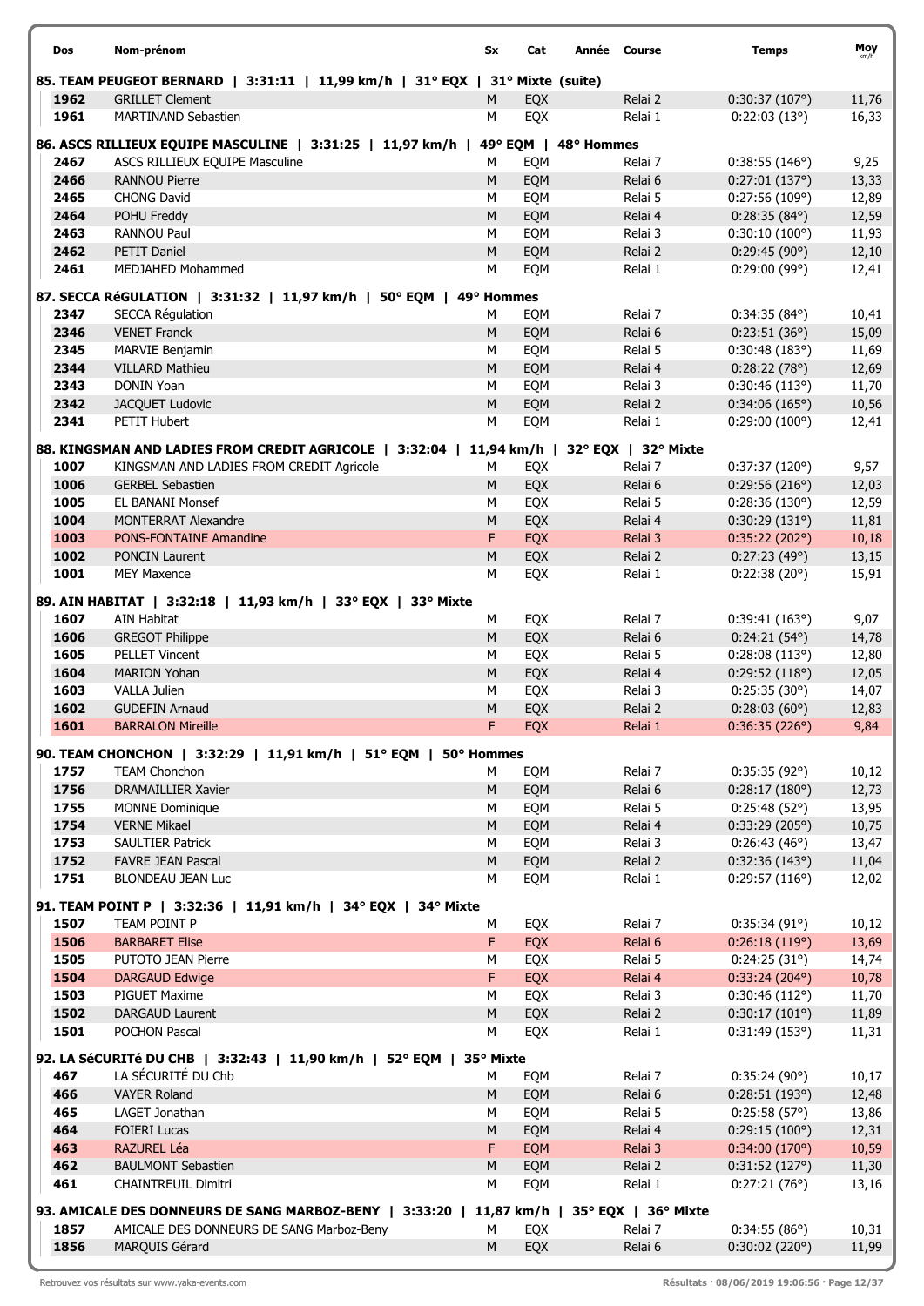| Dos | Nom-prénom | Sx | Cat | Année | Course | Temps | Moy km/h |
|---|---|---|---|---|---|---|---|
| **85. TEAM PEUGEOT BERNARD \| 3:31:11 \| 11,99 km/h \| 31° EQX \| 31° Mixte (suite)** | | | | | | | |
| 1962 | GRILLET Clement | M | EQX | | Relai 2 | 0:30:37 (107°) | 11,76 |
| 1961 | MARTINAND Sebastien | M | EQX | | Relai 1 | 0:22:03 (13°) | 16,33 |
| **86. ASCS RILLIEUX EQUIPE MASCULINE \| 3:31:25 \| 11,97 km/h \| 49° EQM \| 48° Hommes** | | | | | | | |
| 2467 | ASCS RILLIEUX EQUIPE Masculine | M | EQM | | Relai 7 | 0:38:55 (146°) | 9,25 |
| 2466 | RANNOU Pierre | M | EQM | | Relai 6 | 0:27:01 (137°) | 13,33 |
| 2465 | CHONG David | M | EQM | | Relai 5 | 0:27:56 (109°) | 12,89 |
| 2464 | POHU Freddy | M | EQM | | Relai 4 | 0:28:35 (84°) | 12,59 |
| 2463 | RANNOU Paul | M | EQM | | Relai 3 | 0:30:10 (100°) | 11,93 |
| 2462 | PETIT Daniel | M | EQM | | Relai 2 | 0:29:45 (90°) | 12,10 |
| 2461 | MEDJAHED Mohammed | M | EQM | | Relai 1 | 0:29:00 (99°) | 12,41 |
| **87. SECCA RéGULATION \| 3:31:32 \| 11,97 km/h \| 50° EQM \| 49° Hommes** | | | | | | | |
| 2347 | SECCA Régulation | M | EQM | | Relai 7 | 0:34:35 (84°) | 10,41 |
| 2346 | VENET Franck | M | EQM | | Relai 6 | 0:23:51 (36°) | 15,09 |
| 2345 | MARVIE Benjamin | M | EQM | | Relai 5 | 0:30:48 (183°) | 11,69 |
| 2344 | VILLARD Mathieu | M | EQM | | Relai 4 | 0:28:22 (78°) | 12,69 |
| 2343 | DONIN Yoan | M | EQM | | Relai 3 | 0:30:46 (113°) | 11,70 |
| 2342 | JACQUET Ludovic | M | EQM | | Relai 2 | 0:34:06 (165°) | 10,56 |
| 2341 | PETIT Hubert | M | EQM | | Relai 1 | 0:29:00 (100°) | 12,41 |
| **88. KINGSMAN AND LADIES FROM CREDIT AGRICOLE \| 3:32:04 \| 11,94 km/h \| 32° EQX \| 32° Mixte** | | | | | | | |
| 1007 | KINGSMAN AND LADIES FROM CREDIT Agricole | M | EQX | | Relai 7 | 0:37:37 (120°) | 9,57 |
| 1006 | GERBEL Sebastien | M | EQX | | Relai 6 | 0:29:56 (216°) | 12,03 |
| 1005 | EL BANANI Monsef | M | EQX | | Relai 5 | 0:28:36 (130°) | 12,59 |
| 1004 | MONTERRAT Alexandre | M | EQX | | Relai 4 | 0:30:29 (131°) | 11,81 |
| 1003 | PONS-FONTAINE Amandine | F | EQX | | Relai 3 | 0:35:22 (202°) | 10,18 |
| 1002 | PONCIN Laurent | M | EQX | | Relai 2 | 0:27:23 (49°) | 13,15 |
| 1001 | MEY Maxence | M | EQX | | Relai 1 | 0:22:38 (20°) | 15,91 |
| **89. AIN HABITAT \| 3:32:18 \| 11,93 km/h \| 33° EQX \| 33° Mixte** | | | | | | | |
| 1607 | AIN Habitat | M | EQX | | Relai 7 | 0:39:41 (163°) | 9,07 |
| 1606 | GREGOT Philippe | M | EQX | | Relai 6 | 0:24:21 (54°) | 14,78 |
| 1605 | PELLET Vincent | M | EQX | | Relai 5 | 0:28:08 (113°) | 12,80 |
| 1604 | MARION Yohan | M | EQX | | Relai 4 | 0:29:52 (118°) | 12,05 |
| 1603 | VALLA Julien | M | EQX | | Relai 3 | 0:25:35 (30°) | 14,07 |
| 1602 | GUDEFIN Arnaud | M | EQX | | Relai 2 | 0:28:03 (60°) | 12,83 |
| 1601 | BARRALON Mireille | F | EQX | | Relai 1 | 0:36:35 (226°) | 9,84 |
| **90. TEAM CHONCHON \| 3:32:29 \| 11,91 km/h \| 51° EQM \| 50° Hommes** | | | | | | | |
| 1757 | TEAM Chonchon | M | EQM | | Relai 7 | 0:35:35 (92°) | 10,12 |
| 1756 | DRAMAILLIER Xavier | M | EQM | | Relai 6 | 0:28:17 (180°) | 12,73 |
| 1755 | MONNE Dominique | M | EQM | | Relai 5 | 0:25:48 (52°) | 13,95 |
| 1754 | VERNE Mikael | M | EQM | | Relai 4 | 0:33:29 (205°) | 10,75 |
| 1753 | SAULTIER Patrick | M | EQM | | Relai 3 | 0:26:43 (46°) | 13,47 |
| 1752 | FAVRE JEAN Pascal | M | EQM | | Relai 2 | 0:32:36 (143°) | 11,04 |
| 1751 | BLONDEAU JEAN Luc | M | EQM | | Relai 1 | 0:29:57 (116°) | 12,02 |
| **91. TEAM POINT P \| 3:32:36 \| 11,91 km/h \| 34° EQX \| 34° Mixte** | | | | | | | |
| 1507 | TEAM POINT P | M | EQX | | Relai 7 | 0:35:34 (91°) | 10,12 |
| 1506 | BARBARET Elise | F | EQX | | Relai 6 | 0:26:18 (119°) | 13,69 |
| 1505 | PUTOTO JEAN Pierre | M | EQX | | Relai 5 | 0:24:25 (31°) | 14,74 |
| 1504 | DARGAUD Edwige | F | EQX | | Relai 4 | 0:33:24 (204°) | 10,78 |
| 1503 | PIGUET Maxime | M | EQX | | Relai 3 | 0:30:46 (112°) | 11,70 |
| 1502 | DARGAUD Laurent | M | EQX | | Relai 2 | 0:30:17 (101°) | 11,89 |
| 1501 | POCHON Pascal | M | EQX | | Relai 1 | 0:31:49 (153°) | 11,31 |
| **92. LA SéCURITé DU CHB \| 3:32:43 \| 11,90 km/h \| 52° EQM \| 35° Mixte** | | | | | | | |
| 467 | LA SÉCURITÉ DU Chb | M | EQM | | Relai 7 | 0:35:24 (90°) | 10,17 |
| 466 | VAYER Roland | M | EQM | | Relai 6 | 0:28:51 (193°) | 12,48 |
| 465 | LAGET Jonathan | M | EQM | | Relai 5 | 0:25:58 (57°) | 13,86 |
| 464 | FOIERI Lucas | M | EQM | | Relai 4 | 0:29:15 (100°) | 12,31 |
| 463 | RAZUREL Léa | F | EQM | | Relai 3 | 0:34:00 (170°) | 10,59 |
| 462 | BAULMONT Sebastien | M | EQM | | Relai 2 | 0:31:52 (127°) | 11,30 |
| 461 | CHAINTREUIL Dimitri | M | EQM | | Relai 1 | 0:27:21 (76°) | 13,16 |
| **93. AMICALE DES DONNEURS DE SANG MARBOZ-BENY \| 3:33:20 \| 11,87 km/h \| 35° EQX \| 36° Mixte** | | | | | | | |
| 1857 | AMICALE DES DONNEURS DE SANG Marboz-Beny | M | EQX | | Relai 7 | 0:34:55 (86°) | 10,31 |
| 1856 | MARQUIS Gérard | M | EQX | | Relai 6 | 0:30:02 (220°) | 11,99 |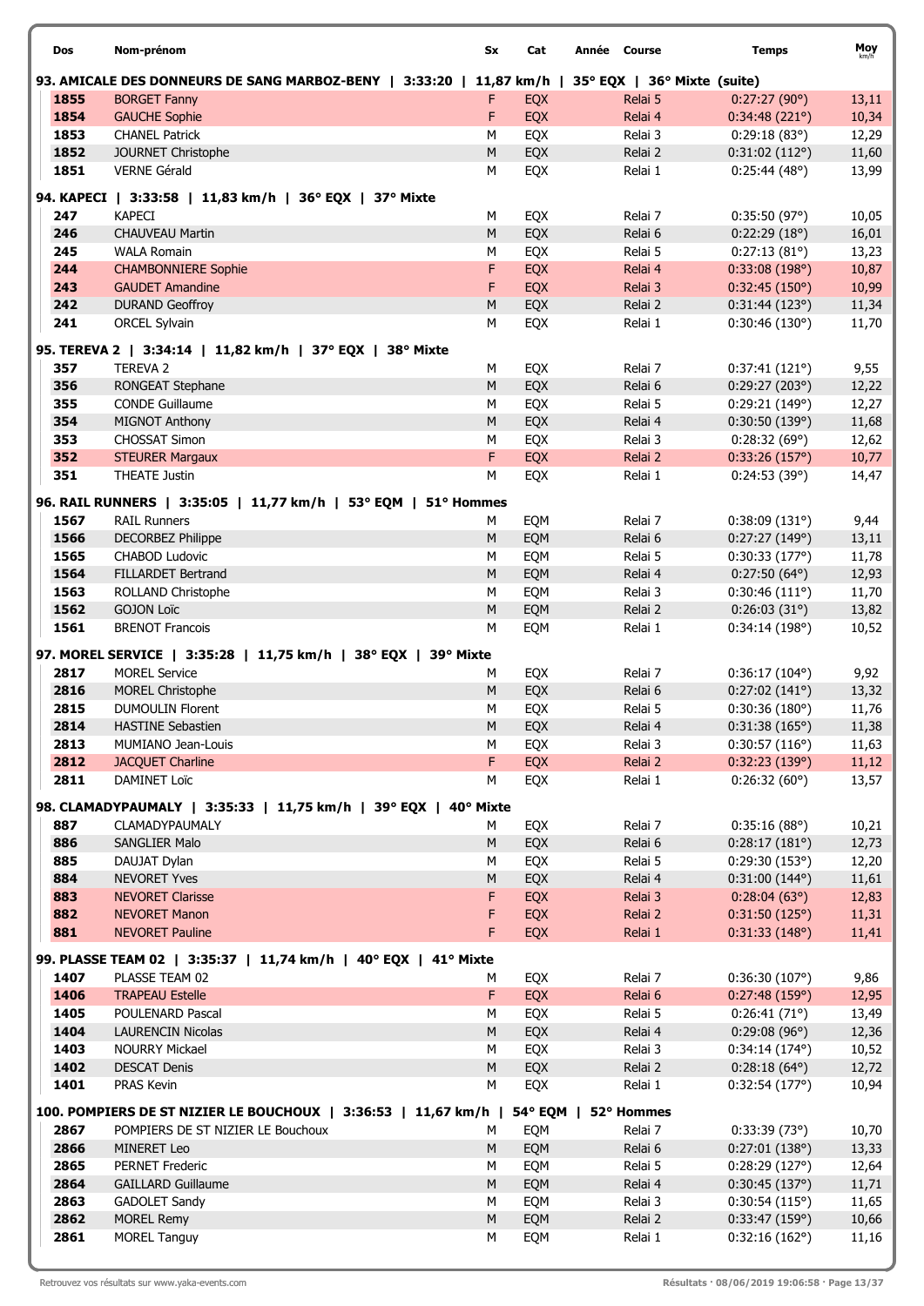| Dos | Nom-prénom | Sx | Cat | Année | Course | Temps | Moy km/h |
|---|---|---|---|---|---|---|---|
| **93. AMICALE DES DONNEURS DE SANG MARBOZ-BENY \| 3:33:20 \| 11,87 km/h \| 35° EQX \| 36° Mixte (suite)** | | | | | | | |
| **1855** | BORGET Fanny | F | EQX | | Relai 5 | 0:27:27 (90°) | 13,11 |
| **1854** | GAUCHE Sophie | F | EQX | | Relai 4 | 0:34:48 (221°) | 10,34 |
| **1853** | CHANEL Patrick | M | EQX | | Relai 3 | 0:29:18 (83°) | 12,29 |
| **1852** | JOURNET Christophe | M | EQX | | Relai 2 | 0:31:02 (112°) | 11,60 |
| **1851** | VERNE Gérald | M | EQX | | Relai 1 | 0:25:44 (48°) | 13,99 |
| **94. KAPECI \| 3:33:58 \| 11,83 km/h \| 36° EQX \| 37° Mixte** | | | | | | | |
| **247** | KAPECI | M | EQX | | Relai 7 | 0:35:50 (97°) | 10,05 |
| **246** | CHAUVEAU Martin | M | EQX | | Relai 6 | 0:22:29 (18°) | 16,01 |
| **245** | WALA Romain | M | EQX | | Relai 5 | 0:27:13 (81°) | 13,23 |
| **244** | CHAMBONNIERE Sophie | F | EQX | | Relai 4 | 0:33:08 (198°) | 10,87 |
| **243** | GAUDET Amandine | F | EQX | | Relai 3 | 0:32:45 (150°) | 10,99 |
| **242** | DURAND Geoffroy | M | EQX | | Relai 2 | 0:31:44 (123°) | 11,34 |
| **241** | ORCEL Sylvain | M | EQX | | Relai 1 | 0:30:46 (130°) | 11,70 |
| **95. TEREVA 2 \| 3:34:14 \| 11,82 km/h \| 37° EQX \| 38° Mixte** | | | | | | | |
| **357** | TEREVA 2 | M | EQX | | Relai 7 | 0:37:41 (121°) | 9,55 |
| **356** | RONGEAT Stephane | M | EQX | | Relai 6 | 0:29:27 (203°) | 12,22 |
| **355** | CONDE Guillaume | M | EQX | | Relai 5 | 0:29:21 (149°) | 12,27 |
| **354** | MIGNOT Anthony | M | EQX | | Relai 4 | 0:30:50 (139°) | 11,68 |
| **353** | CHOSSAT Simon | M | EQX | | Relai 3 | 0:28:32 (69°) | 12,62 |
| **352** | STEURER Margaux | F | EQX | | Relai 2 | 0:33:26 (157°) | 10,77 |
| **351** | THEATE Justin | M | EQX | | Relai 1 | 0:24:53 (39°) | 14,47 |
| **96. RAIL RUNNERS \| 3:35:05 \| 11,77 km/h \| 53° EQM \| 51° Hommes** | | | | | | | |
| **1567** | RAIL Runners | M | EQM | | Relai 7 | 0:38:09 (131°) | 9,44 |
| **1566** | DECORBEZ Philippe | M | EQM | | Relai 6 | 0:27:27 (149°) | 13,11 |
| **1565** | CHABOD Ludovic | M | EQM | | Relai 5 | 0:30:33 (177°) | 11,78 |
| **1564** | FILLARDET Bertrand | M | EQM | | Relai 4 | 0:27:50 (64°) | 12,93 |
| **1563** | ROLLAND Christophe | M | EQM | | Relai 3 | 0:30:46 (111°) | 11,70 |
| **1562** | GOJON Loïc | M | EQM | | Relai 2 | 0:26:03 (31°) | 13,82 |
| **1561** | BRENOT Francois | M | EQM | | Relai 1 | 0:34:14 (198°) | 10,52 |
| **97. MOREL SERVICE \| 3:35:28 \| 11,75 km/h \| 38° EQX \| 39° Mixte** | | | | | | | |
| **2817** | MOREL Service | M | EQX | | Relai 7 | 0:36:17 (104°) | 9,92 |
| **2816** | MOREL Christophe | M | EQX | | Relai 6 | 0:27:02 (141°) | 13,32 |
| **2815** | DUMOULIN Florent | M | EQX | | Relai 5 | 0:30:36 (180°) | 11,76 |
| **2814** | HASTINE Sebastien | M | EQX | | Relai 4 | 0:31:38 (165°) | 11,38 |
| **2813** | MUMIANO Jean-Louis | M | EQX | | Relai 3 | 0:30:57 (116°) | 11,63 |
| **2812** | JACQUET Charline | F | EQX | | Relai 2 | 0:32:23 (139°) | 11,12 |
| **2811** | DAMINET Loïc | M | EQX | | Relai 1 | 0:26:32 (60°) | 13,57 |
| **98. CLAMADYPAUMALY \| 3:35:33 \| 11,75 km/h \| 39° EQX \| 40° Mixte** | | | | | | | |
| **887** | CLAMADYPAUMALY | M | EQX | | Relai 7 | 0:35:16 (88°) | 10,21 |
| **886** | SANGLIER Malo | M | EQX | | Relai 6 | 0:28:17 (181°) | 12,73 |
| **885** | DAUJAT Dylan | M | EQX | | Relai 5 | 0:29:30 (153°) | 12,20 |
| **884** | NEVORET Yves | M | EQX | | Relai 4 | 0:31:00 (144°) | 11,61 |
| **883** | NEVORET Clarisse | F | EQX | | Relai 3 | 0:28:04 (63°) | 12,83 |
| **882** | NEVORET Manon | F | EQX | | Relai 2 | 0:31:50 (125°) | 11,31 |
| **881** | NEVORET Pauline | F | EQX | | Relai 1 | 0:31:33 (148°) | 11,41 |
| **99. PLASSE TEAM 02 \| 3:35:37 \| 11,74 km/h \| 40° EQX \| 41° Mixte** | | | | | | | |
| **1407** | PLASSE TEAM 02 | M | EQX | | Relai 7 | 0:36:30 (107°) | 9,86 |
| **1406** | TRAPEAU Estelle | F | EQX | | Relai 6 | 0:27:48 (159°) | 12,95 |
| **1405** | POULENARD Pascal | M | EQX | | Relai 5 | 0:26:41 (71°) | 13,49 |
| **1404** | LAURENCIN Nicolas | M | EQX | | Relai 4 | 0:29:08 (96°) | 12,36 |
| **1403** | NOURRY Mickael | M | EQX | | Relai 3 | 0:34:14 (174°) | 10,52 |
| **1402** | DESCAT Denis | M | EQX | | Relai 2 | 0:28:18 (64°) | 12,72 |
| **1401** | PRAS Kevin | M | EQX | | Relai 1 | 0:32:54 (177°) | 10,94 |
| **100. POMPIERS DE ST NIZIER LE BOUCHOUX \| 3:36:53 \| 11,67 km/h \| 54° EQM \| 52° Hommes** | | | | | | | |
| **2867** | POMPIERS DE ST NIZIER LE Bouchoux | M | EQM | | Relai 7 | 0:33:39 (73°) | 10,70 |
| **2866** | MINERET Leo | M | EQM | | Relai 6 | 0:27:01 (138°) | 13,33 |
| **2865** | PERNET Frederic | M | EQM | | Relai 5 | 0:28:29 (127°) | 12,64 |
| **2864** | GAILLARD Guillaume | M | EQM | | Relai 4 | 0:30:45 (137°) | 11,71 |
| **2863** | GADOLET Sandy | M | EQM | | Relai 3 | 0:30:54 (115°) | 11,65 |
| **2862** | MOREL Remy | M | EQM | | Relai 2 | 0:33:47 (159°) | 10,66 |
| **2861** | MOREL Tanguy | M | EQM | | Relai 1 | 0:32:16 (162°) | 11,16 |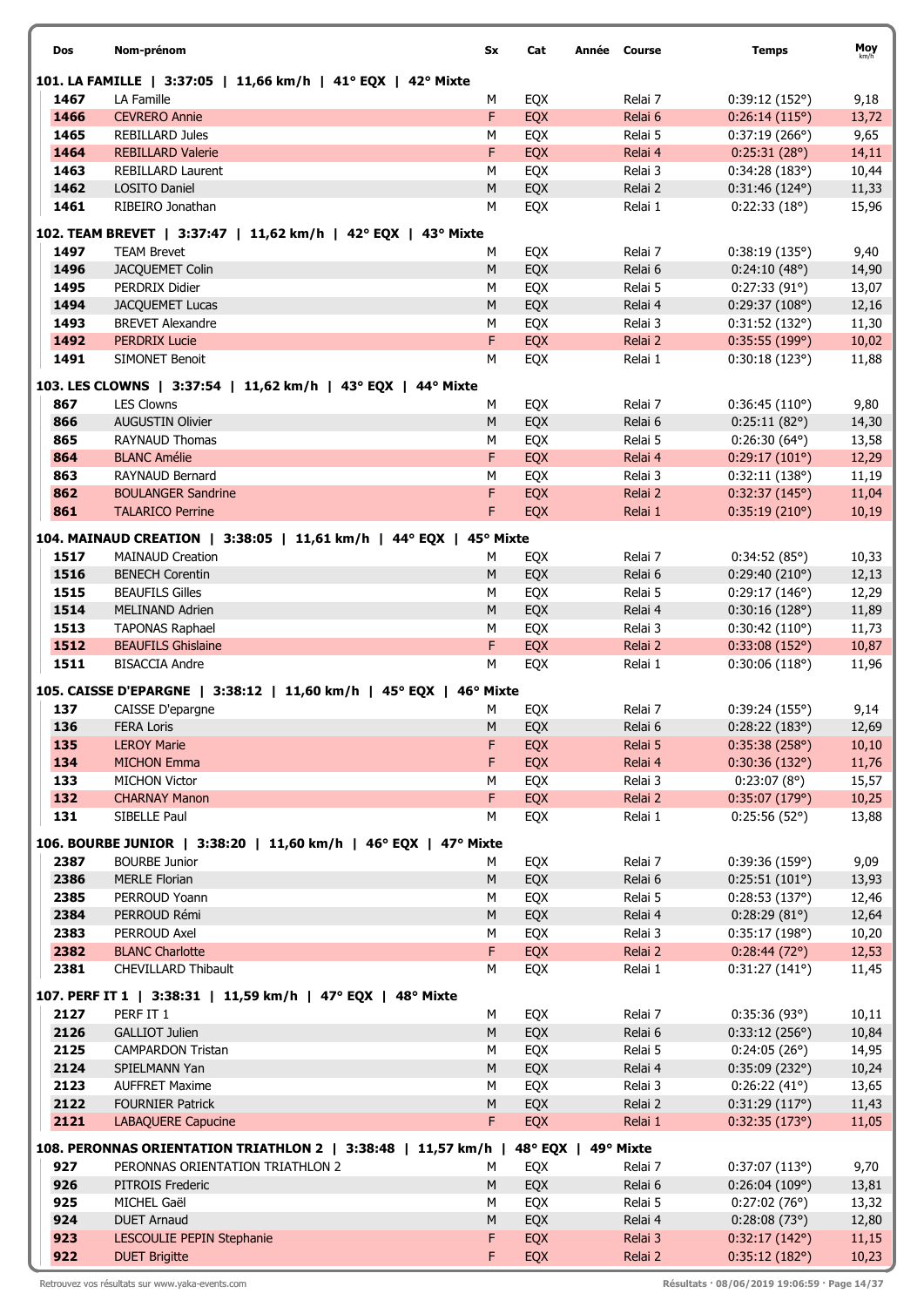| Dos | Nom-prénom | Sx | Cat | Année | Course | Temps | Moy km/h |
|---|---|---|---|---|---|---|---|
| **101. LA FAMILLE \| 3:37:05 \| 11,66 km/h \| 41° EQX \| 42° Mixte** | | | | | | | |
| 1467 | LA Famille | M | EQX | | Relai 7 | 0:39:12 (152°) | 9,18 |
| 1466 | CEVRERO Annie | F | EQX | | Relai 6 | 0:26:14 (115°) | 13,72 |
| 1465 | REBILLARD Jules | M | EQX | | Relai 5 | 0:37:19 (266°) | 9,65 |
| 1464 | REBILLARD Valerie | F | EQX | | Relai 4 | 0:25:31 (28°) | 14,11 |
| 1463 | REBILLARD Laurent | M | EQX | | Relai 3 | 0:34:28 (183°) | 10,44 |
| 1462 | LOSITO Daniel | M | EQX | | Relai 2 | 0:31:46 (124°) | 11,33 |
| 1461 | RIBEIRO Jonathan | M | EQX | | Relai 1 | 0:22:33 (18°) | 15,96 |
| **102. TEAM BREVET \| 3:37:47 \| 11,62 km/h \| 42° EQX \| 43° Mixte** | | | | | | | |
| 1497 | TEAM Brevet | M | EQX | | Relai 7 | 0:38:19 (135°) | 9,40 |
| 1496 | JACQUEMET Colin | M | EQX | | Relai 6 | 0:24:10 (48°) | 14,90 |
| 1495 | PERDRIX Didier | M | EQX | | Relai 5 | 0:27:33 (91°) | 13,07 |
| 1494 | JACQUEMET Lucas | M | EQX | | Relai 4 | 0:29:37 (108°) | 12,16 |
| 1493 | BREVET Alexandre | M | EQX | | Relai 3 | 0:31:52 (132°) | 11,30 |
| 1492 | PERDRIX Lucie | F | EQX | | Relai 2 | 0:35:55 (199°) | 10,02 |
| 1491 | SIMONET Benoit | M | EQX | | Relai 1 | 0:30:18 (123°) | 11,88 |
| **103. LES CLOWNS \| 3:37:54 \| 11,62 km/h \| 43° EQX \| 44° Mixte** | | | | | | | |
| 867 | LES Clowns | M | EQX | | Relai 7 | 0:36:45 (110°) | 9,80 |
| 866 | AUGUSTIN Olivier | M | EQX | | Relai 6 | 0:25:11 (82°) | 14,30 |
| 865 | RAYNAUD Thomas | M | EQX | | Relai 5 | 0:26:30 (64°) | 13,58 |
| 864 | BLANC Amélie | F | EQX | | Relai 4 | 0:29:17 (101°) | 12,29 |
| 863 | RAYNAUD Bernard | M | EQX | | Relai 3 | 0:32:11 (138°) | 11,19 |
| 862 | BOULANGER Sandrine | F | EQX | | Relai 2 | 0:32:37 (145°) | 11,04 |
| 861 | TALARICO Perrine | F | EQX | | Relai 1 | 0:35:19 (210°) | 10,19 |
| **104. MAINAUD CREATION \| 3:38:05 \| 11,61 km/h \| 44° EQX \| 45° Mixte** | | | | | | | |
| 1517 | MAINAUD Creation | M | EQX | | Relai 7 | 0:34:52 (85°) | 10,33 |
| 1516 | BENECH Corentin | M | EQX | | Relai 6 | 0:29:40 (210°) | 12,13 |
| 1515 | BEAUFILS Gilles | M | EQX | | Relai 5 | 0:29:17 (146°) | 12,29 |
| 1514 | MELINAND Adrien | M | EQX | | Relai 4 | 0:30:16 (128°) | 11,89 |
| 1513 | TAPONAS Raphael | M | EQX | | Relai 3 | 0:30:42 (110°) | 11,73 |
| 1512 | BEAUFILS Ghislaine | F | EQX | | Relai 2 | 0:33:08 (152°) | 10,87 |
| 1511 | BISACCIA Andre | M | EQX | | Relai 1 | 0:30:06 (118°) | 11,96 |
| **105. CAISSE D'EPARGNE \| 3:38:12 \| 11,60 km/h \| 45° EQX \| 46° Mixte** | | | | | | | |
| 137 | CAISSE D'epargne | M | EQX | | Relai 7 | 0:39:24 (155°) | 9,14 |
| 136 | FERA Loris | M | EQX | | Relai 6 | 0:28:22 (183°) | 12,69 |
| 135 | LEROY Marie | F | EQX | | Relai 5 | 0:35:38 (258°) | 10,10 |
| 134 | MICHON Emma | F | EQX | | Relai 4 | 0:30:36 (132°) | 11,76 |
| 133 | MICHON Victor | M | EQX | | Relai 3 | 0:23:07 (8°) | 15,57 |
| 132 | CHARNAY Manon | F | EQX | | Relai 2 | 0:35:07 (179°) | 10,25 |
| 131 | SIBELLE Paul | M | EQX | | Relai 1 | 0:25:56 (52°) | 13,88 |
| **106. BOURBE JUNIOR \| 3:38:20 \| 11,60 km/h \| 46° EQX \| 47° Mixte** | | | | | | | |
| 2387 | BOURBE Junior | M | EQX | | Relai 7 | 0:39:36 (159°) | 9,09 |
| 2386 | MERLE Florian | M | EQX | | Relai 6 | 0:25:51 (101°) | 13,93 |
| 2385 | PERROUD Yoann | M | EQX | | Relai 5 | 0:28:53 (137°) | 12,46 |
| 2384 | PERROUD Rémi | M | EQX | | Relai 4 | 0:28:29 (81°) | 12,64 |
| 2383 | PERROUD Axel | M | EQX | | Relai 3 | 0:35:17 (198°) | 10,20 |
| 2382 | BLANC Charlotte | F | EQX | | Relai 2 | 0:28:44 (72°) | 12,53 |
| 2381 | CHEVILLARD Thibault | M | EQX | | Relai 1 | 0:31:27 (141°) | 11,45 |
| **107. PERF IT 1 \| 3:38:31 \| 11,59 km/h \| 47° EQX \| 48° Mixte** | | | | | | | |
| 2127 | PERF IT 1 | M | EQX | | Relai 7 | 0:35:36 (93°) | 10,11 |
| 2126 | GALLIOT Julien | M | EQX | | Relai 6 | 0:33:12 (256°) | 10,84 |
| 2125 | CAMPARDON Tristan | M | EQX | | Relai 5 | 0:24:05 (26°) | 14,95 |
| 2124 | SPIELMANN Yan | M | EQX | | Relai 4 | 0:35:09 (232°) | 10,24 |
| 2123 | AUFFRET Maxime | M | EQX | | Relai 3 | 0:26:22 (41°) | 13,65 |
| 2122 | FOURNIER Patrick | M | EQX | | Relai 2 | 0:31:29 (117°) | 11,43 |
| 2121 | LABAQUERE Capucine | F | EQX | | Relai 1 | 0:32:35 (173°) | 11,05 |
| **108. PERONNAS ORIENTATION TRIATHLON 2 \| 3:38:48 \| 11,57 km/h \| 48° EQX \| 49° Mixte** | | | | | | | |
| 927 | PERONNAS ORIENTATION TRIATHLON 2 | M | EQX | | Relai 7 | 0:37:07 (113°) | 9,70 |
| 926 | PITROIS Frederic | M | EQX | | Relai 6 | 0:26:04 (109°) | 13,81 |
| 925 | MICHEL Gaël | M | EQX | | Relai 5 | 0:27:02 (76°) | 13,32 |
| 924 | DUET Arnaud | M | EQX | | Relai 4 | 0:28:08 (73°) | 12,80 |
| 923 | LESCOULIE PEPIN Stephanie | F | EQX | | Relai 3 | 0:32:17 (142°) | 11,15 |
| 922 | DUET Brigitte | F | EQX | | Relai 2 | 0:35:12 (182°) | 10,23 |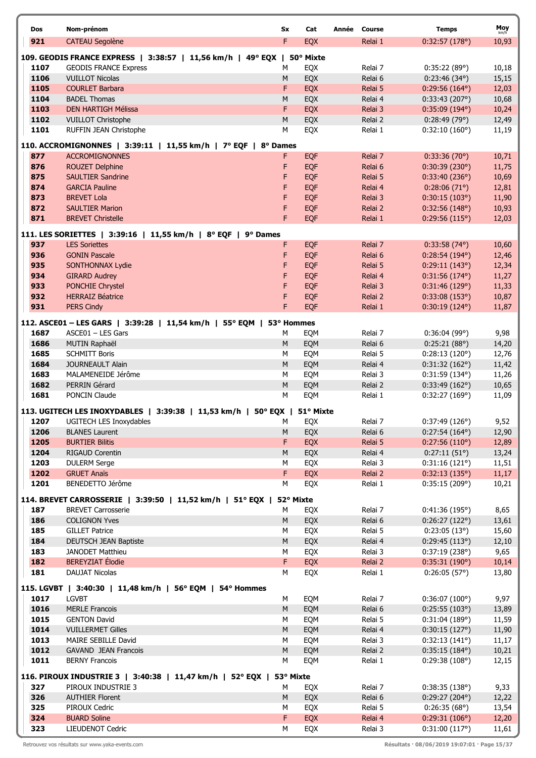| Dos | Nom-prénom | Sx | Cat | Année | Course | Temps | Moy km/h |
|---|---|---|---|---|---|---|---|
| 921 | CATEAU Segolène | F | EQX | | Relai 1 | 0:32:57 (178°) | 10,93 |

**109. GEODIS FRANCE EXPRESS | 3:38:57 | 11,56 km/h | 49° EQX | 50° Mixte**

| Dos | Nom-prénom | Sx | Cat | Année | Course | Temps | Moy km/h |
|---|---|---|---|---|---|---|---|
| 1107 | GEODIS FRANCE Express | M | EQX | | Relai 7 | 0:35:22 (89°) | 10,18 |
| 1106 | VUILLOT Nicolas | M | EQX | | Relai 6 | 0:23:46 (34°) | 15,15 |
| 1105 | COURLET Barbara | F | EQX | | Relai 5 | 0:29:56 (164°) | 12,03 |
| 1104 | BADEL Thomas | M | EQX | | Relai 4 | 0:33:43 (207°) | 10,68 |
| 1103 | DEN HARTIGH Mélissa | F | EQX | | Relai 3 | 0:35:09 (194°) | 10,24 |
| 1102 | VUILLOT Christophe | M | EQX | | Relai 2 | 0:28:49 (79°) | 12,49 |
| 1101 | RUFFIN JEAN Christophe | M | EQX | | Relai 1 | 0:32:10 (160°) | 11,19 |

**110. ACCROMIGNONNES | 3:39:11 | 11,55 km/h | 7° EQF | 8° Dames**

| Dos | Nom-prénom | Sx | Cat | Année | Course | Temps | Moy km/h |
|---|---|---|---|---|---|---|---|
| 877 | ACCROMIGNONNES | F | EQF | | Relai 7 | 0:33:36 (70°) | 10,71 |
| 876 | ROUZET Delphine | F | EQF | | Relai 6 | 0:30:39 (230°) | 11,75 |
| 875 | SAULTIER Sandrine | F | EQF | | Relai 5 | 0:33:40 (236°) | 10,69 |
| 874 | GARCIA Pauline | F | EQF | | Relai 4 | 0:28:06 (71°) | 12,81 |
| 873 | BREVET Lola | F | EQF | | Relai 3 | 0:30:15 (103°) | 11,90 |
| 872 | SAULTIER Marion | F | EQF | | Relai 2 | 0:32:56 (148°) | 10,93 |
| 871 | BREVET Christelle | F | EQF | | Relai 1 | 0:29:56 (115°) | 12,03 |

**111. LES SORIETTES | 3:39:16 | 11,55 km/h | 8° EQF | 9° Dames**

| Dos | Nom-prénom | Sx | Cat | Année | Course | Temps | Moy km/h |
|---|---|---|---|---|---|---|---|
| 937 | LES Soriettes | F | EQF | | Relai 7 | 0:33:58 (74°) | 10,60 |
| 936 | GONIN Pascale | F | EQF | | Relai 6 | 0:28:54 (194°) | 12,46 |
| 935 | SONTHONNAX Lydie | F | EQF | | Relai 5 | 0:29:11 (143°) | 12,34 |
| 934 | GIRARD Audrey | F | EQF | | Relai 4 | 0:31:56 (174°) | 11,27 |
| 933 | PONCHIE Chrystel | F | EQF | | Relai 3 | 0:31:46 (129°) | 11,33 |
| 932 | HERRAIZ Béatrice | F | EQF | | Relai 2 | 0:33:08 (153°) | 10,87 |
| 931 | PERS Cindy | F | EQF | | Relai 1 | 0:30:19 (124°) | 11,87 |

**112. ASCE01 – LES GARS | 3:39:28 | 11,54 km/h | 55° EQM | 53° Hommes**

| Dos | Nom-prénom | Sx | Cat | Année | Course | Temps | Moy km/h |
|---|---|---|---|---|---|---|---|
| 1687 | ASCE01 – LES Gars | M | EQM | | Relai 7 | 0:36:04 (99°) | 9,98 |
| 1686 | MUTIN Raphaël | M | EQM | | Relai 6 | 0:25:21 (88°) | 14,20 |
| 1685 | SCHMITT Boris | M | EQM | | Relai 5 | 0:28:13 (120°) | 12,76 |
| 1684 | JOURNEAULT Alain | M | EQM | | Relai 4 | 0:31:32 (162°) | 11,42 |
| 1683 | MALAMENEIDE Jérôme | M | EQM | | Relai 3 | 0:31:59 (134°) | 11,26 |
| 1682 | PERRIN Gérard | M | EQM | | Relai 2 | 0:33:49 (162°) | 10,65 |
| 1681 | PONCIN Claude | M | EQM | | Relai 1 | 0:32:27 (169°) | 11,09 |

**113. UGITECH LES INOXYDABLES | 3:39:38 | 11,53 km/h | 50° EQX | 51° Mixte**

| Dos | Nom-prénom | Sx | Cat | Année | Course | Temps | Moy km/h |
|---|---|---|---|---|---|---|---|
| 1207 | UGITECH LES Inoxydables | M | EQX | | Relai 7 | 0:37:49 (126°) | 9,52 |
| 1206 | BLANES Laurent | M | EQX | | Relai 6 | 0:27:54 (164°) | 12,90 |
| 1205 | BURTIER Bilitis | F | EQX | | Relai 5 | 0:27:56 (110°) | 12,89 |
| 1204 | RIGAUD Corentin | M | EQX | | Relai 4 | 0:27:11 (51°) | 13,24 |
| 1203 | DULERM Serge | M | EQX | | Relai 3 | 0:31:16 (121°) | 11,51 |
| 1202 | GRUET Anaïs | F | EQX | | Relai 2 | 0:32:13 (135°) | 11,17 |
| 1201 | BENEDETTO Jérôme | M | EQX | | Relai 1 | 0:35:15 (209°) | 10,21 |

**114. BREVET CARROSSERIE | 3:39:50 | 11,52 km/h | 51° EQX | 52° Mixte**

| Dos | Nom-prénom | Sx | Cat | Année | Course | Temps | Moy km/h |
|---|---|---|---|---|---|---|---|
| 187 | BREVET Carrosserie | M | EQX | | Relai 7 | 0:41:36 (195°) | 8,65 |
| 186 | COLIGNON Yves | M | EQX | | Relai 6 | 0:26:27 (122°) | 13,61 |
| 185 | GILLET Patrice | M | EQX | | Relai 5 | 0:23:05 (13°) | 15,60 |
| 184 | DEUTSCH JEAN Baptiste | M | EQX | | Relai 4 | 0:29:45 (113°) | 12,10 |
| 183 | JANODET Matthieu | M | EQX | | Relai 3 | 0:37:19 (238°) | 9,65 |
| 182 | BEREYZIAT Élodie | F | EQX | | Relai 2 | 0:35:31 (190°) | 10,14 |
| 181 | DAUJAT Nicolas | M | EQX | | Relai 1 | 0:26:05 (57°) | 13,80 |

**115. LGVBT | 3:40:30 | 11,48 km/h | 56° EQM | 54° Hommes**

| Dos | Nom-prénom | Sx | Cat | Année | Course | Temps | Moy km/h |
|---|---|---|---|---|---|---|---|
| 1017 | LGVBT | M | EQM | | Relai 7 | 0:36:07 (100°) | 9,97 |
| 1016 | MERLE Francois | M | EQM | | Relai 6 | 0:25:55 (103°) | 13,89 |
| 1015 | GENTON David | M | EQM | | Relai 5 | 0:31:04 (189°) | 11,59 |
| 1014 | VUILLERMET Gilles | M | EQM | | Relai 4 | 0:30:15 (127°) | 11,90 |
| 1013 | MAIRE SEBILLE David | M | EQM | | Relai 3 | 0:32:13 (141°) | 11,17 |
| 1012 | GAVAND JEAN Francois | M | EQM | | Relai 2 | 0:35:15 (184°) | 10,21 |
| 1011 | BERNY Francois | M | EQM | | Relai 1 | 0:29:38 (108°) | 12,15 |

**116. PIROUX INDUSTRIE 3 | 3:40:38 | 11,47 km/h | 52° EQX | 53° Mixte**

| Dos | Nom-prénom | Sx | Cat | Année | Course | Temps | Moy km/h |
|---|---|---|---|---|---|---|---|
| 327 | PIROUX INDUSTRIE 3 | M | EQX | | Relai 7 | 0:38:35 (138°) | 9,33 |
| 326 | AUTHIER Florent | M | EQX | | Relai 6 | 0:29:27 (204°) | 12,22 |
| 325 | PIROUX Cedric | M | EQX | | Relai 5 | 0:26:35 (68°) | 13,54 |
| 324 | BUARD Soline | F | EQX | | Relai 4 | 0:29:31 (106°) | 12,20 |
| 323 | LIEUDENOT Cedric | M | EQX | | Relai 3 | 0:31:00 (117°) | 11,61 |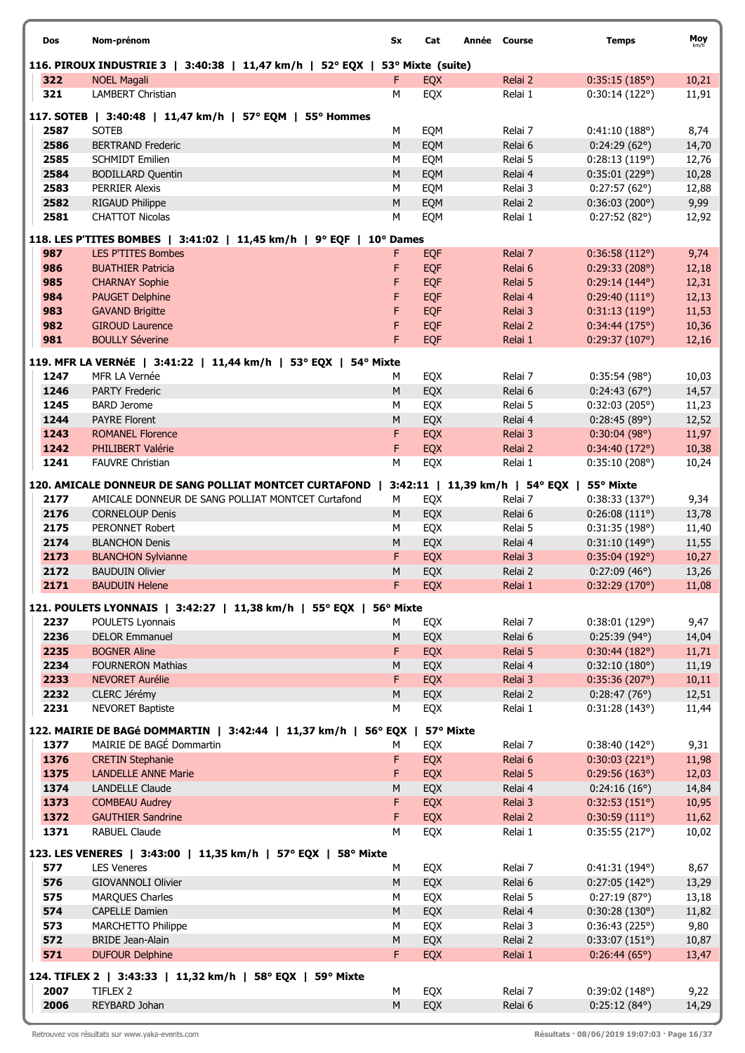| Dos | Nom-prénom | Sx | Cat | Année | Course | Temps | Moy km/h |
|---|---|---|---|---|---|---|---|
| **116. PIROUX INDUSTRIE 3 \| 3:40:38 \| 11,47 km/h \| 52° EQX \| 53° Mixte (suite)** | | | | | | | |
| 322 | NOEL Magali | F | EQX | | Relai 2 | 0:35:15 (185°) | 10,21 |
| 321 | LAMBERT Christian | M | EQX | | Relai 1 | 0:30:14 (122°) | 11,91 |
| **117. SOTEB \| 3:40:48 \| 11,47 km/h \| 57° EQM \| 55° Hommes** | | | | | | | |
| 2587 | SOTEB | M | EQM | | Relai 7 | 0:41:10 (188°) | 8,74 |
| 2586 | BERTRAND Frederic | M | EQM | | Relai 6 | 0:24:29 (62°) | 14,70 |
| 2585 | SCHMIDT Emilien | M | EQM | | Relai 5 | 0:28:13 (119°) | 12,76 |
| 2584 | BODILLARD Quentin | M | EQM | | Relai 4 | 0:35:01 (229°) | 10,28 |
| 2583 | PERRIER Alexis | M | EQM | | Relai 3 | 0:27:57 (62°) | 12,88 |
| 2582 | RIGAUD Philippe | M | EQM | | Relai 2 | 0:36:03 (200°) | 9,99 |
| 2581 | CHATTOT Nicolas | M | EQM | | Relai 1 | 0:27:52 (82°) | 12,92 |
| **118. LES P'TITES BOMBES \| 3:41:02 \| 11,45 km/h \| 9° EQF \| 10° Dames** | | | | | | | |
| 987 | LES P'TITES Bombes | F | EQF | | Relai 7 | 0:36:58 (112°) | 9,74 |
| 986 | BUATHIER Patricia | F | EQF | | Relai 6 | 0:29:33 (208°) | 12,18 |
| 985 | CHARNAY Sophie | F | EQF | | Relai 5 | 0:29:14 (144°) | 12,31 |
| 984 | PAUGET Delphine | F | EQF | | Relai 4 | 0:29:40 (111°) | 12,13 |
| 983 | GAVAND Brigitte | F | EQF | | Relai 3 | 0:31:13 (119°) | 11,53 |
| 982 | GIROUD Laurence | F | EQF | | Relai 2 | 0:34:44 (175°) | 10,36 |
| 981 | BOULLY Séverine | F | EQF | | Relai 1 | 0:29:37 (107°) | 12,16 |
| **119. MFR LA VERNéE \| 3:41:22 \| 11,44 km/h \| 53° EQX \| 54° Mixte** | | | | | | | |
| 1247 | MFR LA Vernée | M | EQX | | Relai 7 | 0:35:54 (98°) | 10,03 |
| 1246 | PARTY Frederic | M | EQX | | Relai 6 | 0:24:43 (67°) | 14,57 |
| 1245 | BARD Jerome | M | EQX | | Relai 5 | 0:32:03 (205°) | 11,23 |
| 1244 | PAYRE Florent | M | EQX | | Relai 4 | 0:28:45 (89°) | 12,52 |
| 1243 | ROMANEL Florence | F | EQX | | Relai 3 | 0:30:04 (98°) | 11,97 |
| 1242 | PHILIBERT Valérie | F | EQX | | Relai 2 | 0:34:40 (172°) | 10,38 |
| 1241 | FAUVRE Christian | M | EQX | | Relai 1 | 0:35:10 (208°) | 10,24 |
| **120. AMICALE DONNEUR DE SANG POLLIAT MONTCET CURTAFOND \| 3:42:11 \| 11,39 km/h \| 54° EQX \| 55° Mixte** | | | | | | | |
| 2177 | AMICALE DONNEUR DE SANG POLLIAT MONTCET Curtafond | M | EQX | | Relai 7 | 0:38:33 (137°) | 9,34 |
| 2176 | CORNELOUP Denis | M | EQX | | Relai 6 | 0:26:08 (111°) | 13,78 |
| 2175 | PERONNET Robert | M | EQX | | Relai 5 | 0:31:35 (198°) | 11,40 |
| 2174 | BLANCHON Denis | M | EQX | | Relai 4 | 0:31:10 (149°) | 11,55 |
| 2173 | BLANCHON Sylvianne | F | EQX | | Relai 3 | 0:35:04 (192°) | 10,27 |
| 2172 | BAUDUIN Olivier | M | EQX | | Relai 2 | 0:27:09 (46°) | 13,26 |
| 2171 | BAUDUIN Helene | F | EQX | | Relai 1 | 0:32:29 (170°) | 11,08 |
| **121. POULETS LYONNAIS \| 3:42:27 \| 11,38 km/h \| 55° EQX \| 56° Mixte** | | | | | | | |
| 2237 | POULETS Lyonnais | M | EQX | | Relai 7 | 0:38:01 (129°) | 9,47 |
| 2236 | DELOR Emmanuel | M | EQX | | Relai 6 | 0:25:39 (94°) | 14,04 |
| 2235 | BOGNER Aline | F | EQX | | Relai 5 | 0:30:44 (182°) | 11,71 |
| 2234 | FOURNERON Mathias | M | EQX | | Relai 4 | 0:32:10 (180°) | 11,19 |
| 2233 | NEVORET Aurélie | F | EQX | | Relai 3 | 0:35:36 (207°) | 10,11 |
| 2232 | CLERC Jérémy | M | EQX | | Relai 2 | 0:28:47 (76°) | 12,51 |
| 2231 | NEVORET Baptiste | M | EQX | | Relai 1 | 0:31:28 (143°) | 11,44 |
| **122. MAIRIE DE BAGé DOMMARTIN \| 3:42:44 \| 11,37 km/h \| 56° EQX \| 57° Mixte** | | | | | | | |
| 1377 | MAIRIE DE BAGÉ Dommartin | M | EQX | | Relai 7 | 0:38:40 (142°) | 9,31 |
| 1376 | CRETIN Stephanie | F | EQX | | Relai 6 | 0:30:03 (221°) | 11,98 |
| 1375 | LANDELLE ANNE Marie | F | EQX | | Relai 5 | 0:29:56 (163°) | 12,03 |
| 1374 | LANDELLE Claude | M | EQX | | Relai 4 | 0:24:16 (16°) | 14,84 |
| 1373 | COMBEAU Audrey | F | EQX | | Relai 3 | 0:32:53 (151°) | 10,95 |
| 1372 | GAUTHIER Sandrine | F | EQX | | Relai 2 | 0:30:59 (111°) | 11,62 |
| 1371 | RABUEL Claude | M | EQX | | Relai 1 | 0:35:55 (217°) | 10,02 |
| **123. LES VENERES \| 3:43:00 \| 11,35 km/h \| 57° EQX \| 58° Mixte** | | | | | | | |
| 577 | LES Veneres | M | EQX | | Relai 7 | 0:41:31 (194°) | 8,67 |
| 576 | GIOVANNOLI Olivier | M | EQX | | Relai 6 | 0:27:05 (142°) | 13,29 |
| 575 | MARQUES Charles | M | EQX | | Relai 5 | 0:27:19 (87°) | 13,18 |
| 574 | CAPELLE Damien | M | EQX | | Relai 4 | 0:30:28 (130°) | 11,82 |
| 573 | MARCHETTO Philippe | M | EQX | | Relai 3 | 0:36:43 (225°) | 9,80 |
| 572 | BRIDE Jean-Alain | M | EQX | | Relai 2 | 0:33:07 (151°) | 10,87 |
| 571 | DUFOUR Delphine | F | EQX | | Relai 1 | 0:26:44 (65°) | 13,47 |
| **124. TIFLEX 2 \| 3:43:33 \| 11,32 km/h \| 58° EQX \| 59° Mixte** | | | | | | | |
| 2007 | TIFLEX 2 | M | EQX | | Relai 7 | 0:39:02 (148°) | 9,22 |
| 2006 | REYBARD Johan | M | EQX | | Relai 6 | 0:25:12 (84°) | 14,29 |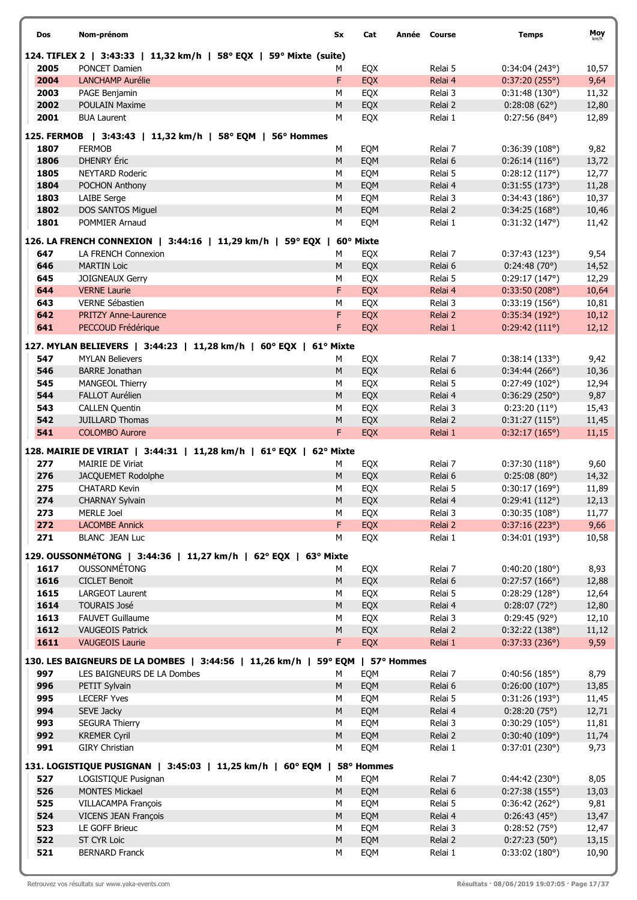| Dos | Nom-prénom | Sx | Cat | Année | Course | Temps | Moy km/h |
|---|---|---|---|---|---|---|---|
| **124. TIFLEX 2 \| 3:43:33 \| 11,32 km/h \| 58° EQX \| 59° Mixte (suite)** | | | | | | | |
| 2005 | PONCET Damien | M | EQX | | Relai 5 | 0:34:04 (243°) | 10,57 |
| 2004 | LANCHAMP Aurélie | F | EQX | | Relai 4 | 0:37:20 (255°) | 9,64 |
| 2003 | PAGE Benjamin | M | EQX | | Relai 3 | 0:31:48 (130°) | 11,32 |
| 2002 | POULAIN Maxime | M | EQX | | Relai 2 | 0:28:08 (62°) | 12,80 |
| 2001 | BUA Laurent | M | EQX | | Relai 1 | 0:27:56 (84°) | 12,89 |
| **125. FERMOB \| 3:43:43 \| 11,32 km/h \| 58° EQM \| 56° Hommes** | | | | | | | |
| 1807 | FERMOB | M | EQM | | Relai 7 | 0:36:39 (108°) | 9,82 |
| 1806 | DHENRY Éric | M | EQM | | Relai 6 | 0:26:14 (116°) | 13,72 |
| 1805 | NEYTARD Roderic | M | EQM | | Relai 5 | 0:28:12 (117°) | 12,77 |
| 1804 | POCHON Anthony | M | EQM | | Relai 4 | 0:31:55 (173°) | 11,28 |
| 1803 | LAIBE Serge | M | EQM | | Relai 3 | 0:34:43 (186°) | 10,37 |
| 1802 | DOS SANTOS Miguel | M | EQM | | Relai 2 | 0:34:25 (168°) | 10,46 |
| 1801 | POMMIER Arnaud | M | EQM | | Relai 1 | 0:31:32 (147°) | 11,42 |
| **126. LA FRENCH CONNEXION \| 3:44:16 \| 11,29 km/h \| 59° EQX \| 60° Mixte** | | | | | | | |
| 647 | LA FRENCH Connexion | M | EQX | | Relai 7 | 0:37:43 (123°) | 9,54 |
| 646 | MARTIN Loic | M | EQX | | Relai 6 | 0:24:48 (70°) | 14,52 |
| 645 | JOIGNEAUX Gerry | M | EQX | | Relai 5 | 0:29:17 (147°) | 12,29 |
| 644 | VERNE Laurie | F | EQX | | Relai 4 | 0:33:50 (208°) | 10,64 |
| 643 | VERNE Sébastien | M | EQX | | Relai 3 | 0:33:19 (156°) | 10,81 |
| 642 | PRITZY Anne-Laurence | F | EQX | | Relai 2 | 0:35:34 (192°) | 10,12 |
| 641 | PECCOUD Frédérique | F | EQX | | Relai 1 | 0:29:42 (111°) | 12,12 |
| **127. MYLAN BELIEVERS \| 3:44:23 \| 11,28 km/h \| 60° EQX \| 61° Mixte** | | | | | | | |
| 547 | MYLAN Believers | M | EQX | | Relai 7 | 0:38:14 (133°) | 9,42 |
| 546 | BARRE Jonathan | M | EQX | | Relai 6 | 0:34:44 (266°) | 10,36 |
| 545 | MANGEOL Thierry | M | EQX | | Relai 5 | 0:27:49 (102°) | 12,94 |
| 544 | FALLOT Aurélien | M | EQX | | Relai 4 | 0:36:29 (250°) | 9,87 |
| 543 | CALLEN Quentin | M | EQX | | Relai 3 | 0:23:20 (11°) | 15,43 |
| 542 | JUILLARD Thomas | M | EQX | | Relai 2 | 0:31:27 (115°) | 11,45 |
| 541 | COLOMBO Aurore | F | EQX | | Relai 1 | 0:32:17 (165°) | 11,15 |
| **128. MAIRIE DE VIRIAT \| 3:44:31 \| 11,28 km/h \| 61° EQX \| 62° Mixte** | | | | | | | |
| 277 | MAIRIE DE Viriat | M | EQX | | Relai 7 | 0:37:30 (118°) | 9,60 |
| 276 | JACQUEMET Rodolphe | M | EQX | | Relai 6 | 0:25:08 (80°) | 14,32 |
| 275 | CHATARD Kevin | M | EQX | | Relai 5 | 0:30:17 (169°) | 11,89 |
| 274 | CHARNAY Sylvain | M | EQX | | Relai 4 | 0:29:41 (112°) | 12,13 |
| 273 | MERLE Joel | M | EQX | | Relai 3 | 0:30:35 (108°) | 11,77 |
| 272 | LACOMBE Annick | F | EQX | | Relai 2 | 0:37:16 (223°) | 9,66 |
| 271 | BLANC JEAN Luc | M | EQX | | Relai 1 | 0:34:01 (193°) | 10,58 |
| **129. OUSSONMéTONG \| 3:44:36 \| 11,27 km/h \| 62° EQX \| 63° Mixte** | | | | | | | |
| 1617 | OUSSONMÉTONG | M | EQX | | Relai 7 | 0:40:20 (180°) | 8,93 |
| 1616 | CICLET Benoit | M | EQX | | Relai 6 | 0:27:57 (166°) | 12,88 |
| 1615 | LARGEOT Laurent | M | EQX | | Relai 5 | 0:28:29 (128°) | 12,64 |
| 1614 | TOURAIS José | M | EQX | | Relai 4 | 0:28:07 (72°) | 12,80 |
| 1613 | FAUVET Guillaume | M | EQX | | Relai 3 | 0:29:45 (92°) | 12,10 |
| 1612 | VAUGEOIS Patrick | M | EQX | | Relai 2 | 0:32:22 (138°) | 11,12 |
| 1611 | VAUGEOIS Laurie | F | EQX | | Relai 1 | 0:37:33 (236°) | 9,59 |
| **130. LES BAIGNEURS DE LA DOMBES \| 3:44:56 \| 11,26 km/h \| 59° EQM \| 57° Hommes** | | | | | | | |
| 997 | LES BAIGNEURS DE LA Dombes | M | EQM | | Relai 7 | 0:40:56 (185°) | 8,79 |
| 996 | PETIT Sylvain | M | EQM | | Relai 6 | 0:26:00 (107°) | 13,85 |
| 995 | LECERF Yves | M | EQM | | Relai 5 | 0:31:26 (193°) | 11,45 |
| 994 | SEVE Jacky | M | EQM | | Relai 4 | 0:28:20 (75°) | 12,71 |
| 993 | SEGURA Thierry | M | EQM | | Relai 3 | 0:30:29 (105°) | 11,81 |
| 992 | KREMER Cyril | M | EQM | | Relai 2 | 0:30:40 (109°) | 11,74 |
| 991 | GIRY Christian | M | EQM | | Relai 1 | 0:37:01 (230°) | 9,73 |
| **131. LOGISTIQUE PUSIGNAN \| 3:45:03 \| 11,25 km/h \| 60° EQM \| 58° Hommes** | | | | | | | |
| 527 | LOGISTIQUE Pusignan | M | EQM | | Relai 7 | 0:44:42 (230°) | 8,05 |
| 526 | MONTES Mickael | M | EQM | | Relai 6 | 0:27:38 (155°) | 13,03 |
| 525 | VILLACAMPA François | M | EQM | | Relai 5 | 0:36:42 (262°) | 9,81 |
| 524 | VICENS JEAN François | M | EQM | | Relai 4 | 0:26:43 (45°) | 13,47 |
| 523 | LE GOFF Brieuc | M | EQM | | Relai 3 | 0:28:52 (75°) | 12,47 |
| 522 | ST CYR Loic | M | EQM | | Relai 2 | 0:27:23 (50°) | 13,15 |
| 521 | BERNARD Franck | M | EQM | | Relai 1 | 0:33:02 (180°) | 10,90 |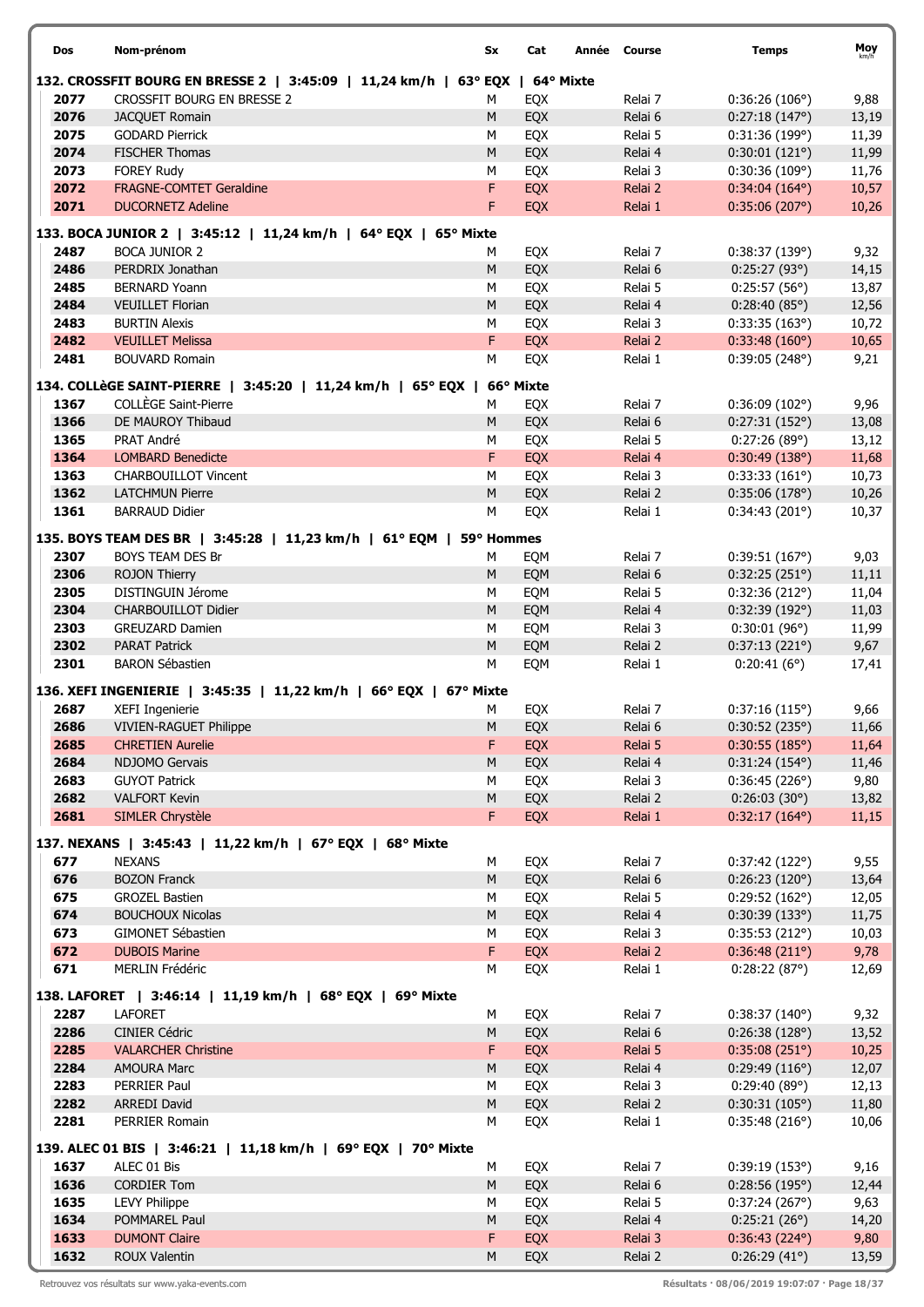| Dos | Nom-prénom | Sx | Cat | Année | Course | Temps | Moy km/h |
|---|---|---|---|---|---|---|---|
| **132. CROSSFIT BOURG EN BRESSE 2 \| 3:45:09 \| 11,24 km/h \| 63° EQX \| 64° Mixte** | | | | | | | |
| 2077 | CROSSFIT BOURG EN BRESSE 2 | M | EQX | | Relai 7 | 0:36:26 (106°) | 9,88 |
| 2076 | JACQUET Romain | M | EQX | | Relai 6 | 0:27:18 (147°) | 13,19 |
| 2075 | GODARD Pierrick | M | EQX | | Relai 5 | 0:31:36 (199°) | 11,39 |
| 2074 | FISCHER Thomas | M | EQX | | Relai 4 | 0:30:01 (121°) | 11,99 |
| 2073 | FOREY Rudy | M | EQX | | Relai 3 | 0:30:36 (109°) | 11,76 |
| 2072 | FRAGNE-COMTET Geraldine | F | EQX | | Relai 2 | 0:34:04 (164°) | 10,57 |
| 2071 | DUCORNETZ Adeline | F | EQX | | Relai 1 | 0:35:06 (207°) | 10,26 |
| **133. BOCA JUNIOR 2 \| 3:45:12 \| 11,24 km/h \| 64° EQX \| 65° Mixte** | | | | | | | |
| 2487 | BOCA JUNIOR 2 | M | EQX | | Relai 7 | 0:38:37 (139°) | 9,32 |
| 2486 | PERDRIX Jonathan | M | EQX | | Relai 6 | 0:25:27 (93°) | 14,15 |
| 2485 | BERNARD Yoann | M | EQX | | Relai 5 | 0:25:57 (56°) | 13,87 |
| 2484 | VEUILLET Florian | M | EQX | | Relai 4 | 0:28:40 (85°) | 12,56 |
| 2483 | BURTIN Alexis | M | EQX | | Relai 3 | 0:33:35 (163°) | 10,72 |
| 2482 | VEUILLET Melissa | F | EQX | | Relai 2 | 0:33:48 (160°) | 10,65 |
| 2481 | BOUVARD Romain | M | EQX | | Relai 1 | 0:39:05 (248°) | 9,21 |
| **134. COLLèGE SAINT-PIERRE \| 3:45:20 \| 11,24 km/h \| 65° EQX \| 66° Mixte** | | | | | | | |
| 1367 | COLLÈGE Saint-Pierre | M | EQX | | Relai 7 | 0:36:09 (102°) | 9,96 |
| 1366 | DE MAUROY Thibaud | M | EQX | | Relai 6 | 0:27:31 (152°) | 13,08 |
| 1365 | PRAT André | M | EQX | | Relai 5 | 0:27:26 (89°) | 13,12 |
| 1364 | LOMBARD Benedicte | F | EQX | | Relai 4 | 0:30:49 (138°) | 11,68 |
| 1363 | CHARBOUILLOT Vincent | M | EQX | | Relai 3 | 0:33:33 (161°) | 10,73 |
| 1362 | LATCHMUN Pierre | M | EQX | | Relai 2 | 0:35:06 (178°) | 10,26 |
| 1361 | BARRAUD Didier | M | EQX | | Relai 1 | 0:34:43 (201°) | 10,37 |
| **135. BOYS TEAM DES BR \| 3:45:28 \| 11,23 km/h \| 61° EQM \| 59° Hommes** | | | | | | | |
| 2307 | BOYS TEAM DES Br | M | EQM | | Relai 7 | 0:39:51 (167°) | 9,03 |
| 2306 | ROJON Thierry | M | EQM | | Relai 6 | 0:32:25 (251°) | 11,11 |
| 2305 | DISTINGUIN Jérome | M | EQM | | Relai 5 | 0:32:36 (212°) | 11,04 |
| 2304 | CHARBOUILLOT Didier | M | EQM | | Relai 4 | 0:32:39 (192°) | 11,03 |
| 2303 | GREUZARD Damien | M | EQM | | Relai 3 | 0:30:01 (96°) | 11,99 |
| 2302 | PARAT Patrick | M | EQM | | Relai 2 | 0:37:13 (221°) | 9,67 |
| 2301 | BARON Sébastien | M | EQM | | Relai 1 | 0:20:41 (6°) | 17,41 |
| **136. XEFI INGENIERIE \| 3:45:35 \| 11,22 km/h \| 66° EQX \| 67° Mixte** | | | | | | | |
| 2687 | XEFI Ingenierie | M | EQX | | Relai 7 | 0:37:16 (115°) | 9,66 |
| 2686 | VIVIEN-RAGUET Philippe | M | EQX | | Relai 6 | 0:30:52 (235°) | 11,66 |
| 2685 | CHRETIEN Aurelie | F | EQX | | Relai 5 | 0:30:55 (185°) | 11,64 |
| 2684 | NDJOMO Gervais | M | EQX | | Relai 4 | 0:31:24 (154°) | 11,46 |
| 2683 | GUYOT Patrick | M | EQX | | Relai 3 | 0:36:45 (226°) | 9,80 |
| 2682 | VALFORT Kevin | M | EQX | | Relai 2 | 0:26:03 (30°) | 13,82 |
| 2681 | SIMLER Chrystèle | F | EQX | | Relai 1 | 0:32:17 (164°) | 11,15 |
| **137. NEXANS \| 3:45:43 \| 11,22 km/h \| 67° EQX \| 68° Mixte** | | | | | | | |
| 677 | NEXANS | M | EQX | | Relai 7 | 0:37:42 (122°) | 9,55 |
| 676 | BOZON Franck | M | EQX | | Relai 6 | 0:26:23 (120°) | 13,64 |
| 675 | GROZEL Bastien | M | EQX | | Relai 5 | 0:29:52 (162°) | 12,05 |
| 674 | BOUCHOUX Nicolas | M | EQX | | Relai 4 | 0:30:39 (133°) | 11,75 |
| 673 | GIMONET Sébastien | M | EQX | | Relai 3 | 0:35:53 (212°) | 10,03 |
| 672 | DUBOIS Marine | F | EQX | | Relai 2 | 0:36:48 (211°) | 9,78 |
| 671 | MERLIN Frédéric | M | EQX | | Relai 1 | 0:28:22 (87°) | 12,69 |
| **138. LAFORET \| 3:46:14 \| 11,19 km/h \| 68° EQX \| 69° Mixte** | | | | | | | |
| 2287 | LAFORET | M | EQX | | Relai 7 | 0:38:37 (140°) | 9,32 |
| 2286 | CINIER Cédric | M | EQX | | Relai 6 | 0:26:38 (128°) | 13,52 |
| 2285 | VALARCHER Christine | F | EQX | | Relai 5 | 0:35:08 (251°) | 10,25 |
| 2284 | AMOURA Marc | M | EQX | | Relai 4 | 0:29:49 (116°) | 12,07 |
| 2283 | PERRIER Paul | M | EQX | | Relai 3 | 0:29:40 (89°) | 12,13 |
| 2282 | ARREDI David | M | EQX | | Relai 2 | 0:30:31 (105°) | 11,80 |
| 2281 | PERRIER Romain | M | EQX | | Relai 1 | 0:35:48 (216°) | 10,06 |
| **139. ALEC 01 BIS \| 3:46:21 \| 11,18 km/h \| 69° EQX \| 70° Mixte** | | | | | | | |
| 1637 | ALEC 01 Bis | M | EQX | | Relai 7 | 0:39:19 (153°) | 9,16 |
| 1636 | CORDIER Tom | M | EQX | | Relai 6 | 0:28:56 (195°) | 12,44 |
| 1635 | LEVY Philippe | M | EQX | | Relai 5 | 0:37:24 (267°) | 9,63 |
| 1634 | POMMAREL Paul | M | EQX | | Relai 4 | 0:25:21 (26°) | 14,20 |
| 1633 | DUMONT Claire | F | EQX | | Relai 3 | 0:36:43 (224°) | 9,80 |
| 1632 | ROUX Valentin | M | EQX | | Relai 2 | 0:26:29 (41°) | 13,59 |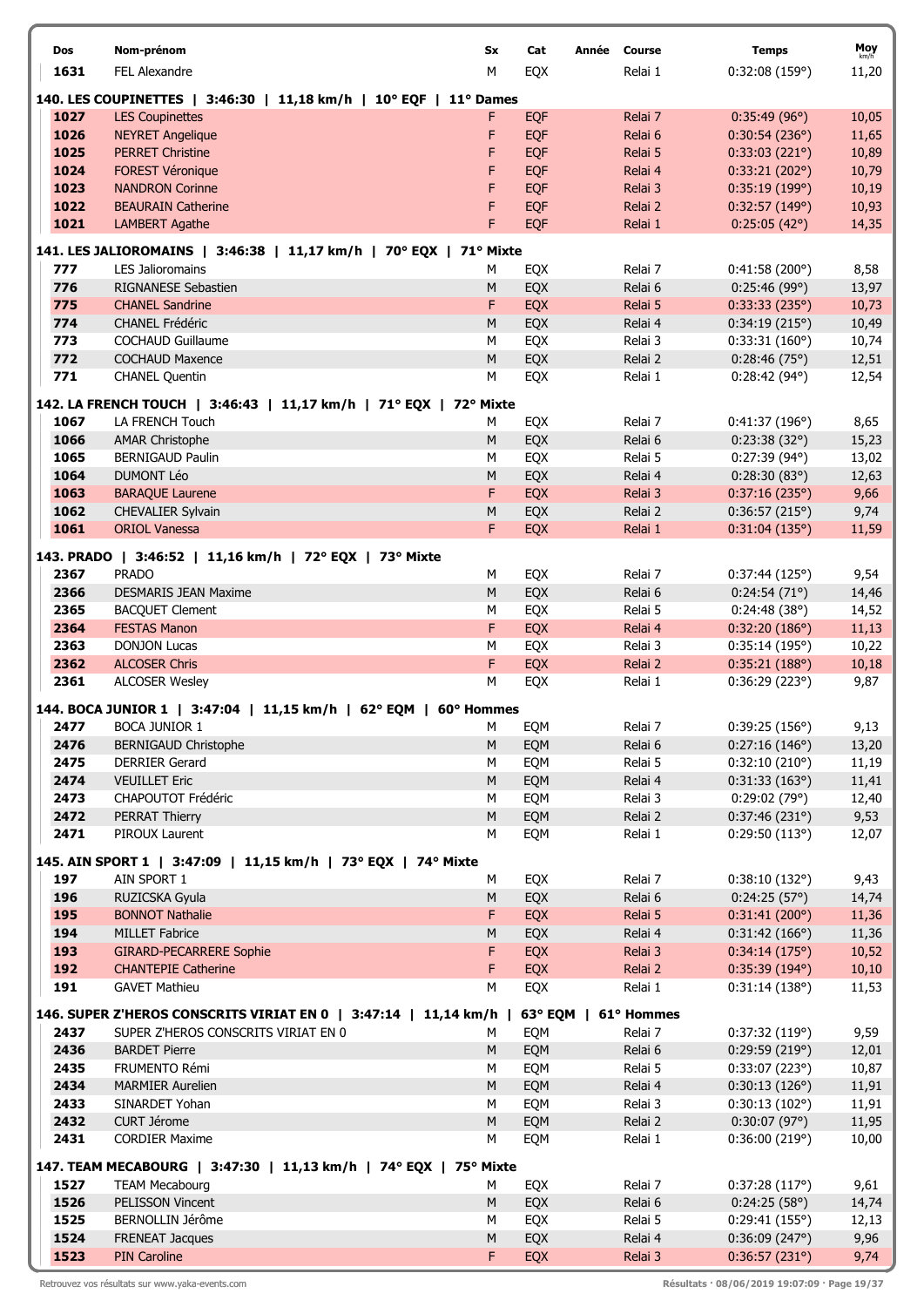| Dos | Nom-prénom | Sx | Cat | Année | Course | Temps | Moy km/h |
|---|---|---|---|---|---|---|---|
| 1631 | FEL Alexandre | M | EQX | | Relai 1 | 0:32:08 (159°) | 11,20 |

**140. LES COUPINETTES | 3:46:30 | 11,18 km/h | 10° EQF | 11° Dames**

| Dos | Nom-prénom | Sx | Cat | Année | Course | Temps | Moy km/h |
|---|---|---|---|---|---|---|---|
| 1027 | LES Coupinettes | F | EQF | | Relai 7 | 0:35:49 (96°) | 10,05 |
| 1026 | NEYRET Angelique | F | EQF | | Relai 6 | 0:30:54 (236°) | 11,65 |
| 1025 | PERRET Christine | F | EQF | | Relai 5 | 0:33:03 (221°) | 10,89 |
| 1024 | FOREST Véronique | F | EQF | | Relai 4 | 0:33:21 (202°) | 10,79 |
| 1023 | NANDRON Corinne | F | EQF | | Relai 3 | 0:35:19 (199°) | 10,19 |
| 1022 | BEAURAIN Catherine | F | EQF | | Relai 2 | 0:32:57 (149°) | 10,93 |
| 1021 | LAMBERT Agathe | F | EQF | | Relai 1 | 0:25:05 (42°) | 14,35 |

**141. LES JALIOROMAINS | 3:46:38 | 11,17 km/h | 70° EQX | 71° Mixte**

| Dos | Nom-prénom | Sx | Cat | Année | Course | Temps | Moy km/h |
|---|---|---|---|---|---|---|---|
| 777 | LES Jalioromains | M | EQX | | Relai 7 | 0:41:58 (200°) | 8,58 |
| 776 | RIGNANESE Sebastien | M | EQX | | Relai 6 | 0:25:46 (99°) | 13,97 |
| 775 | CHANEL Sandrine | F | EQX | | Relai 5 | 0:33:33 (235°) | 10,73 |
| 774 | CHANEL Frédéric | M | EQX | | Relai 4 | 0:34:19 (215°) | 10,49 |
| 773 | COCHAUD Guillaume | M | EQX | | Relai 3 | 0:33:31 (160°) | 10,74 |
| 772 | COCHAUD Maxence | M | EQX | | Relai 2 | 0:28:46 (75°) | 12,51 |
| 771 | CHANEL Quentin | M | EQX | | Relai 1 | 0:28:42 (94°) | 12,54 |

**142. LA FRENCH TOUCH | 3:46:43 | 11,17 km/h | 71° EQX | 72° Mixte**

| Dos | Nom-prénom | Sx | Cat | Année | Course | Temps | Moy km/h |
|---|---|---|---|---|---|---|---|
| 1067 | LA FRENCH Touch | M | EQX | | Relai 7 | 0:41:37 (196°) | 8,65 |
| 1066 | AMAR Christophe | M | EQX | | Relai 6 | 0:23:38 (32°) | 15,23 |
| 1065 | BERNIGAUD Paulin | M | EQX | | Relai 5 | 0:27:39 (94°) | 13,02 |
| 1064 | DUMONT Léo | M | EQX | | Relai 4 | 0:28:30 (83°) | 12,63 |
| 1063 | BARAQUE Laurene | F | EQX | | Relai 3 | 0:37:16 (235°) | 9,66 |
| 1062 | CHEVALIER Sylvain | M | EQX | | Relai 2 | 0:36:57 (215°) | 9,74 |
| 1061 | ORIOL Vanessa | F | EQX | | Relai 1 | 0:31:04 (135°) | 11,59 |

**143. PRADO | 3:46:52 | 11,16 km/h | 72° EQX | 73° Mixte**

| Dos | Nom-prénom | Sx | Cat | Année | Course | Temps | Moy km/h |
|---|---|---|---|---|---|---|---|
| 2367 | PRADO | M | EQX | | Relai 7 | 0:37:44 (125°) | 9,54 |
| 2366 | DESMARIS JEAN Maxime | M | EQX | | Relai 6 | 0:24:54 (71°) | 14,46 |
| 2365 | BACQUET Clement | M | EQX | | Relai 5 | 0:24:48 (38°) | 14,52 |
| 2364 | FESTAS Manon | F | EQX | | Relai 4 | 0:32:20 (186°) | 11,13 |
| 2363 | DONJON Lucas | M | EQX | | Relai 3 | 0:35:14 (195°) | 10,22 |
| 2362 | ALCOSER Chris | F | EQX | | Relai 2 | 0:35:21 (188°) | 10,18 |
| 2361 | ALCOSER Wesley | M | EQX | | Relai 1 | 0:36:29 (223°) | 9,87 |

**144. BOCA JUNIOR 1 | 3:47:04 | 11,15 km/h | 62° EQM | 60° Hommes**

| Dos | Nom-prénom | Sx | Cat | Année | Course | Temps | Moy km/h |
|---|---|---|---|---|---|---|---|
| 2477 | BOCA JUNIOR 1 | M | EQM | | Relai 7 | 0:39:25 (156°) | 9,13 |
| 2476 | BERNIGAUD Christophe | M | EQM | | Relai 6 | 0:27:16 (146°) | 13,20 |
| 2475 | DERRIER Gerard | M | EQM | | Relai 5 | 0:32:10 (210°) | 11,19 |
| 2474 | VEUILLET Eric | M | EQM | | Relai 4 | 0:31:33 (163°) | 11,41 |
| 2473 | CHAPOUTOT Frédéric | M | EQM | | Relai 3 | 0:29:02 (79°) | 12,40 |
| 2472 | PERRAT Thierry | M | EQM | | Relai 2 | 0:37:46 (231°) | 9,53 |
| 2471 | PIROUX Laurent | M | EQM | | Relai 1 | 0:29:50 (113°) | 12,07 |

**145. AIN SPORT 1 | 3:47:09 | 11,15 km/h | 73° EQX | 74° Mixte**

| Dos | Nom-prénom | Sx | Cat | Année | Course | Temps | Moy km/h |
|---|---|---|---|---|---|---|---|
| 197 | AIN SPORT 1 | M | EQX | | Relai 7 | 0:38:10 (132°) | 9,43 |
| 196 | RUZICSKA Gyula | M | EQX | | Relai 6 | 0:24:25 (57°) | 14,74 |
| 195 | BONNOT Nathalie | F | EQX | | Relai 5 | 0:31:41 (200°) | 11,36 |
| 194 | MILLET Fabrice | M | EQX | | Relai 4 | 0:31:42 (166°) | 11,36 |
| 193 | GIRARD-PECARRERE Sophie | F | EQX | | Relai 3 | 0:34:14 (175°) | 10,52 |
| 192 | CHANTEPIE Catherine | F | EQX | | Relai 2 | 0:35:39 (194°) | 10,10 |
| 191 | GAVET Mathieu | M | EQX | | Relai 1 | 0:31:14 (138°) | 11,53 |

**146. SUPER Z'HEROS CONSCRITS VIRIAT EN 0 | 3:47:14 | 11,14 km/h | 63° EQM | 61° Hommes**

| Dos | Nom-prénom | Sx | Cat | Année | Course | Temps | Moy km/h |
|---|---|---|---|---|---|---|---|
| 2437 | SUPER Z'HEROS CONSCRITS VIRIAT EN 0 | M | EQM | | Relai 7 | 0:37:32 (119°) | 9,59 |
| 2436 | BARDET Pierre | M | EQM | | Relai 6 | 0:29:59 (219°) | 12,01 |
| 2435 | FRUMENTO Rémi | M | EQM | | Relai 5 | 0:33:07 (223°) | 10,87 |
| 2434 | MARMIER Aurelien | M | EQM | | Relai 4 | 0:30:13 (126°) | 11,91 |
| 2433 | SINARDET Yohan | M | EQM | | Relai 3 | 0:30:13 (102°) | 11,91 |
| 2432 | CURT Jérome | M | EQM | | Relai 2 | 0:30:07 (97°) | 11,95 |
| 2431 | CORDIER Maxime | M | EQM | | Relai 1 | 0:36:00 (219°) | 10,00 |

**147. TEAM MECABOURG | 3:47:30 | 11,13 km/h | 74° EQX | 75° Mixte**

| Dos | Nom-prénom | Sx | Cat | Année | Course | Temps | Moy km/h |
|---|---|---|---|---|---|---|---|
| 1527 | TEAM Mecabourg | M | EQX | | Relai 7 | 0:37:28 (117°) | 9,61 |
| 1526 | PELISSON Vincent | M | EQX | | Relai 6 | 0:24:25 (58°) | 14,74 |
| 1525 | BERNOLLIN Jérôme | M | EQX | | Relai 5 | 0:29:41 (155°) | 12,13 |
| 1524 | FRENEAT Jacques | M | EQX | | Relai 4 | 0:36:09 (247°) | 9,96 |
| 1523 | PIN Caroline | F | EQX | | Relai 3 | 0:36:57 (231°) | 9,74 |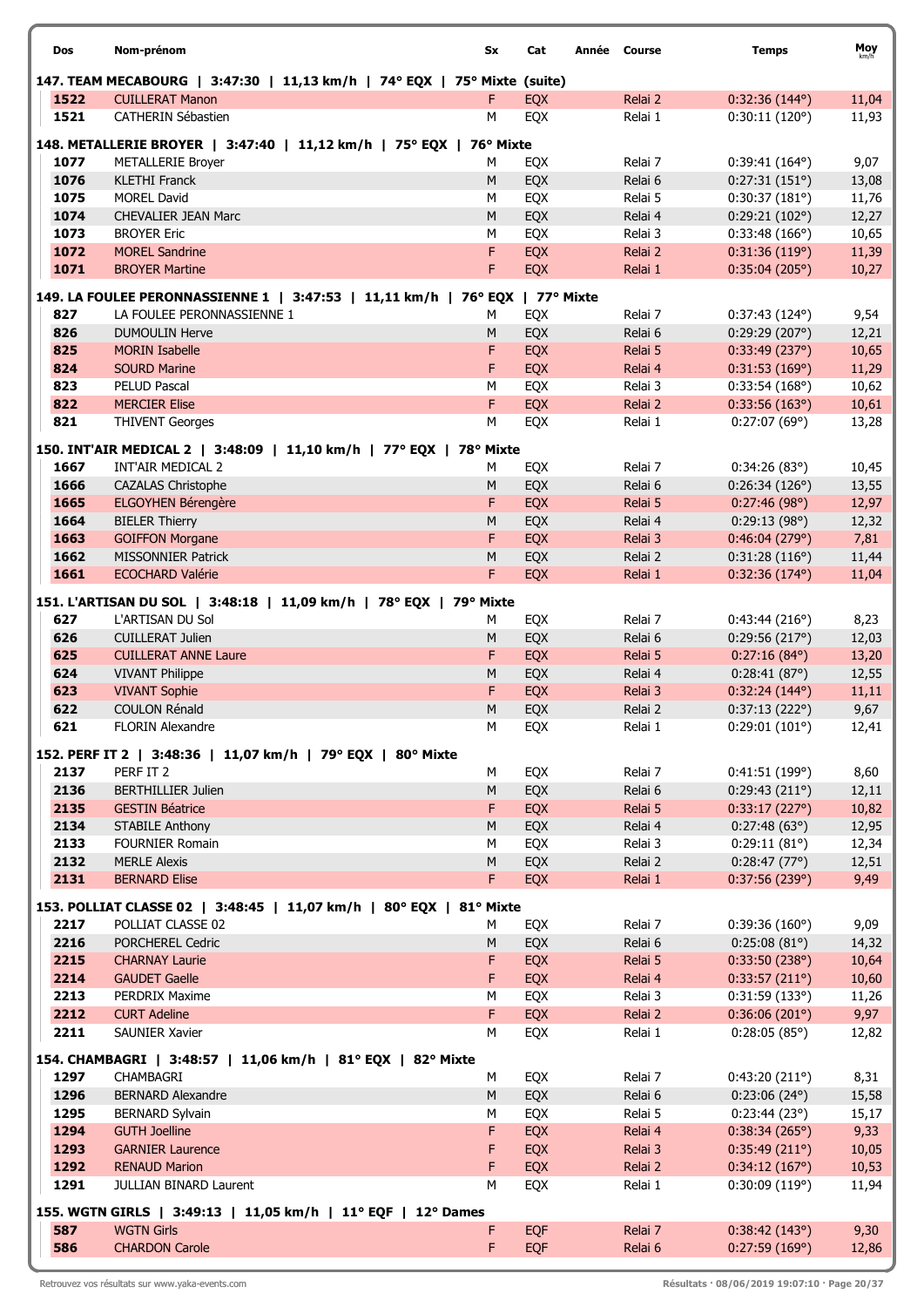| Dos | Nom-prénom | Sx | Cat | Année | Course | Temps | Moy km/h |
|---|---|---|---|---|---|---|---|
| **147. TEAM MECABOURG \| 3:47:30 \| 11,13 km/h \| 74° EQX \| 75° Mixte (suite)** | | | | | | | |
| **1522** | CUILLERAT Manon | F | EQX | | Relai 2 | 0:32:36 (144°) | 11,04 |
| **1521** | CATHERIN Sébastien | M | EQX | | Relai 1 | 0:30:11 (120°) | 11,93 |
| **148. METALLERIE BROYER \| 3:47:40 \| 11,12 km/h \| 75° EQX \| 76° Mixte** | | | | | | | |
| **1077** | METALLERIE Broyer | M | EQX | | Relai 7 | 0:39:41 (164°) | 9,07 |
| **1076** | KLETHI Franck | M | EQX | | Relai 6 | 0:27:31 (151°) | 13,08 |
| **1075** | MOREL David | M | EQX | | Relai 5 | 0:30:37 (181°) | 11,76 |
| **1074** | CHEVALIER JEAN Marc | M | EQX | | Relai 4 | 0:29:21 (102°) | 12,27 |
| **1073** | BROYER Eric | M | EQX | | Relai 3 | 0:33:48 (166°) | 10,65 |
| **1072** | MOREL Sandrine | F | EQX | | Relai 2 | 0:31:36 (119°) | 11,39 |
| **1071** | BROYER Martine | F | EQX | | Relai 1 | 0:35:04 (205°) | 10,27 |
| **149. LA FOULEE PERONNASSIENNE 1 \| 3:47:53 \| 11,11 km/h \| 76° EQX \| 77° Mixte** | | | | | | | |
| **827** | LA FOULEE PERONNASSIENNE 1 | M | EQX | | Relai 7 | 0:37:43 (124°) | 9,54 |
| **826** | DUMOULIN Herve | M | EQX | | Relai 6 | 0:29:29 (207°) | 12,21 |
| **825** | MORIN Isabelle | F | EQX | | Relai 5 | 0:33:49 (237°) | 10,65 |
| **824** | SOURD Marine | F | EQX | | Relai 4 | 0:31:53 (169°) | 11,29 |
| **823** | PELUD Pascal | M | EQX | | Relai 3 | 0:33:54 (168°) | 10,62 |
| **822** | MERCIER Elise | F | EQX | | Relai 2 | 0:33:56 (163°) | 10,61 |
| **821** | THIVENT Georges | M | EQX | | Relai 1 | 0:27:07 (69°) | 13,28 |
| **150. INT'AIR MEDICAL 2 \| 3:48:09 \| 11,10 km/h \| 77° EQX \| 78° Mixte** | | | | | | | |
| **1667** | INT'AIR MEDICAL 2 | M | EQX | | Relai 7 | 0:34:26 (83°) | 10,45 |
| **1666** | CAZALAS Christophe | M | EQX | | Relai 6 | 0:26:34 (126°) | 13,55 |
| **1665** | ELGOYHEN Bérengère | F | EQX | | Relai 5 | 0:27:46 (98°) | 12,97 |
| **1664** | BIELER Thierry | M | EQX | | Relai 4 | 0:29:13 (98°) | 12,32 |
| **1663** | GOIFFON Morgane | F | EQX | | Relai 3 | 0:46:04 (279°) | 7,81 |
| **1662** | MISSONNIER Patrick | M | EQX | | Relai 2 | 0:31:28 (116°) | 11,44 |
| **1661** | ECOCHARD Valérie | F | EQX | | Relai 1 | 0:32:36 (174°) | 11,04 |
| **151. L'ARTISAN DU SOL \| 3:48:18 \| 11,09 km/h \| 78° EQX \| 79° Mixte** | | | | | | | |
| **627** | L'ARTISAN DU Sol | M | EQX | | Relai 7 | 0:43:44 (216°) | 8,23 |
| **626** | CUILLERAT Julien | M | EQX | | Relai 6 | 0:29:56 (217°) | 12,03 |
| **625** | CUILLERAT ANNE Laure | F | EQX | | Relai 5 | 0:27:16 (84°) | 13,20 |
| **624** | VIVANT Philippe | M | EQX | | Relai 4 | 0:28:41 (87°) | 12,55 |
| **623** | VIVANT Sophie | F | EQX | | Relai 3 | 0:32:24 (144°) | 11,11 |
| **622** | COULON Rénald | M | EQX | | Relai 2 | 0:37:13 (222°) | 9,67 |
| **621** | FLORIN Alexandre | M | EQX | | Relai 1 | 0:29:01 (101°) | 12,41 |
| **152. PERF IT 2 \| 3:48:36 \| 11,07 km/h \| 79° EQX \| 80° Mixte** | | | | | | | |
| **2137** | PERF IT 2 | M | EQX | | Relai 7 | 0:41:51 (199°) | 8,60 |
| **2136** | BERTHILLIER Julien | M | EQX | | Relai 6 | 0:29:43 (211°) | 12,11 |
| **2135** | GESTIN Béatrice | F | EQX | | Relai 5 | 0:33:17 (227°) | 10,82 |
| **2134** | STABILE Anthony | M | EQX | | Relai 4 | 0:27:48 (63°) | 12,95 |
| **2133** | FOURNIER Romain | M | EQX | | Relai 3 | 0:29:11 (81°) | 12,34 |
| **2132** | MERLE Alexis | M | EQX | | Relai 2 | 0:28:47 (77°) | 12,51 |
| **2131** | BERNARD Elise | F | EQX | | Relai 1 | 0:37:56 (239°) | 9,49 |
| **153. POLLIAT CLASSE 02 \| 3:48:45 \| 11,07 km/h \| 80° EQX \| 81° Mixte** | | | | | | | |
| **2217** | POLLIAT CLASSE 02 | M | EQX | | Relai 7 | 0:39:36 (160°) | 9,09 |
| **2216** | PORCHEREL Cedric | M | EQX | | Relai 6 | 0:25:08 (81°) | 14,32 |
| **2215** | CHARNAY Laurie | F | EQX | | Relai 5 | 0:33:50 (238°) | 10,64 |
| **2214** | GAUDET Gaelle | F | EQX | | Relai 4 | 0:33:57 (211°) | 10,60 |
| **2213** | PERDRIX Maxime | M | EQX | | Relai 3 | 0:31:59 (133°) | 11,26 |
| **2212** | CURT Adeline | F | EQX | | Relai 2 | 0:36:06 (201°) | 9,97 |
| **2211** | SAUNIER Xavier | M | EQX | | Relai 1 | 0:28:05 (85°) | 12,82 |
| **154. CHAMBAGRI \| 3:48:57 \| 11,06 km/h \| 81° EQX \| 82° Mixte** | | | | | | | |
| **1297** | CHAMBAGRI | M | EQX | | Relai 7 | 0:43:20 (211°) | 8,31 |
| **1296** | BERNARD Alexandre | M | EQX | | Relai 6 | 0:23:06 (24°) | 15,58 |
| **1295** | BERNARD Sylvain | M | EQX | | Relai 5 | 0:23:44 (23°) | 15,17 |
| **1294** | GUTH Joelline | F | EQX | | Relai 4 | 0:38:34 (265°) | 9,33 |
| **1293** | GARNIER Laurence | F | EQX | | Relai 3 | 0:35:49 (211°) | 10,05 |
| **1292** | RENAUD Marion | F | EQX | | Relai 2 | 0:34:12 (167°) | 10,53 |
| **1291** | JULLIAN BINARD Laurent | M | EQX | | Relai 1 | 0:30:09 (119°) | 11,94 |
| **155. WGTN GIRLS \| 3:49:13 \| 11,05 km/h \| 11° EQF \| 12° Dames** | | | | | | | |
| **587** | WGTN Girls | F | EQF | | Relai 7 | 0:38:42 (143°) | 9,30 |
| **586** | CHARDON Carole | F | EQF | | Relai 6 | 0:27:59 (169°) | 12,86 |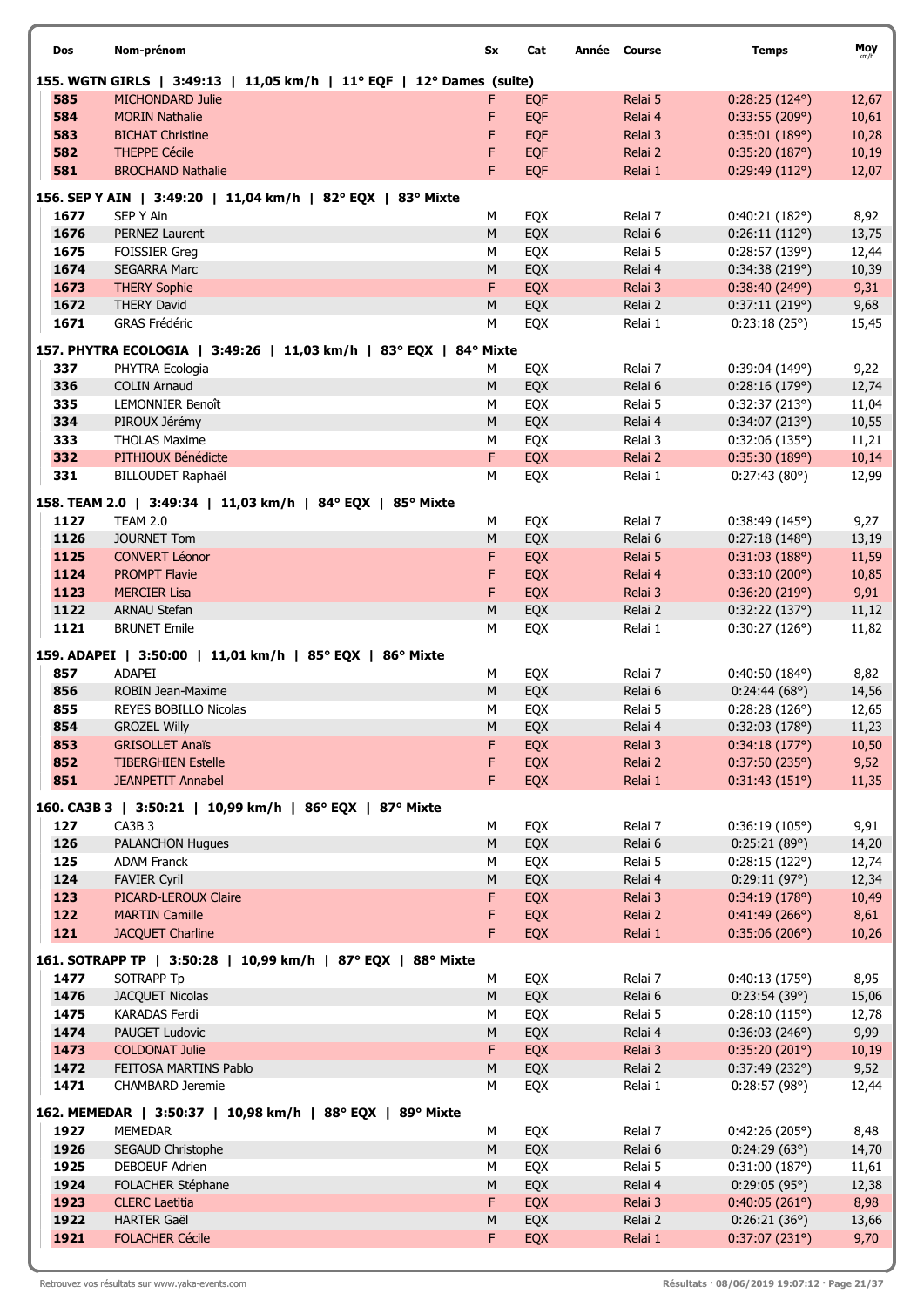| Dos | Nom-prénom | Sx | Cat | Année | Course | Temps | Moy km/h |
|---|---|---|---|---|---|---|---|
| **155. WGTN GIRLS \| 3:49:13 \| 11,05 km/h \| 11° EQF \| 12° Dames (suite)** | | | | | | | |
| 585 | MICHONDARD Julie | F | EQF | | Relai 5 | 0:28:25 (124°) | 12,67 |
| 584 | MORIN Nathalie | F | EQF | | Relai 4 | 0:33:55 (209°) | 10,61 |
| 583 | BICHAT Christine | F | EQF | | Relai 3 | 0:35:01 (189°) | 10,28 |
| 582 | THEPPE Cécile | F | EQF | | Relai 2 | 0:35:20 (187°) | 10,19 |
| 581 | BROCHAND Nathalie | F | EQF | | Relai 1 | 0:29:49 (112°) | 12,07 |
| **156. SEP Y AIN \| 3:49:20 \| 11,04 km/h \| 82° EQX \| 83° Mixte** | | | | | | | |
| 1677 | SEP Y Ain | M | EQX | | Relai 7 | 0:40:21 (182°) | 8,92 |
| 1676 | PERNEZ Laurent | M | EQX | | Relai 6 | 0:26:11 (112°) | 13,75 |
| 1675 | FOISSIER Greg | M | EQX | | Relai 5 | 0:28:57 (139°) | 12,44 |
| 1674 | SEGARRA Marc | M | EQX | | Relai 4 | 0:34:38 (219°) | 10,39 |
| 1673 | THERY Sophie | F | EQX | | Relai 3 | 0:38:40 (249°) | 9,31 |
| 1672 | THERY David | M | EQX | | Relai 2 | 0:37:11 (219°) | 9,68 |
| 1671 | GRAS Frédéric | M | EQX | | Relai 1 | 0:23:18 (25°) | 15,45 |
| **157. PHYTRA ECOLOGIA \| 3:49:26 \| 11,03 km/h \| 83° EQX \| 84° Mixte** | | | | | | | |
| 337 | PHYTRA Ecologia | M | EQX | | Relai 7 | 0:39:04 (149°) | 9,22 |
| 336 | COLIN Arnaud | M | EQX | | Relai 6 | 0:28:16 (179°) | 12,74 |
| 335 | LEMONNIER Benoît | M | EQX | | Relai 5 | 0:32:37 (213°) | 11,04 |
| 334 | PIROUX Jérémy | M | EQX | | Relai 4 | 0:34:07 (213°) | 10,55 |
| 333 | THOLAS Maxime | M | EQX | | Relai 3 | 0:32:06 (135°) | 11,21 |
| 332 | PITHIOUX Bénédicte | F | EQX | | Relai 2 | 0:35:30 (189°) | 10,14 |
| 331 | BILLOUDET Raphaël | M | EQX | | Relai 1 | 0:27:43 (80°) | 12,99 |
| **158. TEAM 2.0 \| 3:49:34 \| 11,03 km/h \| 84° EQX \| 85° Mixte** | | | | | | | |
| 1127 | TEAM 2.0 | M | EQX | | Relai 7 | 0:38:49 (145°) | 9,27 |
| 1126 | JOURNET Tom | M | EQX | | Relai 6 | 0:27:18 (148°) | 13,19 |
| 1125 | CONVERT Léonor | F | EQX | | Relai 5 | 0:31:03 (188°) | 11,59 |
| 1124 | PROMPT Flavie | F | EQX | | Relai 4 | 0:33:10 (200°) | 10,85 |
| 1123 | MERCIER Lisa | F | EQX | | Relai 3 | 0:36:20 (219°) | 9,91 |
| 1122 | ARNAU Stefan | M | EQX | | Relai 2 | 0:32:22 (137°) | 11,12 |
| 1121 | BRUNET Emile | M | EQX | | Relai 1 | 0:30:27 (126°) | 11,82 |
| **159. ADAPEI \| 3:50:00 \| 11,01 km/h \| 85° EQX \| 86° Mixte** | | | | | | | |
| 857 | ADAPEI | M | EQX | | Relai 7 | 0:40:50 (184°) | 8,82 |
| 856 | ROBIN Jean-Maxime | M | EQX | | Relai 6 | 0:24:44 (68°) | 14,56 |
| 855 | REYES BOBILLO Nicolas | M | EQX | | Relai 5 | 0:28:28 (126°) | 12,65 |
| 854 | GROZEL Willy | M | EQX | | Relai 4 | 0:32:03 (178°) | 11,23 |
| 853 | GRISOLLET Anaïs | F | EQX | | Relai 3 | 0:34:18 (177°) | 10,50 |
| 852 | TIBERGHIEN Estelle | F | EQX | | Relai 2 | 0:37:50 (235°) | 9,52 |
| 851 | JEANPETIT Annabel | F | EQX | | Relai 1 | 0:31:43 (151°) | 11,35 |
| **160. CA3B 3 \| 3:50:21 \| 10,99 km/h \| 86° EQX \| 87° Mixte** | | | | | | | |
| 127 | CA3B 3 | M | EQX | | Relai 7 | 0:36:19 (105°) | 9,91 |
| 126 | PALANCHON Hugues | M | EQX | | Relai 6 | 0:25:21 (89°) | 14,20 |
| 125 | ADAM Franck | M | EQX | | Relai 5 | 0:28:15 (122°) | 12,74 |
| 124 | FAVIER Cyril | M | EQX | | Relai 4 | 0:29:11 (97°) | 12,34 |
| 123 | PICARD-LEROUX Claire | F | EQX | | Relai 3 | 0:34:19 (178°) | 10,49 |
| 122 | MARTIN Camille | F | EQX | | Relai 2 | 0:41:49 (266°) | 8,61 |
| 121 | JACQUET Charline | F | EQX | | Relai 1 | 0:35:06 (206°) | 10,26 |
| **161. SOTRAPP TP \| 3:50:28 \| 10,99 km/h \| 87° EQX \| 88° Mixte** | | | | | | | |
| 1477 | SOTRAPP Tp | M | EQX | | Relai 7 | 0:40:13 (175°) | 8,95 |
| 1476 | JACQUET Nicolas | M | EQX | | Relai 6 | 0:23:54 (39°) | 15,06 |
| 1475 | KARADAS Ferdi | M | EQX | | Relai 5 | 0:28:10 (115°) | 12,78 |
| 1474 | PAUGET Ludovic | M | EQX | | Relai 4 | 0:36:03 (246°) | 9,99 |
| 1473 | COLDONAT Julie | F | EQX | | Relai 3 | 0:35:20 (201°) | 10,19 |
| 1472 | FEITOSA MARTINS Pablo | M | EQX | | Relai 2 | 0:37:49 (232°) | 9,52 |
| 1471 | CHAMBARD Jeremie | M | EQX | | Relai 1 | 0:28:57 (98°) | 12,44 |
| **162. MEMEDAR \| 3:50:37 \| 10,98 km/h \| 88° EQX \| 89° Mixte** | | | | | | | |
| 1927 | MEMEDAR | M | EQX | | Relai 7 | 0:42:26 (205°) | 8,48 |
| 1926 | SEGAUD Christophe | M | EQX | | Relai 6 | 0:24:29 (63°) | 14,70 |
| 1925 | DEBOEUF Adrien | M | EQX | | Relai 5 | 0:31:00 (187°) | 11,61 |
| 1924 | FOLACHER Stéphane | M | EQX | | Relai 4 | 0:29:05 (95°) | 12,38 |
| 1923 | CLERC Laetitia | F | EQX | | Relai 3 | 0:40:05 (261°) | 8,98 |
| 1922 | HARTER Gaël | M | EQX | | Relai 2 | 0:26:21 (36°) | 13,66 |
| 1921 | FOLACHER Cécile | F | EQX | | Relai 1 | 0:37:07 (231°) | 9,70 |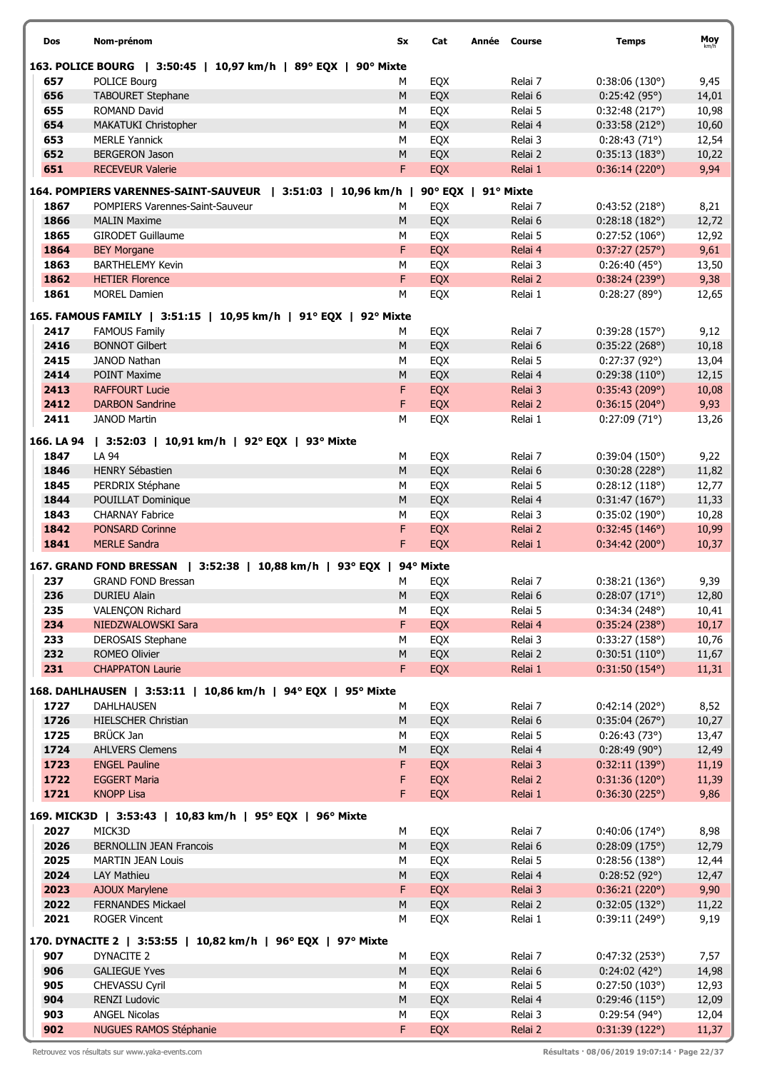| Dos | Nom-prénom | Sx | Cat | Année | Course | Temps | Moy km/h |
|---|---|---|---|---|---|---|---|
| **163. POLICE BOURG \| 3:50:45 \| 10,97 km/h \| 89° EQX \| 90° Mixte** | | | | | | | |
| 657 | POLICE Bourg | M | EQX | | Relai 7 | 0:38:06 (130°) | 9,45 |
| 656 | TABOURET Stephane | M | EQX | | Relai 6 | 0:25:42 (95°) | 14,01 |
| 655 | ROMAND David | M | EQX | | Relai 5 | 0:32:48 (217°) | 10,98 |
| 654 | MAKATUKI Christopher | M | EQX | | Relai 4 | 0:33:58 (212°) | 10,60 |
| 653 | MERLE Yannick | M | EQX | | Relai 3 | 0:28:43 (71°) | 12,54 |
| 652 | BERGERON Jason | M | EQX | | Relai 2 | 0:35:13 (183°) | 10,22 |
| 651 | RECEVEUR Valerie | F | EQX | | Relai 1 | 0:36:14 (220°) | 9,94 |
| **164. POMPIERS VARENNES-SAINT-SAUVEUR \| 3:51:03 \| 10,96 km/h \| 90° EQX \| 91° Mixte** | | | | | | | |
| 1867 | POMPIERS Varennes-Saint-Sauveur | M | EQX | | Relai 7 | 0:43:52 (218°) | 8,21 |
| 1866 | MALIN Maxime | M | EQX | | Relai 6 | 0:28:18 (182°) | 12,72 |
| 1865 | GIRODET Guillaume | M | EQX | | Relai 5 | 0:27:52 (106°) | 12,92 |
| 1864 | BEY Morgane | F | EQX | | Relai 4 | 0:37:27 (257°) | 9,61 |
| 1863 | BARTHELEMY Kevin | M | EQX | | Relai 3 | 0:26:40 (45°) | 13,50 |
| 1862 | HETIER Florence | F | EQX | | Relai 2 | 0:38:24 (239°) | 9,38 |
| 1861 | MOREL Damien | M | EQX | | Relai 1 | 0:28:27 (89°) | 12,65 |
| **165. FAMOUS FAMILY \| 3:51:15 \| 10,95 km/h \| 91° EQX \| 92° Mixte** | | | | | | | |
| 2417 | FAMOUS Family | M | EQX | | Relai 7 | 0:39:28 (157°) | 9,12 |
| 2416 | BONNOT Gilbert | M | EQX | | Relai 6 | 0:35:22 (268°) | 10,18 |
| 2415 | JANOD Nathan | M | EQX | | Relai 5 | 0:27:37 (92°) | 13,04 |
| 2414 | POINT Maxime | M | EQX | | Relai 4 | 0:29:38 (110°) | 12,15 |
| 2413 | RAFFOURT Lucie | F | EQX | | Relai 3 | 0:35:43 (209°) | 10,08 |
| 2412 | DARBON Sandrine | F | EQX | | Relai 2 | 0:36:15 (204°) | 9,93 |
| 2411 | JANOD Martin | M | EQX | | Relai 1 | 0:27:09 (71°) | 13,26 |
| **166. LA 94 \| 3:52:03 \| 10,91 km/h \| 92° EQX \| 93° Mixte** | | | | | | | |
| 1847 | LA 94 | M | EQX | | Relai 7 | 0:39:04 (150°) | 9,22 |
| 1846 | HENRY Sébastien | M | EQX | | Relai 6 | 0:30:28 (228°) | 11,82 |
| 1845 | PERDRIX Stéphane | M | EQX | | Relai 5 | 0:28:12 (118°) | 12,77 |
| 1844 | POUILLAT Dominique | M | EQX | | Relai 4 | 0:31:47 (167°) | 11,33 |
| 1843 | CHARNAY Fabrice | M | EQX | | Relai 3 | 0:35:02 (190°) | 10,28 |
| 1842 | PONSARD Corinne | F | EQX | | Relai 2 | 0:32:45 (146°) | 10,99 |
| 1841 | MERLE Sandra | F | EQX | | Relai 1 | 0:34:42 (200°) | 10,37 |
| **167. GRAND FOND BRESSAN \| 3:52:38 \| 10,88 km/h \| 93° EQX \| 94° Mixte** | | | | | | | |
| 237 | GRAND FOND Bressan | M | EQX | | Relai 7 | 0:38:21 (136°) | 9,39 |
| 236 | DURIEU Alain | M | EQX | | Relai 6 | 0:28:07 (171°) | 12,80 |
| 235 | VALENÇON Richard | M | EQX | | Relai 5 | 0:34:34 (248°) | 10,41 |
| 234 | NIEDZWALOWSKI Sara | F | EQX | | Relai 4 | 0:35:24 (238°) | 10,17 |
| 233 | DEROSAIS Stephane | M | EQX | | Relai 3 | 0:33:27 (158°) | 10,76 |
| 232 | ROMEO Olivier | M | EQX | | Relai 2 | 0:30:51 (110°) | 11,67 |
| 231 | CHAPPATON Laurie | F | EQX | | Relai 1 | 0:31:50 (154°) | 11,31 |
| **168. DAHLHAUSEN \| 3:53:11 \| 10,86 km/h \| 94° EQX \| 95° Mixte** | | | | | | | |
| 1727 | DAHLHAUSEN | M | EQX | | Relai 7 | 0:42:14 (202°) | 8,52 |
| 1726 | HIELSCHER Christian | M | EQX | | Relai 6 | 0:35:04 (267°) | 10,27 |
| 1725 | BRÜCK Jan | M | EQX | | Relai 5 | 0:26:43 (73°) | 13,47 |
| 1724 | AHLVERS Clemens | M | EQX | | Relai 4 | 0:28:49 (90°) | 12,49 |
| 1723 | ENGEL Pauline | F | EQX | | Relai 3 | 0:32:11 (139°) | 11,19 |
| 1722 | EGGERT Maria | F | EQX | | Relai 2 | 0:31:36 (120°) | 11,39 |
| 1721 | KNOPP Lisa | F | EQX | | Relai 1 | 0:36:30 (225°) | 9,86 |
| **169. MICK3D \| 3:53:43 \| 10,83 km/h \| 95° EQX \| 96° Mixte** | | | | | | | |
| 2027 | MICK3D | M | EQX | | Relai 7 | 0:40:06 (174°) | 8,98 |
| 2026 | BERNOLLIN JEAN Francois | M | EQX | | Relai 6 | 0:28:09 (175°) | 12,79 |
| 2025 | MARTIN JEAN Louis | M | EQX | | Relai 5 | 0:28:56 (138°) | 12,44 |
| 2024 | LAY Mathieu | M | EQX | | Relai 4 | 0:28:52 (92°) | 12,47 |
| 2023 | AJOUX Marylene | F | EQX | | Relai 3 | 0:36:21 (220°) | 9,90 |
| 2022 | FERNANDES Mickael | M | EQX | | Relai 2 | 0:32:05 (132°) | 11,22 |
| 2021 | ROGER Vincent | M | EQX | | Relai 1 | 0:39:11 (249°) | 9,19 |
| **170. DYNACITE 2 \| 3:53:55 \| 10,82 km/h \| 96° EQX \| 97° Mixte** | | | | | | | |
| 907 | DYNACITE 2 | M | EQX | | Relai 7 | 0:47:32 (253°) | 7,57 |
| 906 | GALIEGUE Yves | M | EQX | | Relai 6 | 0:24:02 (42°) | 14,98 |
| 905 | CHEVASSU Cyril | M | EQX | | Relai 5 | 0:27:50 (103°) | 12,93 |
| 904 | RENZI Ludovic | M | EQX | | Relai 4 | 0:29:46 (115°) | 12,09 |
| 903 | ANGEL Nicolas | M | EQX | | Relai 3 | 0:29:54 (94°) | 12,04 |
| 902 | NUGUES RAMOS Stéphanie | F | EQX | | Relai 2 | 0:31:39 (122°) | 11,37 |

Retrouvez vos résultats sur www.yaka-events.com

Résultats · 08/06/2019 19:07:14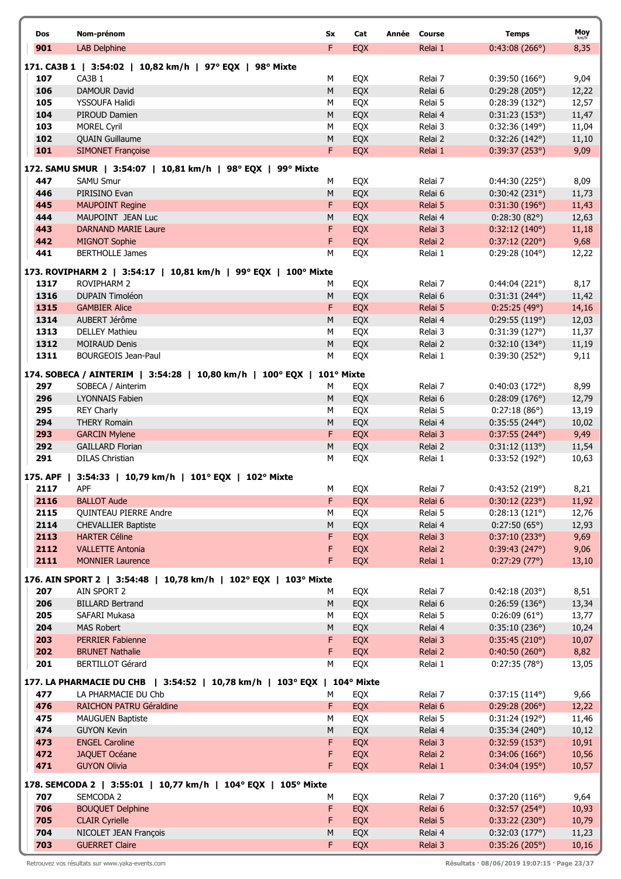| Dos | Nom-prénom | Sx | Cat | Année | Course | Temps | Moy km/h |
|---|---|---|---|---|---|---|---|
| 901 | LAB Delphine | F | EQX | | Relai 1 | 0:43:08 (266°) | 8,35 |

**171. CA3B 1 | 3:54:02 | 10,82 km/h | 97° EQX | 98° Mixte**

| Dos | Nom-prénom | Sx | Cat | Année | Course | Temps | Moy km/h |
|---|---|---|---|---|---|---|---|
| 107 | CA3B 1 | M | EQX | | Relai 7 | 0:39:50 (166°) | 9,04 |
| 106 | DAMOUR David | M | EQX | | Relai 6 | 0:29:28 (205°) | 12,22 |
| 105 | YSSOUFA Halidi | M | EQX | | Relai 5 | 0:28:39 (132°) | 12,57 |
| 104 | PIROUD Damien | M | EQX | | Relai 4 | 0:31:23 (153°) | 11,47 |
| 103 | MOREL Cyril | M | EQX | | Relai 3 | 0:32:36 (149°) | 11,04 |
| 102 | QUAIN Guillaume | M | EQX | | Relai 2 | 0:32:26 (142°) | 11,10 |
| 101 | SIMONET Françoise | F | EQX | | Relai 1 | 0:39:37 (253°) | 9,09 |

**172. SAMU SMUR | 3:54:07 | 10,81 km/h | 98° EQX | 99° Mixte**

| Dos | Nom-prénom | Sx | Cat | Année | Course | Temps | Moy km/h |
|---|---|---|---|---|---|---|---|
| 447 | SAMU Smur | M | EQX | | Relai 7 | 0:44:30 (225°) | 8,09 |
| 446 | PIRISINO Evan | M | EQX | | Relai 6 | 0:30:42 (231°) | 11,73 |
| 445 | MAUPOINT Regine | F | EQX | | Relai 5 | 0:31:30 (196°) | 11,43 |
| 444 | MAUPOINT JEAN Luc | M | EQX | | Relai 4 | 0:28:30 (82°) | 12,63 |
| 443 | DARNAND MARIE Laure | F | EQX | | Relai 3 | 0:32:12 (140°) | 11,18 |
| 442 | MIGNOT Sophie | F | EQX | | Relai 2 | 0:37:12 (220°) | 9,68 |
| 441 | BERTHOLLE James | M | EQX | | Relai 1 | 0:29:28 (104°) | 12,22 |

**173. ROVIPHARM 2 | 3:54:17 | 10,81 km/h | 99° EQX | 100° Mixte**

| Dos | Nom-prénom | Sx | Cat | Année | Course | Temps | Moy km/h |
|---|---|---|---|---|---|---|---|
| 1317 | ROVIPHARM 2 | M | EQX | | Relai 7 | 0:44:04 (221°) | 8,17 |
| 1316 | DUPAIN Timoléon | M | EQX | | Relai 6 | 0:31:31 (244°) | 11,42 |
| 1315 | GAMBIER Alice | F | EQX | | Relai 5 | 0:25:25 (49°) | 14,16 |
| 1314 | AUBERT Jérôme | M | EQX | | Relai 4 | 0:29:55 (119°) | 12,03 |
| 1313 | DELLEY Mathieu | M | EQX | | Relai 3 | 0:31:39 (127°) | 11,37 |
| 1312 | MOIRAUD Denis | M | EQX | | Relai 2 | 0:32:10 (134°) | 11,19 |
| 1311 | BOURGEOIS Jean-Paul | M | EQX | | Relai 1 | 0:39:30 (252°) | 9,11 |

**174. SOBECA / AINTERIM | 3:54:28 | 10,80 km/h | 100° EQX | 101° Mixte**

| Dos | Nom-prénom | Sx | Cat | Année | Course | Temps | Moy km/h |
|---|---|---|---|---|---|---|---|
| 297 | SOBECA / Ainterim | M | EQX | | Relai 7 | 0:40:03 (172°) | 8,99 |
| 296 | LYONNAIS Fabien | M | EQX | | Relai 6 | 0:28:09 (176°) | 12,79 |
| 295 | REY Charly | M | EQX | | Relai 5 | 0:27:18 (86°) | 13,19 |
| 294 | THERY Romain | M | EQX | | Relai 4 | 0:35:55 (244°) | 10,02 |
| 293 | GARCIN Mylene | F | EQX | | Relai 3 | 0:37:55 (244°) | 9,49 |
| 292 | GAILLARD Florian | M | EQX | | Relai 2 | 0:31:12 (113°) | 11,54 |
| 291 | DILAS Christian | M | EQX | | Relai 1 | 0:33:52 (192°) | 10,63 |

**175. APF | 3:54:33 | 10,79 km/h | 101° EQX | 102° Mixte**

| Dos | Nom-prénom | Sx | Cat | Année | Course | Temps | Moy km/h |
|---|---|---|---|---|---|---|---|
| 2117 | APF | M | EQX | | Relai 7 | 0:43:52 (219°) | 8,21 |
| 2116 | BALLOT Aude | F | EQX | | Relai 6 | 0:30:12 (223°) | 11,92 |
| 2115 | QUINTEAU PIERRE Andre | M | EQX | | Relai 5 | 0:28:13 (121°) | 12,76 |
| 2114 | CHEVALLIER Baptiste | M | EQX | | Relai 4 | 0:27:50 (65°) | 12,93 |
| 2113 | HARTER Céline | F | EQX | | Relai 3 | 0:37:10 (233°) | 9,69 |
| 2112 | VALLETTE Antonia | F | EQX | | Relai 2 | 0:39:43 (247°) | 9,06 |
| 2111 | MONNIER Laurence | F | EQX | | Relai 1 | 0:27:29 (77°) | 13,10 |

**176. AIN SPORT 2 | 3:54:48 | 10,78 km/h | 102° EQX | 103° Mixte**

| Dos | Nom-prénom | Sx | Cat | Année | Course | Temps | Moy km/h |
|---|---|---|---|---|---|---|---|
| 207 | AIN SPORT 2 | M | EQX | | Relai 7 | 0:42:18 (203°) | 8,51 |
| 206 | BILLARD Bertrand | M | EQX | | Relai 6 | 0:26:59 (136°) | 13,34 |
| 205 | SAFARI Mukasa | M | EQX | | Relai 5 | 0:26:09 (61°) | 13,77 |
| 204 | MAS Robert | M | EQX | | Relai 4 | 0:35:10 (236°) | 10,24 |
| 203 | PERRIER Fabienne | F | EQX | | Relai 3 | 0:35:45 (210°) | 10,07 |
| 202 | BRUNET Nathalie | F | EQX | | Relai 2 | 0:40:50 (260°) | 8,82 |
| 201 | BERTILLOT Gérard | M | EQX | | Relai 1 | 0:27:35 (78°) | 13,05 |

**177. LA PHARMACIE DU CHB | 3:54:52 | 10,78 km/h | 103° EQX | 104° Mixte**

| Dos | Nom-prénom | Sx | Cat | Année | Course | Temps | Moy km/h |
|---|---|---|---|---|---|---|---|
| 477 | LA PHARMACIE DU Chb | M | EQX | | Relai 7 | 0:37:15 (114°) | 9,66 |
| 476 | RAICHON PATRU Géraldine | F | EQX | | Relai 6 | 0:29:28 (206°) | 12,22 |
| 475 | MAUGUEN Baptiste | M | EQX | | Relai 5 | 0:31:24 (192°) | 11,46 |
| 474 | GUYON Kevin | M | EQX | | Relai 4 | 0:35:34 (240°) | 10,12 |
| 473 | ENGEL Caroline | F | EQX | | Relai 3 | 0:32:59 (153°) | 10,91 |
| 472 | JAQUET Océane | F | EQX | | Relai 2 | 0:34:06 (166°) | 10,56 |
| 471 | GUYON Olivia | F | EQX | | Relai 1 | 0:34:04 (195°) | 10,57 |

**178. SEMCODA 2 | 3:55:01 | 10,77 km/h | 104° EQX | 105° Mixte**

| Dos | Nom-prénom | Sx | Cat | Année | Course | Temps | Moy km/h |
|---|---|---|---|---|---|---|---|
| 707 | SEMCODA 2 | M | EQX | | Relai 7 | 0:37:20 (116°) | 9,64 |
| 706 | BOUQUET Delphine | F | EQX | | Relai 6 | 0:32:57 (254°) | 10,93 |
| 705 | CLAIR Cyrielle | F | EQX | | Relai 5 | 0:33:22 (230°) | 10,79 |
| 704 | NICOLET JEAN François | M | EQX | | Relai 4 | 0:32:03 (177°) | 11,23 |
| 703 | GUERRET Claire | F | EQX | | Relai 3 | 0:35:26 (205°) | 10,16 |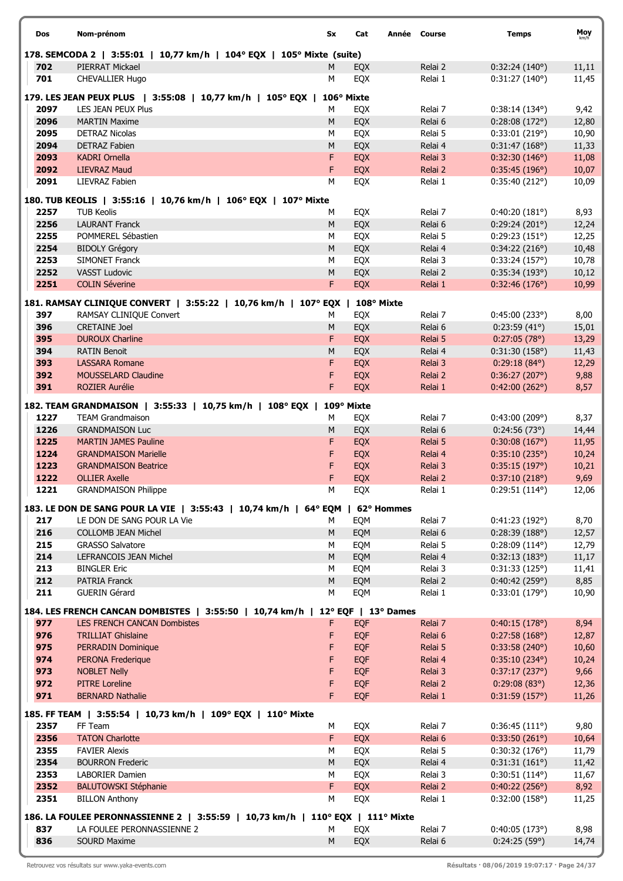| Dos | Nom-prénom | Sx | Cat | Année | Course | Temps | Moy km/h |
|---|---|---|---|---|---|---|---|
| **178. SEMCODA 2 \| 3:55:01 \| 10,77 km/h \| 104° EQX \| 105° Mixte (suite)** | | | | | | | |
| 702 | PIERRAT Mickael | M | EQX | | Relai 2 | 0:32:24 (140°) | 11,11 |
| 701 | CHEVALLIER Hugo | M | EQX | | Relai 1 | 0:31:27 (140°) | 11,45 |
| **179. LES JEAN PEUX PLUS \| 3:55:08 \| 10,77 km/h \| 105° EQX \| 106° Mixte** | | | | | | | |
| 2097 | LES JEAN PEUX Plus | M | EQX | | Relai 7 | 0:38:14 (134°) | 9,42 |
| 2096 | MARTIN Maxime | M | EQX | | Relai 6 | 0:28:08 (172°) | 12,80 |
| 2095 | DETRAZ Nicolas | M | EQX | | Relai 5 | 0:33:01 (219°) | 10,90 |
| 2094 | DETRAZ Fabien | M | EQX | | Relai 4 | 0:31:47 (168°) | 11,33 |
| 2093 | KADRI Ornella | F | EQX | | Relai 3 | 0:32:30 (146°) | 11,08 |
| 2092 | LIEVRAZ Maud | F | EQX | | Relai 2 | 0:35:45 (196°) | 10,07 |
| 2091 | LIEVRAZ Fabien | M | EQX | | Relai 1 | 0:35:40 (212°) | 10,09 |
| **180. TUB KEOLIS \| 3:55:16 \| 10,76 km/h \| 106° EQX \| 107° Mixte** | | | | | | | |
| 2257 | TUB Keolis | M | EQX | | Relai 7 | 0:40:20 (181°) | 8,93 |
| 2256 | LAURANT Franck | M | EQX | | Relai 6 | 0:29:24 (201°) | 12,24 |
| 2255 | POMMEREL Sébastien | M | EQX | | Relai 5 | 0:29:23 (151°) | 12,25 |
| 2254 | BIDOLY Grégory | M | EQX | | Relai 4 | 0:34:22 (216°) | 10,48 |
| 2253 | SIMONET Franck | M | EQX | | Relai 3 | 0:33:24 (157°) | 10,78 |
| 2252 | VASST Ludovic | M | EQX | | Relai 2 | 0:35:34 (193°) | 10,12 |
| 2251 | COLIN Séverine | F | EQX | | Relai 1 | 0:32:46 (176°) | 10,99 |
| **181. RAMSAY CLINIQUE CONVERT \| 3:55:22 \| 10,76 km/h \| 107° EQX \| 108° Mixte** | | | | | | | |
| 397 | RAMSAY CLINIQUE Convert | M | EQX | | Relai 7 | 0:45:00 (233°) | 8,00 |
| 396 | CRETAINE Joel | M | EQX | | Relai 6 | 0:23:59 (41°) | 15,01 |
| 395 | DUROUX Charline | F | EQX | | Relai 5 | 0:27:05 (78°) | 13,29 |
| 394 | RATIN Benoit | M | EQX | | Relai 4 | 0:31:30 (158°) | 11,43 |
| 393 | LASSARA Romane | F | EQX | | Relai 3 | 0:29:18 (84°) | 12,29 |
| 392 | MOUSSELARD Claudine | F | EQX | | Relai 2 | 0:36:27 (207°) | 9,88 |
| 391 | ROZIER Aurélie | F | EQX | | Relai 1 | 0:42:00 (262°) | 8,57 |
| **182. TEAM GRANDMAISON \| 3:55:33 \| 10,75 km/h \| 108° EQX \| 109° Mixte** | | | | | | | |
| 1227 | TEAM Grandmaison | M | EQX | | Relai 7 | 0:43:00 (209°) | 8,37 |
| 1226 | GRANDMAISON Luc | M | EQX | | Relai 6 | 0:24:56 (73°) | 14,44 |
| 1225 | MARTIN JAMES Pauline | F | EQX | | Relai 5 | 0:30:08 (167°) | 11,95 |
| 1224 | GRANDMAISON Marielle | F | EQX | | Relai 4 | 0:35:10 (235°) | 10,24 |
| 1223 | GRANDMAISON Beatrice | F | EQX | | Relai 3 | 0:35:15 (197°) | 10,21 |
| 1222 | OLLIER Axelle | F | EQX | | Relai 2 | 0:37:10 (218°) | 9,69 |
| 1221 | GRANDMAISON Philippe | M | EQX | | Relai 1 | 0:29:51 (114°) | 12,06 |
| **183. LE DON DE SANG POUR LA VIE \| 3:55:43 \| 10,74 km/h \| 64° EQM \| 62° Hommes** | | | | | | | |
| 217 | LE DON DE SANG POUR LA Vie | M | EQM | | Relai 7 | 0:41:23 (192°) | 8,70 |
| 216 | COLLOMB JEAN Michel | M | EQM | | Relai 6 | 0:28:39 (188°) | 12,57 |
| 215 | GRASSO Salvatore | M | EQM | | Relai 5 | 0:28:09 (114°) | 12,79 |
| 214 | LEFRANCOIS JEAN Michel | M | EQM | | Relai 4 | 0:32:13 (183°) | 11,17 |
| 213 | BINGLER Eric | M | EQM | | Relai 3 | 0:31:33 (125°) | 11,41 |
| 212 | PATRIA Franck | M | EQM | | Relai 2 | 0:40:42 (259°) | 8,85 |
| 211 | GUERIN Gérard | M | EQM | | Relai 1 | 0:33:01 (179°) | 10,90 |
| **184. LES FRENCH CANCAN DOMBISTES \| 3:55:50 \| 10,74 km/h \| 12° EQF \| 13° Dames** | | | | | | | |
| 977 | LES FRENCH CANCAN Dombistes | F | EQF | | Relai 7 | 0:40:15 (178°) | 8,94 |
| 976 | TRILLIAT Ghislaine | F | EQF | | Relai 6 | 0:27:58 (168°) | 12,87 |
| 975 | PERRADIN Dominique | F | EQF | | Relai 5 | 0:33:58 (240°) | 10,60 |
| 974 | PERONA Frederique | F | EQF | | Relai 4 | 0:35:10 (234°) | 10,24 |
| 973 | NOBLET Nelly | F | EQF | | Relai 3 | 0:37:17 (237°) | 9,66 |
| 972 | PITRE Loreline | F | EQF | | Relai 2 | 0:29:08 (83°) | 12,36 |
| 971 | BERNARD Nathalie | F | EQF | | Relai 1 | 0:31:59 (157°) | 11,26 |
| **185. FF TEAM \| 3:55:54 \| 10,73 km/h \| 109° EQX \| 110° Mixte** | | | | | | | |
| 2357 | FF Team | M | EQX | | Relai 7 | 0:36:45 (111°) | 9,80 |
| 2356 | TATON Charlotte | F | EQX | | Relai 6 | 0:33:50 (261°) | 10,64 |
| 2355 | FAVIER Alexis | M | EQX | | Relai 5 | 0:30:32 (176°) | 11,79 |
| 2354 | BOURRON Frederic | M | EQX | | Relai 4 | 0:31:31 (161°) | 11,42 |
| 2353 | LABORIER Damien | M | EQX | | Relai 3 | 0:30:51 (114°) | 11,67 |
| 2352 | BALUTOWSKI Stéphanie | F | EQX | | Relai 2 | 0:40:22 (256°) | 8,92 |
| 2351 | BILLON Anthony | M | EQX | | Relai 1 | 0:32:00 (158°) | 11,25 |
| **186. LA FOULEE PERONNASSIENNE 2 \| 3:55:59 \| 10,73 km/h \| 110° EQX \| 111° Mixte** | | | | | | | |
| 837 | LA FOULEE PERONNASSIENNE 2 | M | EQX | | Relai 7 | 0:40:05 (173°) | 8,98 |
| 836 | SOURD Maxime | M | EQX | | Relai 6 | 0:24:25 (59°) | 14,74 |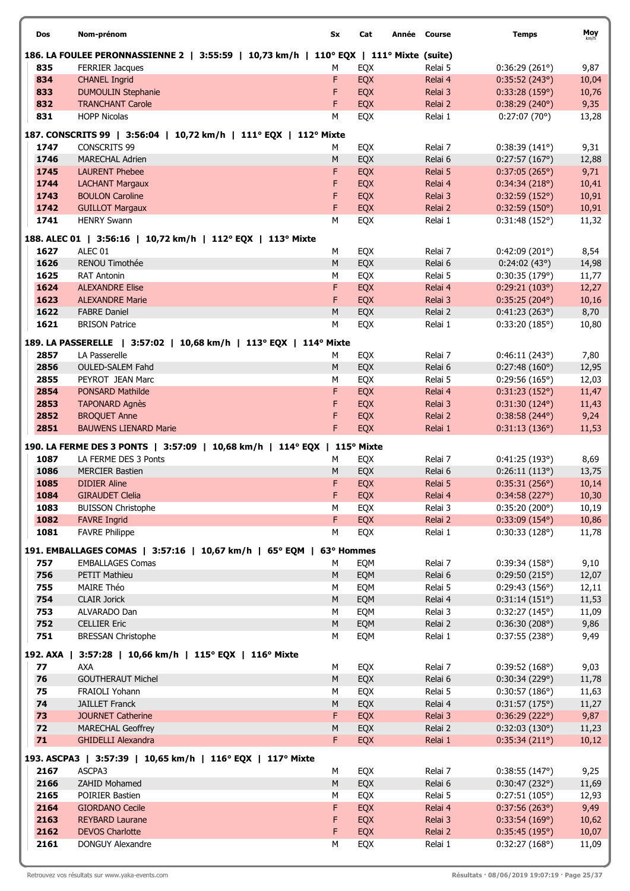| Dos | Nom-prénom | Sx | Cat | Année | Course | Temps | Moy km/h |
|---|---|---|---|---|---|---|---|
| **186. LA FOULEE PERONNASSIENNE 2 \| 3:55:59 \| 10,73 km/h \| 110° EQX \| 111° Mixte (suite)** | | | | | | | |
| 835 | FERRIER Jacques | M | EQX | | Relai 5 | 0:36:29 (261°) | 9,87 |
| 834 | CHANEL Ingrid | F | EQX | | Relai 4 | 0:35:52 (243°) | 10,04 |
| 833 | DUMOULIN Stephanie | F | EQX | | Relai 3 | 0:33:28 (159°) | 10,76 |
| 832 | TRANCHANT Carole | F | EQX | | Relai 2 | 0:38:29 (240°) | 9,35 |
| 831 | HOPP Nicolas | M | EQX | | Relai 1 | 0:27:07 (70°) | 13,28 |
| **187. CONSCRITS 99 \| 3:56:04 \| 10,72 km/h \| 111° EQX \| 112° Mixte** | | | | | | | |
| 1747 | CONSCRITS 99 | M | EQX | | Relai 7 | 0:38:39 (141°) | 9,31 |
| 1746 | MARECHAL Adrien | M | EQX | | Relai 6 | 0:27:57 (167°) | 12,88 |
| 1745 | LAURENT Phebee | F | EQX | | Relai 5 | 0:37:05 (265°) | 9,71 |
| 1744 | LACHANT Margaux | F | EQX | | Relai 4 | 0:34:34 (218°) | 10,41 |
| 1743 | BOULON Caroline | F | EQX | | Relai 3 | 0:32:59 (152°) | 10,91 |
| 1742 | GUILLOT Margaux | F | EQX | | Relai 2 | 0:32:59 (150°) | 10,91 |
| 1741 | HENRY Swann | M | EQX | | Relai 1 | 0:31:48 (152°) | 11,32 |
| **188. ALEC 01 \| 3:56:16 \| 10,72 km/h \| 112° EQX \| 113° Mixte** | | | | | | | |
| 1627 | ALEC 01 | M | EQX | | Relai 7 | 0:42:09 (201°) | 8,54 |
| 1626 | RENOU Timothée | M | EQX | | Relai 6 | 0:24:02 (43°) | 14,98 |
| 1625 | RAT Antonin | M | EQX | | Relai 5 | 0:30:35 (179°) | 11,77 |
| 1624 | ALEXANDRE Elise | F | EQX | | Relai 4 | 0:29:21 (103°) | 12,27 |
| 1623 | ALEXANDRE Marie | F | EQX | | Relai 3 | 0:35:25 (204°) | 10,16 |
| 1622 | FABRE Daniel | M | EQX | | Relai 2 | 0:41:23 (263°) | 8,70 |
| 1621 | BRISON Patrice | M | EQX | | Relai 1 | 0:33:20 (185°) | 10,80 |
| **189. LA PASSERELLE \| 3:57:02 \| 10,68 km/h \| 113° EQX \| 114° Mixte** | | | | | | | |
| 2857 | LA Passerelle | M | EQX | | Relai 7 | 0:46:11 (243°) | 7,80 |
| 2856 | OULED-SALEM Fahd | M | EQX | | Relai 6 | 0:27:48 (160°) | 12,95 |
| 2855 | PEYROT JEAN Marc | M | EQX | | Relai 5 | 0:29:56 (165°) | 12,03 |
| 2854 | PONSARD Mathilde | F | EQX | | Relai 4 | 0:31:23 (152°) | 11,47 |
| 2853 | TAPONARD Agnès | F | EQX | | Relai 3 | 0:31:30 (124°) | 11,43 |
| 2852 | BROQUET Anne | F | EQX | | Relai 2 | 0:38:58 (244°) | 9,24 |
| 2851 | BAUWENS LIENARD Marie | F | EQX | | Relai 1 | 0:31:13 (136°) | 11,53 |
| **190. LA FERME DES 3 PONTS \| 3:57:09 \| 10,68 km/h \| 114° EQX \| 115° Mixte** | | | | | | | |
| 1087 | LA FERME DES 3 Ponts | M | EQX | | Relai 7 | 0:41:25 (193°) | 8,69 |
| 1086 | MERCIER Bastien | M | EQX | | Relai 6 | 0:26:11 (113°) | 13,75 |
| 1085 | DIDIER Aline | F | EQX | | Relai 5 | 0:35:31 (256°) | 10,14 |
| 1084 | GIRAUDET Clelia | F | EQX | | Relai 4 | 0:34:58 (227°) | 10,30 |
| 1083 | BUISSON Christophe | M | EQX | | Relai 3 | 0:35:20 (200°) | 10,19 |
| 1082 | FAVRE Ingrid | F | EQX | | Relai 2 | 0:33:09 (154°) | 10,86 |
| 1081 | FAVRE Philippe | M | EQX | | Relai 1 | 0:30:33 (128°) | 11,78 |
| **191. EMBALLAGES COMAS \| 3:57:16 \| 10,67 km/h \| 65° EQM \| 63° Hommes** | | | | | | | |
| 757 | EMBALLAGES Comas | M | EQM | | Relai 7 | 0:39:34 (158°) | 9,10 |
| 756 | PETIT Mathieu | M | EQM | | Relai 6 | 0:29:50 (215°) | 12,07 |
| 755 | MAIRE Théo | M | EQM | | Relai 5 | 0:29:43 (156°) | 12,11 |
| 754 | CLAIR Jorick | M | EQM | | Relai 4 | 0:31:14 (151°) | 11,53 |
| 753 | ALVARADO Dan | M | EQM | | Relai 3 | 0:32:27 (145°) | 11,09 |
| 752 | CELLIER Eric | M | EQM | | Relai 2 | 0:36:30 (208°) | 9,86 |
| 751 | BRESSAN Christophe | M | EQM | | Relai 1 | 0:37:55 (238°) | 9,49 |
| **192. AXA \| 3:57:28 \| 10,66 km/h \| 115° EQX \| 116° Mixte** | | | | | | | |
| 77 | AXA | M | EQX | | Relai 7 | 0:39:52 (168°) | 9,03 |
| 76 | GOUTHERAUT Michel | M | EQX | | Relai 6 | 0:30:34 (229°) | 11,78 |
| 75 | FRAIOLI Yohann | M | EQX | | Relai 5 | 0:30:57 (186°) | 11,63 |
| 74 | JAILLET Franck | M | EQX | | Relai 4 | 0:31:57 (175°) | 11,27 |
| 73 | JOURNET Catherine | F | EQX | | Relai 3 | 0:36:29 (222°) | 9,87 |
| 72 | MARECHAL Geoffrey | M | EQX | | Relai 2 | 0:32:03 (130°) | 11,23 |
| 71 | GHIDELLI Alexandra | F | EQX | | Relai 1 | 0:35:34 (211°) | 10,12 |
| **193. ASCPA3 \| 3:57:39 \| 10,65 km/h \| 116° EQX \| 117° Mixte** | | | | | | | |
| 2167 | ASCPA3 | M | EQX | | Relai 7 | 0:38:55 (147°) | 9,25 |
| 2166 | ZAHID Mohamed | M | EQX | | Relai 6 | 0:30:47 (232°) | 11,69 |
| 2165 | POIRIER Bastien | M | EQX | | Relai 5 | 0:27:51 (105°) | 12,93 |
| 2164 | GIORDANO Cecile | F | EQX | | Relai 4 | 0:37:56 (263°) | 9,49 |
| 2163 | REYBARD Laurane | F | EQX | | Relai 3 | 0:33:54 (169°) | 10,62 |
| 2162 | DEVOS Charlotte | F | EQX | | Relai 2 | 0:35:45 (195°) | 10,07 |
| 2161 | DONGUY Alexandre | M | EQX | | Relai 1 | 0:32:27 (168°) | 11,09 |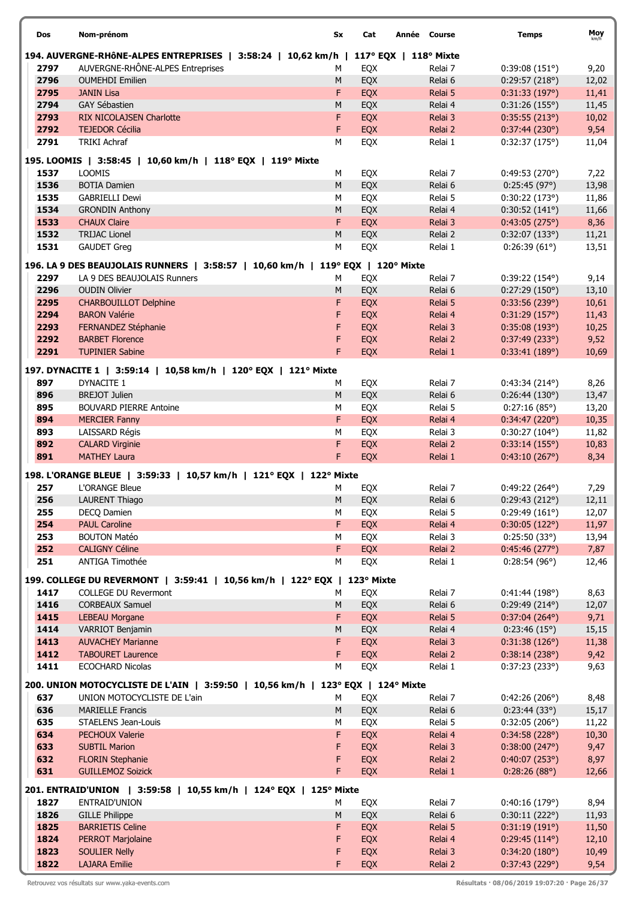| Dos | Nom-prénom | Sx | Cat | Année | Course | Temps | Moy km/h |
|---|---|---|---|---|---|---|---|
| **194. AUVERGNE-RHÔNE-ALPES ENTREPRISES \| 3:58:24 \| 10,62 km/h \| 117° EQX \| 118° Mixte** | | | | | | | |
| 2797 | AUVERGNE-RHÔNE-ALPES Entreprises | M | EQX | | Relai 7 | 0:39:08 (151°) | 9,20 |
| 2796 | OUMEHDI Emilien | M | EQX | | Relai 6 | 0:29:57 (218°) | 12,02 |
| 2795 | JANIN Lisa | F | EQX | | Relai 5 | 0:31:33 (197°) | 11,41 |
| 2794 | GAY Sébastien | M | EQX | | Relai 4 | 0:31:26 (155°) | 11,45 |
| 2793 | RIX NICOLAJSEN Charlotte | F | EQX | | Relai 3 | 0:35:55 (213°) | 10,02 |
| 2792 | TEJEDOR Cécilia | F | EQX | | Relai 2 | 0:37:44 (230°) | 9,54 |
| 2791 | TRIKI Achraf | M | EQX | | Relai 1 | 0:32:37 (175°) | 11,04 |
| **195. LOOMIS \| 3:58:45 \| 10,60 km/h \| 118° EQX \| 119° Mixte** | | | | | | | |
| 1537 | LOOMIS | M | EQX | | Relai 7 | 0:49:53 (270°) | 7,22 |
| 1536 | BOTIA Damien | M | EQX | | Relai 6 | 0:25:45 (97°) | 13,98 |
| 1535 | GABRIELLI Dewi | M | EQX | | Relai 5 | 0:30:22 (173°) | 11,86 |
| 1534 | GRONDIN Anthony | M | EQX | | Relai 4 | 0:30:52 (141°) | 11,66 |
| 1533 | CHAUX Claire | F | EQX | | Relai 3 | 0:43:05 (275°) | 8,36 |
| 1532 | TRIJAC Lionel | M | EQX | | Relai 2 | 0:32:07 (133°) | 11,21 |
| 1531 | GAUDET Greg | M | EQX | | Relai 1 | 0:26:39 (61°) | 13,51 |
| **196. LA 9 DES BEAUJOLAIS RUNNERS \| 3:58:57 \| 10,60 km/h \| 119° EQX \| 120° Mixte** | | | | | | | |
| 2297 | LA 9 DES BEAUJOLAIS Runners | M | EQX | | Relai 7 | 0:39:22 (154°) | 9,14 |
| 2296 | OUDIN Olivier | M | EQX | | Relai 6 | 0:27:29 (150°) | 13,10 |
| 2295 | CHARBOUILLOT Delphine | F | EQX | | Relai 5 | 0:33:56 (239°) | 10,61 |
| 2294 | BARON Valérie | F | EQX | | Relai 4 | 0:31:29 (157°) | 11,43 |
| 2293 | FERNANDEZ Stéphanie | F | EQX | | Relai 3 | 0:35:08 (193°) | 10,25 |
| 2292 | BARBET Florence | F | EQX | | Relai 2 | 0:37:49 (233°) | 9,52 |
| 2291 | TUPINIER Sabine | F | EQX | | Relai 1 | 0:33:41 (189°) | 10,69 |
| **197. DYNACITE 1 \| 3:59:14 \| 10,58 km/h \| 120° EQX \| 121° Mixte** | | | | | | | |
| 897 | DYNACITE 1 | M | EQX | | Relai 7 | 0:43:34 (214°) | 8,26 |
| 896 | BREJOT Julien | M | EQX | | Relai 6 | 0:26:44 (130°) | 13,47 |
| 895 | BOUVARD PIERRE Antoine | M | EQX | | Relai 5 | 0:27:16 (85°) | 13,20 |
| 894 | MERCIER Fanny | F | EQX | | Relai 4 | 0:34:47 (220°) | 10,35 |
| 893 | LAISSARD Régis | M | EQX | | Relai 3 | 0:30:27 (104°) | 11,82 |
| 892 | CALARD Virginie | F | EQX | | Relai 2 | 0:33:14 (155°) | 10,83 |
| 891 | MATHEY Laura | F | EQX | | Relai 1 | 0:43:10 (267°) | 8,34 |
| **198. L'ORANGE BLEUE \| 3:59:33 \| 10,57 km/h \| 121° EQX \| 122° Mixte** | | | | | | | |
| 257 | L'ORANGE Bleue | M | EQX | | Relai 7 | 0:49:22 (264°) | 7,29 |
| 256 | LAURENT Thiago | M | EQX | | Relai 6 | 0:29:43 (212°) | 12,11 |
| 255 | DECQ Damien | M | EQX | | Relai 5 | 0:29:49 (161°) | 12,07 |
| 254 | PAUL Caroline | F | EQX | | Relai 4 | 0:30:05 (122°) | 11,97 |
| 253 | BOUTON Matéo | M | EQX | | Relai 3 | 0:25:50 (33°) | 13,94 |
| 252 | CALIGNY Céline | F | EQX | | Relai 2 | 0:45:46 (277°) | 7,87 |
| 251 | ANTIGA Timothée | M | EQX | | Relai 1 | 0:28:54 (96°) | 12,46 |
| **199. COLLEGE DU REVERMONT \| 3:59:41 \| 10,56 km/h \| 122° EQX \| 123° Mixte** | | | | | | | |
| 1417 | COLLEGE DU Revermont | M | EQX | | Relai 7 | 0:41:44 (198°) | 8,63 |
| 1416 | CORBEAUX Samuel | M | EQX | | Relai 6 | 0:29:49 (214°) | 12,07 |
| 1415 | LEBEAU Morgane | F | EQX | | Relai 5 | 0:37:04 (264°) | 9,71 |
| 1414 | VARRIOT Benjamin | M | EQX | | Relai 4 | 0:23:46 (15°) | 15,15 |
| 1413 | AUVACHEY Marianne | F | EQX | | Relai 3 | 0:31:38 (126°) | 11,38 |
| 1412 | TABOURET Laurence | F | EQX | | Relai 2 | 0:38:14 (238°) | 9,42 |
| 1411 | ECOCHARD Nicolas | M | EQX | | Relai 1 | 0:37:23 (233°) | 9,63 |
| **200. UNION MOTOCYCLISTE DE L'AIN \| 3:59:50 \| 10,56 km/h \| 123° EQX \| 124° Mixte** | | | | | | | |
| 637 | UNION MOTOCYCLISTE DE L'ain | M | EQX | | Relai 7 | 0:42:26 (206°) | 8,48 |
| 636 | MARIELLE Francis | M | EQX | | Relai 6 | 0:23:44 (33°) | 15,17 |
| 635 | STAELENS Jean-Louis | M | EQX | | Relai 5 | 0:32:05 (206°) | 11,22 |
| 634 | PECHOUX Valerie | F | EQX | | Relai 4 | 0:34:58 (228°) | 10,30 |
| 633 | SUBTIL Marion | F | EQX | | Relai 3 | 0:38:00 (247°) | 9,47 |
| 632 | FLORIN Stephanie | F | EQX | | Relai 2 | 0:40:07 (253°) | 8,97 |
| 631 | GUILLEMOZ Soizick | F | EQX | | Relai 1 | 0:28:26 (88°) | 12,66 |
| **201. ENTRAID'UNION \| 3:59:58 \| 10,55 km/h \| 124° EQX \| 125° Mixte** | | | | | | | |
| 1827 | ENTRAID'UNION | M | EQX | | Relai 7 | 0:40:16 (179°) | 8,94 |
| 1826 | GILLE Philippe | M | EQX | | Relai 6 | 0:30:11 (222°) | 11,93 |
| 1825 | BARRIETIS Celine | F | EQX | | Relai 5 | 0:31:19 (191°) | 11,50 |
| 1824 | PERROT Marjolaine | F | EQX | | Relai 4 | 0:29:45 (114°) | 12,10 |
| 1823 | SOULIER Nelly | F | EQX | | Relai 3 | 0:34:20 (180°) | 10,49 |
| 1822 | LAJARA Emilie | F | EQX | | Relai 2 | 0:37:43 (229°) | 9,54 |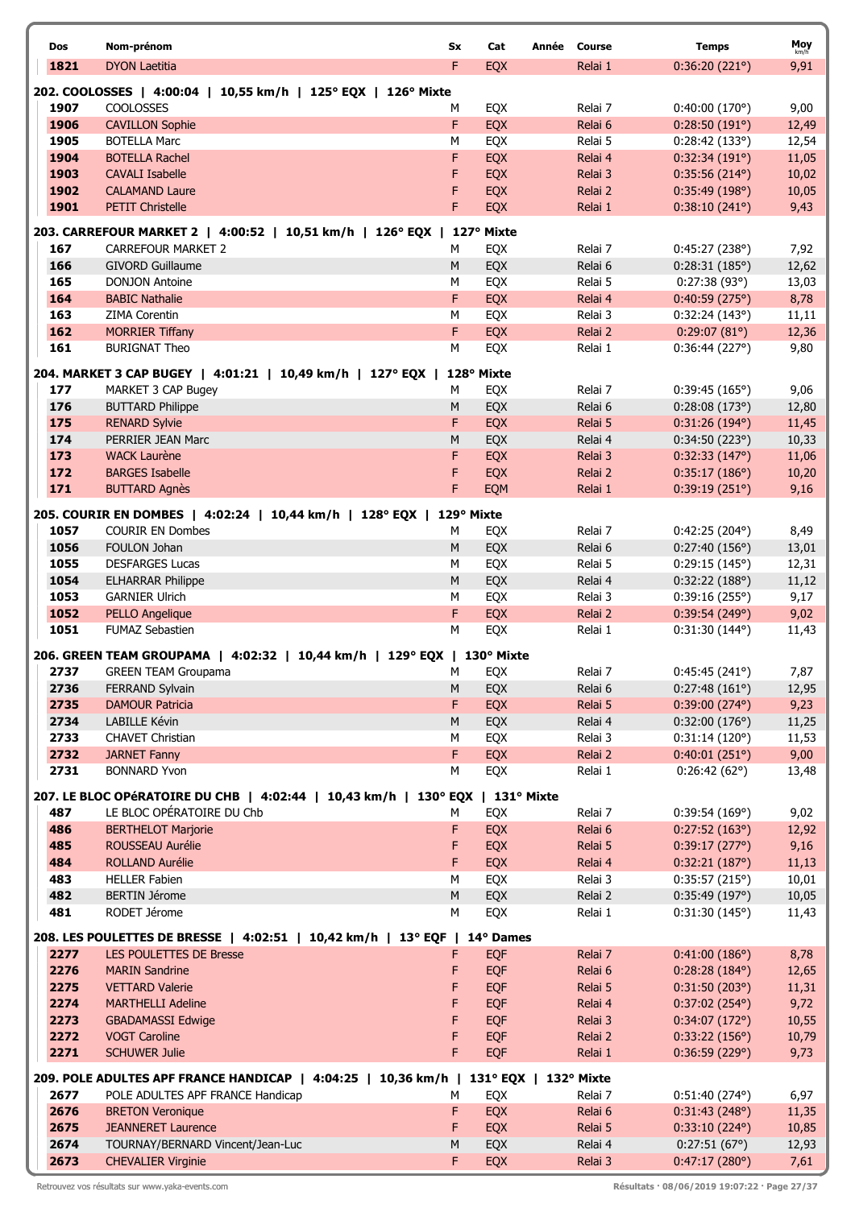| Dos | Nom-prénom | Sx | Cat | Année | Course | Temps | Moy km/h |
|---|---|---|---|---|---|---|---|
| 1821 | DYON Laetitia | F | EQX | | Relai 1 | 0:36:20 (221°) | 9,91 |
| **202. COOLOSSES \| 4:00:04 \| 10,55 km/h \| 125° EQX \| 126° Mixte** | | | | | | | |
| 1907 | COOLOSSES | M | EQX | | Relai 7 | 0:40:00 (170°) | 9,00 |
| 1906 | CAVILLON Sophie | F | EQX | | Relai 6 | 0:28:50 (191°) | 12,49 |
| 1905 | BOTELLA Marc | M | EQX | | Relai 5 | 0:28:42 (133°) | 12,54 |
| 1904 | BOTELLA Rachel | F | EQX | | Relai 4 | 0:32:34 (191°) | 11,05 |
| 1903 | CAVALI Isabelle | F | EQX | | Relai 3 | 0:35:56 (214°) | 10,02 |
| 1902 | CALAMAND Laure | F | EQX | | Relai 2 | 0:35:49 (198°) | 10,05 |
| 1901 | PETIT Christelle | F | EQX | | Relai 1 | 0:38:10 (241°) | 9,43 |
| **203. CARREFOUR MARKET 2 \| 4:00:52 \| 10,51 km/h \| 126° EQX \| 127° Mixte** | | | | | | | |
| 167 | CARREFOUR MARKET 2 | M | EQX | | Relai 7 | 0:45:27 (238°) | 7,92 |
| 166 | GIVORD Guillaume | M | EQX | | Relai 6 | 0:28:31 (185°) | 12,62 |
| 165 | DONJON Antoine | M | EQX | | Relai 5 | 0:27:38 (93°) | 13,03 |
| 164 | BABIC Nathalie | F | EQX | | Relai 4 | 0:40:59 (275°) | 8,78 |
| 163 | ZIMA Corentin | M | EQX | | Relai 3 | 0:32:24 (143°) | 11,11 |
| 162 | MORRIER Tiffany | F | EQX | | Relai 2 | 0:29:07 (81°) | 12,36 |
| 161 | BURIGNAT Theo | M | EQX | | Relai 1 | 0:36:44 (227°) | 9,80 |
| **204. MARKET 3 CAP BUGEY \| 4:01:21 \| 10,49 km/h \| 127° EQX \| 128° Mixte** | | | | | | | |
| 177 | MARKET 3 CAP Bugey | M | EQX | | Relai 7 | 0:39:45 (165°) | 9,06 |
| 176 | BUTTARD Philippe | M | EQX | | Relai 6 | 0:28:08 (173°) | 12,80 |
| 175 | RENARD Sylvie | F | EQX | | Relai 5 | 0:31:26 (194°) | 11,45 |
| 174 | PERRIER JEAN Marc | M | EQX | | Relai 4 | 0:34:50 (223°) | 10,33 |
| 173 | WACK Laurène | F | EQX | | Relai 3 | 0:32:33 (147°) | 11,06 |
| 172 | BARGES Isabelle | F | EQX | | Relai 2 | 0:35:17 (186°) | 10,20 |
| 171 | BUTTARD Agnès | F | EQM | | Relai 1 | 0:39:19 (251°) | 9,16 |
| **205. COURIR EN DOMBES \| 4:02:24 \| 10,44 km/h \| 128° EQX \| 129° Mixte** | | | | | | | |
| 1057 | COURIR EN Dombes | M | EQX | | Relai 7 | 0:42:25 (204°) | 8,49 |
| 1056 | FOULON Johan | M | EQX | | Relai 6 | 0:27:40 (156°) | 13,01 |
| 1055 | DESFARGES Lucas | M | EQX | | Relai 5 | 0:29:15 (145°) | 12,31 |
| 1054 | ELHARRAR Philippe | M | EQX | | Relai 4 | 0:32:22 (188°) | 11,12 |
| 1053 | GARNIER Ulrich | M | EQX | | Relai 3 | 0:39:16 (255°) | 9,17 |
| 1052 | PELLO Angelique | F | EQX | | Relai 2 | 0:39:54 (249°) | 9,02 |
| 1051 | FUMAZ Sebastien | M | EQX | | Relai 1 | 0:31:30 (144°) | 11,43 |
| **206. GREEN TEAM GROUPAMA \| 4:02:32 \| 10,44 km/h \| 129° EQX \| 130° Mixte** | | | | | | | |
| 2737 | GREEN TEAM Groupama | M | EQX | | Relai 7 | 0:45:45 (241°) | 7,87 |
| 2736 | FERRAND Sylvain | M | EQX | | Relai 6 | 0:27:48 (161°) | 12,95 |
| 2735 | DAMOUR Patricia | F | EQX | | Relai 5 | 0:39:00 (274°) | 9,23 |
| 2734 | LABILLE Kévin | M | EQX | | Relai 4 | 0:32:00 (176°) | 11,25 |
| 2733 | CHAVET Christian | M | EQX | | Relai 3 | 0:31:14 (120°) | 11,53 |
| 2732 | JARNET Fanny | F | EQX | | Relai 2 | 0:40:01 (251°) | 9,00 |
| 2731 | BONNARD Yvon | M | EQX | | Relai 1 | 0:26:42 (62°) | 13,48 |
| **207. LE BLOC OPéRATOIRE DU CHB \| 4:02:44 \| 10,43 km/h \| 130° EQX \| 131° Mixte** | | | | | | | |
| 487 | LE BLOC OPÉRATOIRE DU Chb | M | EQX | | Relai 7 | 0:39:54 (169°) | 9,02 |
| 486 | BERTHELOT Marjorie | F | EQX | | Relai 6 | 0:27:52 (163°) | 12,92 |
| 485 | ROUSSEAU Aurélie | F | EQX | | Relai 5 | 0:39:17 (277°) | 9,16 |
| 484 | ROLLAND Aurélie | F | EQX | | Relai 4 | 0:32:21 (187°) | 11,13 |
| 483 | HELLER Fabien | M | EQX | | Relai 3 | 0:35:57 (215°) | 10,01 |
| 482 | BERTIN Jérome | M | EQX | | Relai 2 | 0:35:49 (197°) | 10,05 |
| 481 | RODET Jérome | M | EQX | | Relai 1 | 0:31:30 (145°) | 11,43 |
| **208. LES POULETTES DE BRESSE \| 4:02:51 \| 10,42 km/h \| 13° EQF \| 14° Dames** | | | | | | | |
| 2277 | LES POULETTES DE Bresse | F | EQF | | Relai 7 | 0:41:00 (186°) | 8,78 |
| 2276 | MARIN Sandrine | F | EQF | | Relai 6 | 0:28:28 (184°) | 12,65 |
| 2275 | VETTARD Valerie | F | EQF | | Relai 5 | 0:31:50 (203°) | 11,31 |
| 2274 | MARTHELLI Adeline | F | EQF | | Relai 4 | 0:37:02 (254°) | 9,72 |
| 2273 | GBADAMASSI Edwige | F | EQF | | Relai 3 | 0:34:07 (172°) | 10,55 |
| 2272 | VOGT Caroline | F | EQF | | Relai 2 | 0:33:22 (156°) | 10,79 |
| 2271 | SCHUWER Julie | F | EQF | | Relai 1 | 0:36:59 (229°) | 9,73 |
| **209. POLE ADULTES APF FRANCE HANDICAP \| 4:04:25 \| 10,36 km/h \| 131° EQX \| 132° Mixte** | | | | | | | |
| 2677 | POLE ADULTES APF FRANCE Handicap | M | EQX | | Relai 7 | 0:51:40 (274°) | 6,97 |
| 2676 | BRETON Veronique | F | EQX | | Relai 6 | 0:31:43 (248°) | 11,35 |
| 2675 | JEANNERET Laurence | F | EQX | | Relai 5 | 0:33:10 (224°) | 10,85 |
| 2674 | TOURNAY/BERNARD Vincent/Jean-Luc | M | EQX | | Relai 4 | 0:27:51 (67°) | 12,93 |
| 2673 | CHEVALIER Virginie | F | EQX | | Relai 3 | 0:47:17 (280°) | 7,61 |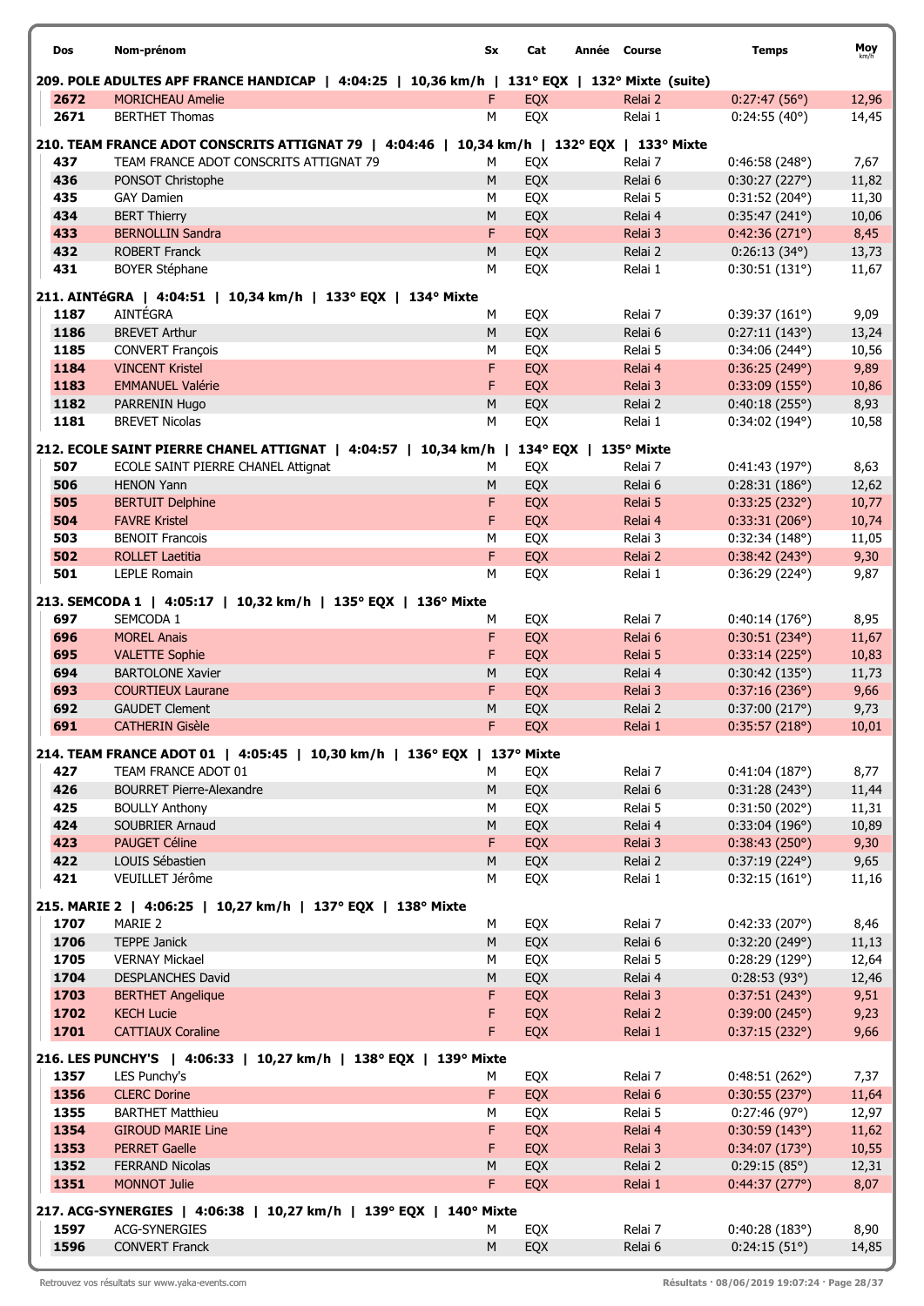| Dos | Nom-prénom | Sx | Cat | Année | Course | Temps | Moy km/h |
|---|---|---|---|---|---|---|---|
| **209. POLE ADULTES APF FRANCE HANDICAP \| 4:04:25 \| 10,36 km/h \| 131° EQX \| 132° Mixte (suite)** | | | | | | | |
| 2672 | MORICHEAU Amelie | F | EQX | | Relai 2 | 0:27:47 (56°) | 12,96 |
| 2671 | BERTHET Thomas | M | EQX | | Relai 1 | 0:24:55 (40°) | 14,45 |
| **210. TEAM FRANCE ADOT CONSCRITS ATTIGNAT 79 \| 4:04:46 \| 10,34 km/h \| 132° EQX \| 133° Mixte** | | | | | | | |
| 437 | TEAM FRANCE ADOT CONSCRITS ATTIGNAT 79 | M | EQX | | Relai 7 | 0:46:58 (248°) | 7,67 |
| 436 | PONSOT Christophe | M | EQX | | Relai 6 | 0:30:27 (227°) | 11,82 |
| 435 | GAY Damien | M | EQX | | Relai 5 | 0:31:52 (204°) | 11,30 |
| 434 | BERT Thierry | M | EQX | | Relai 4 | 0:35:47 (241°) | 10,06 |
| 433 | BERNOLLIN Sandra | F | EQX | | Relai 3 | 0:42:36 (271°) | 8,45 |
| 432 | ROBERT Franck | M | EQX | | Relai 2 | 0:26:13 (34°) | 13,73 |
| 431 | BOYER Stéphane | M | EQX | | Relai 1 | 0:30:51 (131°) | 11,67 |
| **211. AINTéGRA \| 4:04:51 \| 10,34 km/h \| 133° EQX \| 134° Mixte** | | | | | | | |
| 1187 | AINTÉGRA | M | EQX | | Relai 7 | 0:39:37 (161°) | 9,09 |
| 1186 | BREVET Arthur | M | EQX | | Relai 6 | 0:27:11 (143°) | 13,24 |
| 1185 | CONVERT François | M | EQX | | Relai 5 | 0:34:06 (244°) | 10,56 |
| 1184 | VINCENT Kristel | F | EQX | | Relai 4 | 0:36:25 (249°) | 9,89 |
| 1183 | EMMANUEL Valérie | F | EQX | | Relai 3 | 0:33:09 (155°) | 10,86 |
| 1182 | PARRENIN Hugo | M | EQX | | Relai 2 | 0:40:18 (255°) | 8,93 |
| 1181 | BREVET Nicolas | M | EQX | | Relai 1 | 0:34:02 (194°) | 10,58 |
| **212. ECOLE SAINT PIERRE CHANEL ATTIGNAT \| 4:04:57 \| 10,34 km/h \| 134° EQX \| 135° Mixte** | | | | | | | |
| 507 | ECOLE SAINT PIERRE CHANEL Attignat | M | EQX | | Relai 7 | 0:41:43 (197°) | 8,63 |
| 506 | HENON Yann | M | EQX | | Relai 6 | 0:28:31 (186°) | 12,62 |
| 505 | BERTUIT Delphine | F | EQX | | Relai 5 | 0:33:25 (232°) | 10,77 |
| 504 | FAVRE Kristel | F | EQX | | Relai 4 | 0:33:31 (206°) | 10,74 |
| 503 | BENOIT Francois | M | EQX | | Relai 3 | 0:32:34 (148°) | 11,05 |
| 502 | ROLLET Laetitia | F | EQX | | Relai 2 | 0:38:42 (243°) | 9,30 |
| 501 | LEPLE Romain | M | EQX | | Relai 1 | 0:36:29 (224°) | 9,87 |
| **213. SEMCODA 1 \| 4:05:17 \| 10,32 km/h \| 135° EQX \| 136° Mixte** | | | | | | | |
| 697 | SEMCODA 1 | M | EQX | | Relai 7 | 0:40:14 (176°) | 8,95 |
| 696 | MOREL Anais | F | EQX | | Relai 6 | 0:30:51 (234°) | 11,67 |
| 695 | VALETTE Sophie | F | EQX | | Relai 5 | 0:33:14 (225°) | 10,83 |
| 694 | BARTOLONE Xavier | M | EQX | | Relai 4 | 0:30:42 (135°) | 11,73 |
| 693 | COURTIEUX Laurane | F | EQX | | Relai 3 | 0:37:16 (236°) | 9,66 |
| 692 | GAUDET Clement | M | EQX | | Relai 2 | 0:37:00 (217°) | 9,73 |
| 691 | CATHERIN Gisèle | F | EQX | | Relai 1 | 0:35:57 (218°) | 10,01 |
| **214. TEAM FRANCE ADOT 01 \| 4:05:45 \| 10,30 km/h \| 136° EQX \| 137° Mixte** | | | | | | | |
| 427 | TEAM FRANCE ADOT 01 | M | EQX | | Relai 7 | 0:41:04 (187°) | 8,77 |
| 426 | BOURRET Pierre-Alexandre | M | EQX | | Relai 6 | 0:31:28 (243°) | 11,44 |
| 425 | BOULLY Anthony | M | EQX | | Relai 5 | 0:31:50 (202°) | 11,31 |
| 424 | SOUBRIER Arnaud | M | EQX | | Relai 4 | 0:33:04 (196°) | 10,89 |
| 423 | PAUGET Céline | F | EQX | | Relai 3 | 0:38:43 (250°) | 9,30 |
| 422 | LOUIS Sébastien | M | EQX | | Relai 2 | 0:37:19 (224°) | 9,65 |
| 421 | VEUILLET Jérôme | M | EQX | | Relai 1 | 0:32:15 (161°) | 11,16 |
| **215. MARIE 2 \| 4:06:25 \| 10,27 km/h \| 137° EQX \| 138° Mixte** | | | | | | | |
| 1707 | MARIE 2 | M | EQX | | Relai 7 | 0:42:33 (207°) | 8,46 |
| 1706 | TEPPE Janick | M | EQX | | Relai 6 | 0:32:20 (249°) | 11,13 |
| 1705 | VERNAY Mickael | M | EQX | | Relai 5 | 0:28:29 (129°) | 12,64 |
| 1704 | DESPLANCHES David | M | EQX | | Relai 4 | 0:28:53 (93°) | 12,46 |
| 1703 | BERTHET Angelique | F | EQX | | Relai 3 | 0:37:51 (243°) | 9,51 |
| 1702 | KECH Lucie | F | EQX | | Relai 2 | 0:39:00 (245°) | 9,23 |
| 1701 | CATTIAUX Coraline | F | EQX | | Relai 1 | 0:37:15 (232°) | 9,66 |
| **216. LES PUNCHY'S \| 4:06:33 \| 10,27 km/h \| 138° EQX \| 139° Mixte** | | | | | | | |
| 1357 | LES Punchy's | M | EQX | | Relai 7 | 0:48:51 (262°) | 7,37 |
| 1356 | CLERC Dorine | F | EQX | | Relai 6 | 0:30:55 (237°) | 11,64 |
| 1355 | BARTHET Matthieu | M | EQX | | Relai 5 | 0:27:46 (97°) | 12,97 |
| 1354 | GIROUD MARIE Line | F | EQX | | Relai 4 | 0:30:59 (143°) | 11,62 |
| 1353 | PERRET Gaelle | F | EQX | | Relai 3 | 0:34:07 (173°) | 10,55 |
| 1352 | FERRAND Nicolas | M | EQX | | Relai 2 | 0:29:15 (85°) | 12,31 |
| 1351 | MONNOT Julie | F | EQX | | Relai 1 | 0:44:37 (277°) | 8,07 |
| **217. ACG-SYNERGIES \| 4:06:38 \| 10,27 km/h \| 139° EQX \| 140° Mixte** | | | | | | | |
| 1597 | ACG-SYNERGIES | M | EQX | | Relai 7 | 0:40:28 (183°) | 8,90 |
| 1596 | CONVERT Franck | M | EQX | | Relai 6 | 0:24:15 (51°) | 14,85 |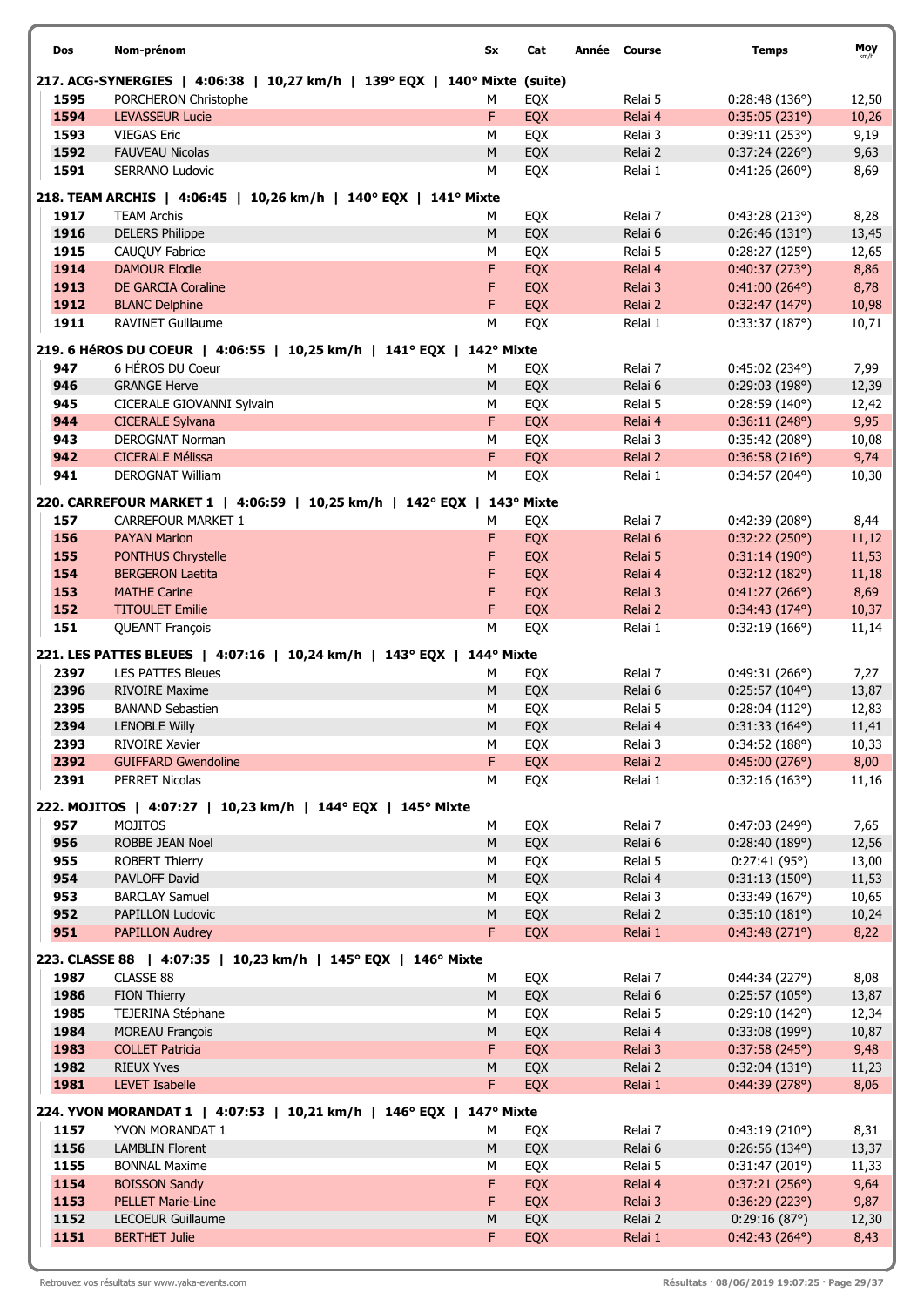| Dos | Nom-prénom | Sx | Cat | Année | Course | Temps | Moy km/h |
|---|---|---|---|---|---|---|---|
| **217. ACG-SYNERGIES \| 4:06:38 \| 10,27 km/h \| 139° EQX \| 140° Mixte (suite)** | | | | | | | |
| **1595** | PORCHERON Christophe | M | EQX | | Relai 5 | 0:28:48 (136°) | 12,50 |
| **1594** | LEVASSEUR Lucie | F | EQX | | Relai 4 | 0:35:05 (231°) | 10,26 |
| **1593** | VIEGAS Eric | M | EQX | | Relai 3 | 0:39:11 (253°) | 9,19 |
| **1592** | FAUVEAU Nicolas | M | EQX | | Relai 2 | 0:37:24 (226°) | 9,63 |
| **1591** | SERRANO Ludovic | M | EQX | | Relai 1 | 0:41:26 (260°) | 8,69 |
| **218. TEAM ARCHIS \| 4:06:45 \| 10,26 km/h \| 140° EQX \| 141° Mixte** | | | | | | | |
| **1917** | TEAM Archis | M | EQX | | Relai 7 | 0:43:28 (213°) | 8,28 |
| **1916** | DELERS Philippe | M | EQX | | Relai 6 | 0:26:46 (131°) | 13,45 |
| **1915** | CAUQUY Fabrice | M | EQX | | Relai 5 | 0:28:27 (125°) | 12,65 |
| **1914** | DAMOUR Elodie | F | EQX | | Relai 4 | 0:40:37 (273°) | 8,86 |
| **1913** | DE GARCIA Coraline | F | EQX | | Relai 3 | 0:41:00 (264°) | 8,78 |
| **1912** | BLANC Delphine | F | EQX | | Relai 2 | 0:32:47 (147°) | 10,98 |
| **1911** | RAVINET Guillaume | M | EQX | | Relai 1 | 0:33:37 (187°) | 10,71 |
| **219. 6 HéROS DU COEUR \| 4:06:55 \| 10,25 km/h \| 141° EQX \| 142° Mixte** | | | | | | | |
| **947** | 6 HÉROS DU Coeur | M | EQX | | Relai 7 | 0:45:02 (234°) | 7,99 |
| **946** | GRANGE Herve | M | EQX | | Relai 6 | 0:29:03 (198°) | 12,39 |
| **945** | CICERALE GIOVANNI Sylvain | M | EQX | | Relai 5 | 0:28:59 (140°) | 12,42 |
| **944** | CICERALE Sylvana | F | EQX | | Relai 4 | 0:36:11 (248°) | 9,95 |
| **943** | DEROGNAT Norman | M | EQX | | Relai 3 | 0:35:42 (208°) | 10,08 |
| **942** | CICERALE Mélissa | F | EQX | | Relai 2 | 0:36:58 (216°) | 9,74 |
| **941** | DEROGNAT William | M | EQX | | Relai 1 | 0:34:57 (204°) | 10,30 |
| **220. CARREFOUR MARKET 1 \| 4:06:59 \| 10,25 km/h \| 142° EQX \| 143° Mixte** | | | | | | | |
| **157** | CARREFOUR MARKET 1 | M | EQX | | Relai 7 | 0:42:39 (208°) | 8,44 |
| **156** | PAYAN Marion | F | EQX | | Relai 6 | 0:32:22 (250°) | 11,12 |
| **155** | PONTHUS Chrystelle | F | EQX | | Relai 5 | 0:31:14 (190°) | 11,53 |
| **154** | BERGERON Laetita | F | EQX | | Relai 4 | 0:32:12 (182°) | 11,18 |
| **153** | MATHE Carine | F | EQX | | Relai 3 | 0:41:27 (266°) | 8,69 |
| **152** | TITOULET Emilie | F | EQX | | Relai 2 | 0:34:43 (174°) | 10,37 |
| **151** | QUEANT François | M | EQX | | Relai 1 | 0:32:19 (166°) | 11,14 |
| **221. LES PATTES BLEUES \| 4:07:16 \| 10,24 km/h \| 143° EQX \| 144° Mixte** | | | | | | | |
| **2397** | LES PATTES Bleues | M | EQX | | Relai 7 | 0:49:31 (266°) | 7,27 |
| **2396** | RIVOIRE Maxime | M | EQX | | Relai 6 | 0:25:57 (104°) | 13,87 |
| **2395** | BANAND Sebastien | M | EQX | | Relai 5 | 0:28:04 (112°) | 12,83 |
| **2394** | LENOBLE Willy | M | EQX | | Relai 4 | 0:31:33 (164°) | 11,41 |
| **2393** | RIVOIRE Xavier | M | EQX | | Relai 3 | 0:34:52 (188°) | 10,33 |
| **2392** | GUIFFARD Gwendoline | F | EQX | | Relai 2 | 0:45:00 (276°) | 8,00 |
| **2391** | PERRET Nicolas | M | EQX | | Relai 1 | 0:32:16 (163°) | 11,16 |
| **222. MOJITOS \| 4:07:27 \| 10,23 km/h \| 144° EQX \| 145° Mixte** | | | | | | | |
| **957** | MOJITOS | M | EQX | | Relai 7 | 0:47:03 (249°) | 7,65 |
| **956** | ROBBE JEAN Noel | M | EQX | | Relai 6 | 0:28:40 (189°) | 12,56 |
| **955** | ROBERT Thierry | M | EQX | | Relai 5 | 0:27:41 (95°) | 13,00 |
| **954** | PAVLOFF David | M | EQX | | Relai 4 | 0:31:13 (150°) | 11,53 |
| **953** | BARCLAY Samuel | M | EQX | | Relai 3 | 0:33:49 (167°) | 10,65 |
| **952** | PAPILLON Ludovic | M | EQX | | Relai 2 | 0:35:10 (181°) | 10,24 |
| **951** | PAPILLON Audrey | F | EQX | | Relai 1 | 0:43:48 (271°) | 8,22 |
| **223. CLASSE 88 \| 4:07:35 \| 10,23 km/h \| 145° EQX \| 146° Mixte** | | | | | | | |
| **1987** | CLASSE 88 | M | EQX | | Relai 7 | 0:44:34 (227°) | 8,08 |
| **1986** | FION Thierry | M | EQX | | Relai 6 | 0:25:57 (105°) | 13,87 |
| **1985** | TEJERINA Stéphane | M | EQX | | Relai 5 | 0:29:10 (142°) | 12,34 |
| **1984** | MOREAU François | M | EQX | | Relai 4 | 0:33:08 (199°) | 10,87 |
| **1983** | COLLET Patricia | F | EQX | | Relai 3 | 0:37:58 (245°) | 9,48 |
| **1982** | RIEUX Yves | M | EQX | | Relai 2 | 0:32:04 (131°) | 11,23 |
| **1981** | LEVET Isabelle | F | EQX | | Relai 1 | 0:44:39 (278°) | 8,06 |
| **224. YVON MORANDAT 1 \| 4:07:53 \| 10,21 km/h \| 146° EQX \| 147° Mixte** | | | | | | | |
| **1157** | YVON MORANDAT 1 | M | EQX | | Relai 7 | 0:43:19 (210°) | 8,31 |
| **1156** | LAMBLIN Florent | M | EQX | | Relai 6 | 0:26:56 (134°) | 13,37 |
| **1155** | BONNAL Maxime | M | EQX | | Relai 5 | 0:31:47 (201°) | 11,33 |
| **1154** | BOISSON Sandy | F | EQX | | Relai 4 | 0:37:21 (256°) | 9,64 |
| **1153** | PELLET Marie-Line | F | EQX | | Relai 3 | 0:36:29 (223°) | 9,87 |
| **1152** | LECOEUR Guillaume | M | EQX | | Relai 2 | 0:29:16 (87°) | 12,30 |
| **1151** | BERTHET Julie | F | EQX | | Relai 1 | 0:42:43 (264°) | 8,43 |

Retrouvez vos résultats sur www.yaka-events.com

Résultats · 08/06/2019 19:07:25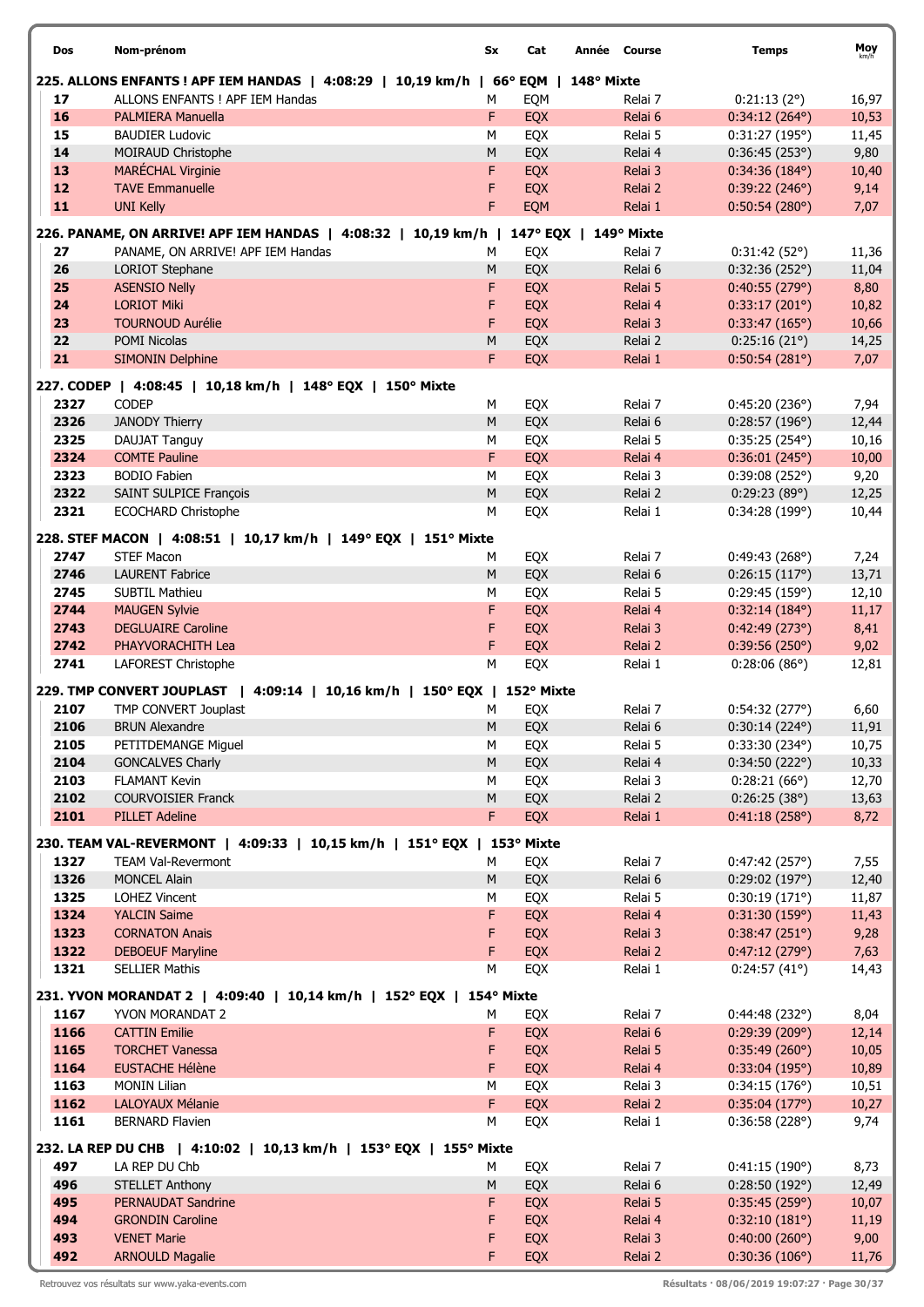| Dos | Nom-prénom | Sx | Cat | Année | Course | Temps | Moy km/h |
|---|---|---|---|---|---|---|---|
| **225. ALLONS ENFANTS ! APF IEM HANDAS \| 4:08:29 \| 10,19 km/h \| 66° EQM \| 148° Mixte** | | | | | | | |
| 17 | ALLONS ENFANTS ! APF IEM Handas | M | EQM | | Relai 7 | 0:21:13 (2°) | 16,97 |
| 16 | PALMIERA Manuella | F | EQX | | Relai 6 | 0:34:12 (264°) | 10,53 |
| 15 | BAUDIER Ludovic | M | EQX | | Relai 5 | 0:31:27 (195°) | 11,45 |
| 14 | MOIRAUD Christophe | M | EQX | | Relai 4 | 0:36:45 (253°) | 9,80 |
| 13 | MARÉCHAL Virginie | F | EQX | | Relai 3 | 0:34:36 (184°) | 10,40 |
| 12 | TAVE Emmanuelle | F | EQX | | Relai 2 | 0:39:22 (246°) | 9,14 |
| 11 | UNI Kelly | F | EQM | | Relai 1 | 0:50:54 (280°) | 7,07 |
| **226. PANAME, ON ARRIVE! APF IEM HANDAS \| 4:08:32 \| 10,19 km/h \| 147° EQX \| 149° Mixte** | | | | | | | |
| 27 | PANAME, ON ARRIVE! APF IEM Handas | M | EQX | | Relai 7 | 0:31:42 (52°) | 11,36 |
| 26 | LORIOT Stephane | M | EQX | | Relai 6 | 0:32:36 (252°) | 11,04 |
| 25 | ASENSIO Nelly | F | EQX | | Relai 5 | 0:40:55 (279°) | 8,80 |
| 24 | LORIOT Miki | F | EQX | | Relai 4 | 0:33:17 (201°) | 10,82 |
| 23 | TOURNOUD Aurélie | F | EQX | | Relai 3 | 0:33:47 (165°) | 10,66 |
| 22 | POMI Nicolas | M | EQX | | Relai 2 | 0:25:16 (21°) | 14,25 |
| 21 | SIMONIN Delphine | F | EQX | | Relai 1 | 0:50:54 (281°) | 7,07 |
| **227. CODEP \| 4:08:45 \| 10,18 km/h \| 148° EQX \| 150° Mixte** | | | | | | | |
| 2327 | CODEP | M | EQX | | Relai 7 | 0:45:20 (236°) | 7,94 |
| 2326 | JANODY Thierry | M | EQX | | Relai 6 | 0:28:57 (196°) | 12,44 |
| 2325 | DAUJAT Tanguy | M | EQX | | Relai 5 | 0:35:25 (254°) | 10,16 |
| 2324 | COMTE Pauline | F | EQX | | Relai 4 | 0:36:01 (245°) | 10,00 |
| 2323 | BODIO Fabien | M | EQX | | Relai 3 | 0:39:08 (252°) | 9,20 |
| 2322 | SAINT SULPICE François | M | EQX | | Relai 2 | 0:29:23 (89°) | 12,25 |
| 2321 | ECOCHARD Christophe | M | EQX | | Relai 1 | 0:34:28 (199°) | 10,44 |
| **228. STEF MACON \| 4:08:51 \| 10,17 km/h \| 149° EQX \| 151° Mixte** | | | | | | | |
| 2747 | STEF Macon | M | EQX | | Relai 7 | 0:49:43 (268°) | 7,24 |
| 2746 | LAURENT Fabrice | M | EQX | | Relai 6 | 0:26:15 (117°) | 13,71 |
| 2745 | SUBTIL Mathieu | M | EQX | | Relai 5 | 0:29:45 (159°) | 12,10 |
| 2744 | MAUGEN Sylvie | F | EQX | | Relai 4 | 0:32:14 (184°) | 11,17 |
| 2743 | DEGLUAIRE Caroline | F | EQX | | Relai 3 | 0:42:49 (273°) | 8,41 |
| 2742 | PHAYVORACHITH Lea | F | EQX | | Relai 2 | 0:39:56 (250°) | 9,02 |
| 2741 | LAFOREST Christophe | M | EQX | | Relai 1 | 0:28:06 (86°) | 12,81 |
| **229. TMP CONVERT JOUPLAST \| 4:09:14 \| 10,16 km/h \| 150° EQX \| 152° Mixte** | | | | | | | |
| 2107 | TMP CONVERT Jouplast | M | EQX | | Relai 7 | 0:54:32 (277°) | 6,60 |
| 2106 | BRUN Alexandre | M | EQX | | Relai 6 | 0:30:14 (224°) | 11,91 |
| 2105 | PETITDEMANGE Miguel | M | EQX | | Relai 5 | 0:33:30 (234°) | 10,75 |
| 2104 | GONCALVES Charly | M | EQX | | Relai 4 | 0:34:50 (222°) | 10,33 |
| 2103 | FLAMANT Kevin | M | EQX | | Relai 3 | 0:28:21 (66°) | 12,70 |
| 2102 | COURVOISIER Franck | M | EQX | | Relai 2 | 0:26:25 (38°) | 13,63 |
| 2101 | PILLET Adeline | F | EQX | | Relai 1 | 0:41:18 (258°) | 8,72 |
| **230. TEAM VAL-REVERMONT \| 4:09:33 \| 10,15 km/h \| 151° EQX \| 153° Mixte** | | | | | | | |
| 1327 | TEAM Val-Revermont | M | EQX | | Relai 7 | 0:47:42 (257°) | 7,55 |
| 1326 | MONCEL Alain | M | EQX | | Relai 6 | 0:29:02 (197°) | 12,40 |
| 1325 | LOHEZ Vincent | M | EQX | | Relai 5 | 0:30:19 (171°) | 11,87 |
| 1324 | YALCIN Saime | F | EQX | | Relai 4 | 0:31:30 (159°) | 11,43 |
| 1323 | CORNATON Anais | F | EQX | | Relai 3 | 0:38:47 (251°) | 9,28 |
| 1322 | DEBOEUF Maryline | F | EQX | | Relai 2 | 0:47:12 (279°) | 7,63 |
| 1321 | SELLIER Mathis | M | EQX | | Relai 1 | 0:24:57 (41°) | 14,43 |
| **231. YVON MORANDAT 2 \| 4:09:40 \| 10,14 km/h \| 152° EQX \| 154° Mixte** | | | | | | | |
| 1167 | YVON MORANDAT 2 | M | EQX | | Relai 7 | 0:44:48 (232°) | 8,04 |
| 1166 | CATTIN Emilie | F | EQX | | Relai 6 | 0:29:39 (209°) | 12,14 |
| 1165 | TORCHET Vanessa | F | EQX | | Relai 5 | 0:35:49 (260°) | 10,05 |
| 1164 | EUSTACHE Hélène | F | EQX | | Relai 4 | 0:33:04 (195°) | 10,89 |
| 1163 | MONIN Lilian | M | EQX | | Relai 3 | 0:34:15 (176°) | 10,51 |
| 1162 | LALOYAUX Mélanie | F | EQX | | Relai 2 | 0:35:04 (177°) | 10,27 |
| 1161 | BERNARD Flavien | M | EQX | | Relai 1 | 0:36:58 (228°) | 9,74 |
| **232. LA REP DU CHB \| 4:10:02 \| 10,13 km/h \| 153° EQX \| 155° Mixte** | | | | | | | |
| 497 | LA REP DU Chb | M | EQX | | Relai 7 | 0:41:15 (190°) | 8,73 |
| 496 | STELLET Anthony | M | EQX | | Relai 6 | 0:28:50 (192°) | 12,49 |
| 495 | PERNAUDAT Sandrine | F | EQX | | Relai 5 | 0:35:45 (259°) | 10,07 |
| 494 | GRONDIN Caroline | F | EQX | | Relai 4 | 0:32:10 (181°) | 11,19 |
| 493 | VENET Marie | F | EQX | | Relai 3 | 0:40:00 (260°) | 9,00 |
| 492 | ARNOULD Magalie | F | EQX | | Relai 2 | 0:30:36 (106°) | 11,76 |

Retrouvez vos résultats sur www.yaka-events.com

Résultats · 08/06/2019 19:07:27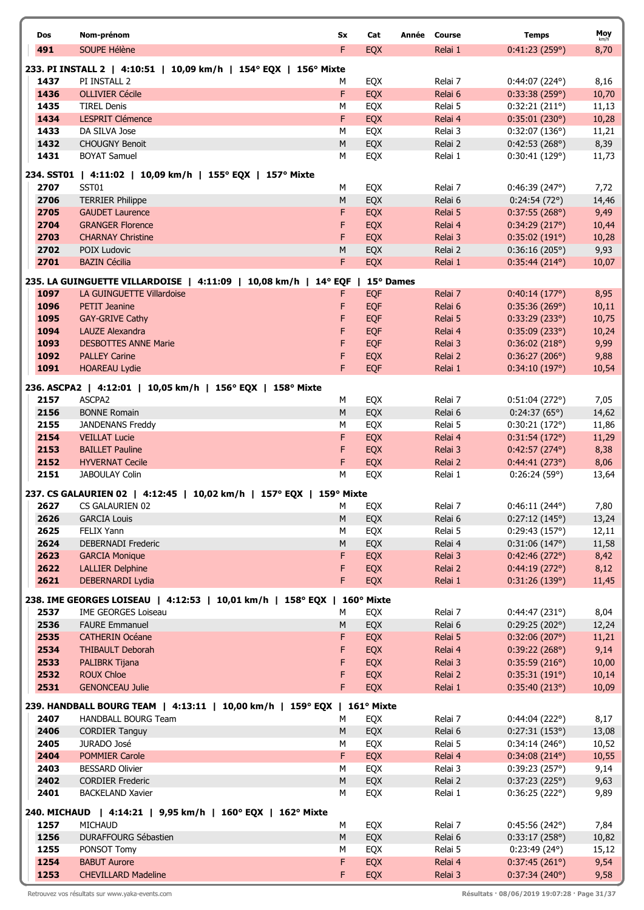| Dos | Nom-prénom | Sx | Cat | Année | Course | Temps | Moy km/h |
|---|---|---|---|---|---|---|---|
| 491 | SOUPE Hélène | F | EQX | | Relai 1 | 0:41:23 (259°) | 8,70 |

**233. PI INSTALL 2 | 4:10:51 | 10,09 km/h | 154° EQX | 156° Mixte**

| Dos | Nom-prénom | Sx | Cat | Année | Course | Temps | Moy km/h |
|---|---|---|---|---|---|---|---|
| 1437 | PI INSTALL 2 | M | EQX | | Relai 7 | 0:44:07 (224°) | 8,16 |
| 1436 | OLLIVIER Cécile | F | EQX | | Relai 6 | 0:33:38 (259°) | 10,70 |
| 1435 | TIREL Denis | M | EQX | | Relai 5 | 0:32:21 (211°) | 11,13 |
| 1434 | LESPRIT Clémence | F | EQX | | Relai 4 | 0:35:01 (230°) | 10,28 |
| 1433 | DA SILVA Jose | M | EQX | | Relai 3 | 0:32:07 (136°) | 11,21 |
| 1432 | CHOUGNY Benoit | M | EQX | | Relai 2 | 0:42:53 (268°) | 8,39 |
| 1431 | BOYAT Samuel | M | EQX | | Relai 1 | 0:30:41 (129°) | 11,73 |

**234. SST01 | 4:11:02 | 10,09 km/h | 155° EQX | 157° Mixte**

| Dos | Nom-prénom | Sx | Cat | Année | Course | Temps | Moy km/h |
|---|---|---|---|---|---|---|---|
| 2707 | SST01 | M | EQX | | Relai 7 | 0:46:39 (247°) | 7,72 |
| 2706 | TERRIER Philippe | M | EQX | | Relai 6 | 0:24:54 (72°) | 14,46 |
| 2705 | GAUDET Laurence | F | EQX | | Relai 5 | 0:37:55 (268°) | 9,49 |
| 2704 | GRANGER Florence | F | EQX | | Relai 4 | 0:34:29 (217°) | 10,44 |
| 2703 | CHARNAY Christine | F | EQX | | Relai 3 | 0:35:02 (191°) | 10,28 |
| 2702 | POIX Ludovic | M | EQX | | Relai 2 | 0:36:16 (205°) | 9,93 |
| 2701 | BAZIN Cécilia | F | EQX | | Relai 1 | 0:35:44 (214°) | 10,07 |

**235. LA GUINGUETTE VILLARDOISE | 4:11:09 | 10,08 km/h | 14° EQF | 15° Dames**

| Dos | Nom-prénom | Sx | Cat | Année | Course | Temps | Moy km/h |
|---|---|---|---|---|---|---|---|
| 1097 | LA GUINGUETTE Villardoise | F | EQF | | Relai 7 | 0:40:14 (177°) | 8,95 |
| 1096 | PETIT Jeanine | F | EQF | | Relai 6 | 0:35:36 (269°) | 10,11 |
| 1095 | GAY-GRIVE Cathy | F | EQF | | Relai 5 | 0:33:29 (233°) | 10,75 |
| 1094 | LAUZE Alexandra | F | EQF | | Relai 4 | 0:35:09 (233°) | 10,24 |
| 1093 | DESBOTTES ANNE Marie | F | EQF | | Relai 3 | 0:36:02 (218°) | 9,99 |
| 1092 | PALLEY Carine | F | EQX | | Relai 2 | 0:36:27 (206°) | 9,88 |
| 1091 | HOAREAU Lydie | F | EQF | | Relai 1 | 0:34:10 (197°) | 10,54 |

**236. ASCPA2 | 4:12:01 | 10,05 km/h | 156° EQX | 158° Mixte**

| Dos | Nom-prénom | Sx | Cat | Année | Course | Temps | Moy km/h |
|---|---|---|---|---|---|---|---|
| 2157 | ASCPA2 | M | EQX | | Relai 7 | 0:51:04 (272°) | 7,05 |
| 2156 | BONNE Romain | M | EQX | | Relai 6 | 0:24:37 (65°) | 14,62 |
| 2155 | JANDENANS Freddy | M | EQX | | Relai 5 | 0:30:21 (172°) | 11,86 |
| 2154 | VEILLAT Lucie | F | EQX | | Relai 4 | 0:31:54 (172°) | 11,29 |
| 2153 | BAILLET Pauline | F | EQX | | Relai 3 | 0:42:57 (274°) | 8,38 |
| 2152 | HYVERNAT Cecile | F | EQX | | Relai 2 | 0:44:41 (273°) | 8,06 |
| 2151 | JABOULAY Colin | M | EQX | | Relai 1 | 0:26:24 (59°) | 13,64 |

**237. CS GALAURIEN 02 | 4:12:45 | 10,02 km/h | 157° EQX | 159° Mixte**

| Dos | Nom-prénom | Sx | Cat | Année | Course | Temps | Moy km/h |
|---|---|---|---|---|---|---|---|
| 2627 | CS GALAURIEN 02 | M | EQX | | Relai 7 | 0:46:11 (244°) | 7,80 |
| 2626 | GARCIA Louis | M | EQX | | Relai 6 | 0:27:12 (145°) | 13,24 |
| 2625 | FELIX Yann | M | EQX | | Relai 5 | 0:29:43 (157°) | 12,11 |
| 2624 | DEBERNADI Frederic | M | EQX | | Relai 4 | 0:31:06 (147°) | 11,58 |
| 2623 | GARCIA Monique | F | EQX | | Relai 3 | 0:42:46 (272°) | 8,42 |
| 2622 | LALLIER Delphine | F | EQX | | Relai 2 | 0:44:19 (272°) | 8,12 |
| 2621 | DEBERNARDI Lydia | F | EQX | | Relai 1 | 0:31:26 (139°) | 11,45 |

**238. IME GEORGES LOISEAU | 4:12:53 | 10,01 km/h | 158° EQX | 160° Mixte**

| Dos | Nom-prénom | Sx | Cat | Année | Course | Temps | Moy km/h |
|---|---|---|---|---|---|---|---|
| 2537 | IME GEORGES Loiseau | M | EQX | | Relai 7 | 0:44:47 (231°) | 8,04 |
| 2536 | FAURE Emmanuel | M | EQX | | Relai 6 | 0:29:25 (202°) | 12,24 |
| 2535 | CATHERIN Océane | F | EQX | | Relai 5 | 0:32:06 (207°) | 11,21 |
| 2534 | THIBAULT Deborah | F | EQX | | Relai 4 | 0:39:22 (268°) | 9,14 |
| 2533 | PALIBRK Tijana | F | EQX | | Relai 3 | 0:35:59 (216°) | 10,00 |
| 2532 | ROUX Chloe | F | EQX | | Relai 2 | 0:35:31 (191°) | 10,14 |
| 2531 | GENONCEAU Julie | F | EQX | | Relai 1 | 0:35:40 (213°) | 10,09 |

**239. HANDBALL BOURG TEAM | 4:13:11 | 10,00 km/h | 159° EQX | 161° Mixte**

| Dos | Nom-prénom | Sx | Cat | Année | Course | Temps | Moy km/h |
|---|---|---|---|---|---|---|---|
| 2407 | HANDBALL BOURG Team | M | EQX | | Relai 7 | 0:44:04 (222°) | 8,17 |
| 2406 | CORDIER Tanguy | M | EQX | | Relai 6 | 0:27:31 (153°) | 13,08 |
| 2405 | JURADO José | M | EQX | | Relai 5 | 0:34:14 (246°) | 10,52 |
| 2404 | POMMIER Carole | F | EQX | | Relai 4 | 0:34:08 (214°) | 10,55 |
| 2403 | BESSARD Olivier | M | EQX | | Relai 3 | 0:39:23 (257°) | 9,14 |
| 2402 | CORDIER Frederic | M | EQX | | Relai 2 | 0:37:23 (225°) | 9,63 |
| 2401 | BACKELAND Xavier | M | EQX | | Relai 1 | 0:36:25 (222°) | 9,89 |

**240. MICHAUD | 4:14:21 | 9,95 km/h | 160° EQX | 162° Mixte**

| Dos | Nom-prénom | Sx | Cat | Année | Course | Temps | Moy km/h |
|---|---|---|---|---|---|---|---|
| 1257 | MICHAUD | M | EQX | | Relai 7 | 0:45:56 (242°) | 7,84 |
| 1256 | DURAFFOURG Sébastien | M | EQX | | Relai 6 | 0:33:17 (258°) | 10,82 |
| 1255 | PONSOT Tomy | M | EQX | | Relai 5 | 0:23:49 (24°) | 15,12 |
| 1254 | BABUT Aurore | F | EQX | | Relai 4 | 0:37:45 (261°) | 9,54 |
| 1253 | CHEVILLARD Madeline | F | EQX | | Relai 3 | 0:37:34 (240°) | 9,58 |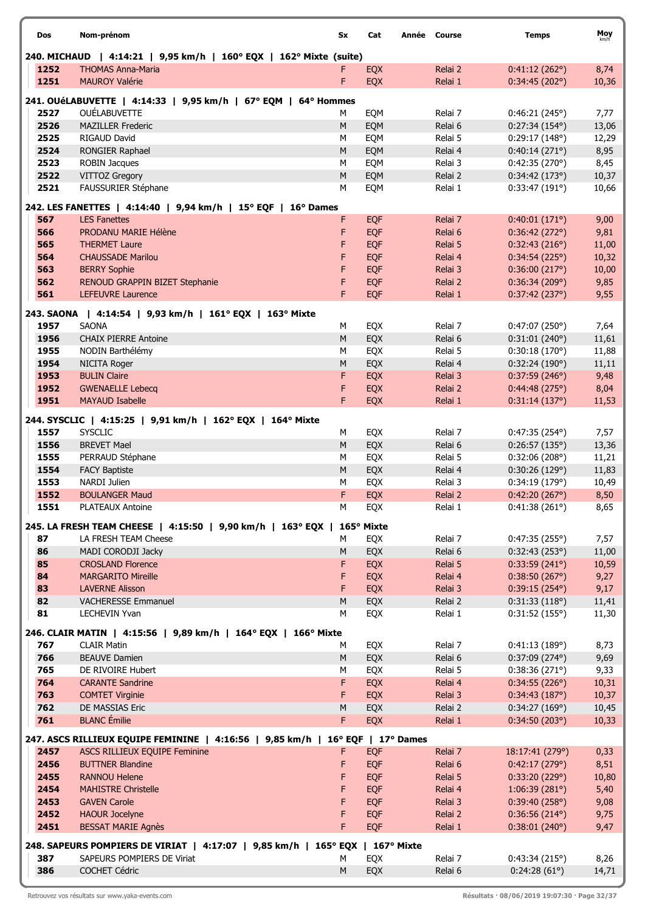| Dos | Nom-prénom | Sx | Cat | Année | Course | Temps | Moy km/h |
|---|---|---|---|---|---|---|---|
| **240. MICHAUD \| 4:14:21 \| 9,95 km/h \| 160° EQX \| 162° Mixte (suite)** | | | | | | | |
| 1252 | THOMAS Anna-Maria | F | EQX | | Relai 2 | 0:41:12 (262°) | 8,74 |
| 1251 | MAUROY Valérie | F | EQX | | Relai 1 | 0:34:45 (202°) | 10,36 |
| **241. OUéLABUVETTE \| 4:14:33 \| 9,95 km/h \| 67° EQM \| 64° Hommes** | | | | | | | |
| 2527 | OUÉLABUVETTE | M | EQM | | Relai 7 | 0:46:21 (245°) | 7,77 |
| 2526 | MAZILLER Frederic | M | EQM | | Relai 6 | 0:27:34 (154°) | 13,06 |
| 2525 | RIGAUD David | M | EQM | | Relai 5 | 0:29:17 (148°) | 12,29 |
| 2524 | RONGIER Raphael | M | EQM | | Relai 4 | 0:40:14 (271°) | 8,95 |
| 2523 | ROBIN Jacques | M | EQM | | Relai 3 | 0:42:35 (270°) | 8,45 |
| 2522 | VITTOZ Gregory | M | EQM | | Relai 2 | 0:34:42 (173°) | 10,37 |
| 2521 | FAUSSURIER Stéphane | M | EQM | | Relai 1 | 0:33:47 (191°) | 10,66 |
| **242. LES FANETTES \| 4:14:40 \| 9,94 km/h \| 15° EQF \| 16° Dames** | | | | | | | |
| 567 | LES Fanettes | F | EQF | | Relai 7 | 0:40:01 (171°) | 9,00 |
| 566 | PRODANU MARIE Hélène | F | EQF | | Relai 6 | 0:36:42 (272°) | 9,81 |
| 565 | THERMET Laure | F | EQF | | Relai 5 | 0:32:43 (216°) | 11,00 |
| 564 | CHAUSSADE Marilou | F | EQF | | Relai 4 | 0:34:54 (225°) | 10,32 |
| 563 | BERRY Sophie | F | EQF | | Relai 3 | 0:36:00 (217°) | 10,00 |
| 562 | RENOUD GRAPPIN BIZET Stephanie | F | EQF | | Relai 2 | 0:36:34 (209°) | 9,85 |
| 561 | LEFEUVRE Laurence | F | EQF | | Relai 1 | 0:37:42 (237°) | 9,55 |
| **243. SAONA \| 4:14:54 \| 9,93 km/h \| 161° EQX \| 163° Mixte** | | | | | | | |
| 1957 | SAONA | M | EQX | | Relai 7 | 0:47:07 (250°) | 7,64 |
| 1956 | CHAIX PIERRE Antoine | M | EQX | | Relai 6 | 0:31:01 (240°) | 11,61 |
| 1955 | NODIN Barthélémy | M | EQX | | Relai 5 | 0:30:18 (170°) | 11,88 |
| 1954 | NICITA Roger | M | EQX | | Relai 4 | 0:32:24 (190°) | 11,11 |
| 1953 | BULIN Claire | F | EQX | | Relai 3 | 0:37:59 (246°) | 9,48 |
| 1952 | GWENAELLE Lebecq | F | EQX | | Relai 2 | 0:44:48 (275°) | 8,04 |
| 1951 | MAYAUD Isabelle | F | EQX | | Relai 1 | 0:31:14 (137°) | 11,53 |
| **244. SYSCLIC \| 4:15:25 \| 9,91 km/h \| 162° EQX \| 164° Mixte** | | | | | | | |
| 1557 | SYSCLIC | M | EQX | | Relai 7 | 0:47:35 (254°) | 7,57 |
| 1556 | BREVET Mael | M | EQX | | Relai 6 | 0:26:57 (135°) | 13,36 |
| 1555 | PERRAUD Stéphane | M | EQX | | Relai 5 | 0:32:06 (208°) | 11,21 |
| 1554 | FACY Baptiste | M | EQX | | Relai 4 | 0:30:26 (129°) | 11,83 |
| 1553 | NARDI Julien | M | EQX | | Relai 3 | 0:34:19 (179°) | 10,49 |
| 1552 | BOULANGER Maud | F | EQX | | Relai 2 | 0:42:20 (267°) | 8,50 |
| 1551 | PLATEAUX Antoine | M | EQX | | Relai 1 | 0:41:38 (261°) | 8,65 |
| **245. LA FRESH TEAM CHEESE \| 4:15:50 \| 9,90 km/h \| 163° EQX \| 165° Mixte** | | | | | | | |
| 87 | LA FRESH TEAM Cheese | M | EQX | | Relai 7 | 0:47:35 (255°) | 7,57 |
| 86 | MADI CORODJI Jacky | M | EQX | | Relai 6 | 0:32:43 (253°) | 11,00 |
| 85 | CROSLAND Florence | F | EQX | | Relai 5 | 0:33:59 (241°) | 10,59 |
| 84 | MARGARITO Mireille | F | EQX | | Relai 4 | 0:38:50 (267°) | 9,27 |
| 83 | LAVERNE Alisson | F | EQX | | Relai 3 | 0:39:15 (254°) | 9,17 |
| 82 | VACHERESSE Emmanuel | M | EQX | | Relai 2 | 0:31:33 (118°) | 11,41 |
| 81 | LECHEVIN Yvan | M | EQX | | Relai 1 | 0:31:52 (155°) | 11,30 |
| **246. CLAIR MATIN \| 4:15:56 \| 9,89 km/h \| 164° EQX \| 166° Mixte** | | | | | | | |
| 767 | CLAIR Matin | M | EQX | | Relai 7 | 0:41:13 (189°) | 8,73 |
| 766 | BEAUVE Damien | M | EQX | | Relai 6 | 0:37:09 (274°) | 9,69 |
| 765 | DE RIVOIRE Hubert | M | EQX | | Relai 5 | 0:38:36 (271°) | 9,33 |
| 764 | CARANTE Sandrine | F | EQX | | Relai 4 | 0:34:55 (226°) | 10,31 |
| 763 | COMTET Virginie | F | EQX | | Relai 3 | 0:34:43 (187°) | 10,37 |
| 762 | DE MASSIAS Eric | M | EQX | | Relai 2 | 0:34:27 (169°) | 10,45 |
| 761 | BLANC Émilie | F | EQX | | Relai 1 | 0:34:50 (203°) | 10,33 |
| **247. ASCS RILLIEUX EQUIPE FEMININE \| 4:16:56 \| 9,85 km/h \| 16° EQF \| 17° Dames** | | | | | | | |
| 2457 | ASCS RILLIEUX EQUIPE Feminine | F | EQF | | Relai 7 | 18:17:41 (279°) | 0,33 |
| 2456 | BUTTNER Blandine | F | EQF | | Relai 6 | 0:42:17 (279°) | 8,51 |
| 2455 | RANNOU Helene | F | EQF | | Relai 5 | 0:33:20 (229°) | 10,80 |
| 2454 | MAHISTRE Christelle | F | EQF | | Relai 4 | 1:06:39 (281°) | 5,40 |
| 2453 | GAVEN Carole | F | EQF | | Relai 3 | 0:39:40 (258°) | 9,08 |
| 2452 | HAOUR Jocelyne | F | EQF | | Relai 2 | 0:36:56 (214°) | 9,75 |
| 2451 | BESSAT MARIE Agnès | F | EQF | | Relai 1 | 0:38:01 (240°) | 9,47 |
| **248. SAPEURS POMPIERS DE VIRIAT \| 4:17:07 \| 9,85 km/h \| 165° EQX \| 167° Mixte** | | | | | | | |
| 387 | SAPEURS POMPIERS DE Viriat | M | EQX | | Relai 7 | 0:43:34 (215°) | 8,26 |
| 386 | COCHET Cédric | M | EQX | | Relai 6 | 0:24:28 (61°) | 14,71 |

Retrouvez vos résultats sur www.yaka-events.com

Résultats · 08/06/2019 19:07:30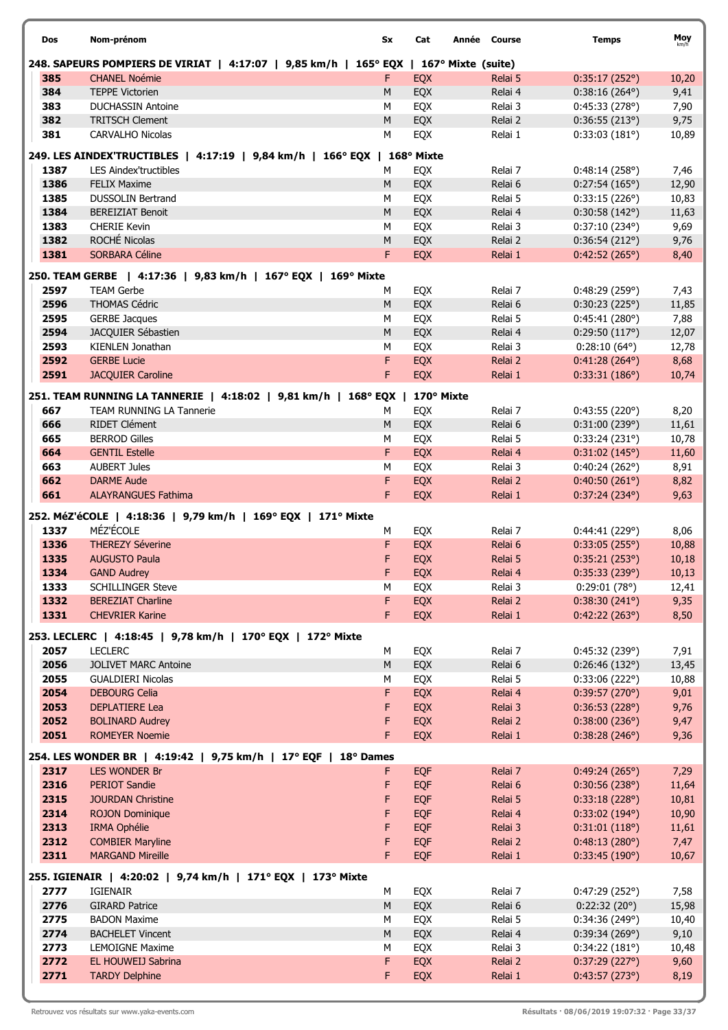| Dos | Nom-prénom | Sx | Cat | Année | Course | Temps | Moy km/h |
|---|---|---|---|---|---|---|---|
| **248. SAPEURS POMPIERS DE VIRIAT \| 4:17:07 \| 9,85 km/h \| 165° EQX \| 167° Mixte (suite)** | | | | | | | |
| 385 | CHANEL Noémie | F | EQX | | Relai 5 | 0:35:17 (252°) | 10,20 |
| 384 | TEPPE Victorien | M | EQX | | Relai 4 | 0:38:16 (264°) | 9,41 |
| 383 | DUCHASSIN Antoine | M | EQX | | Relai 3 | 0:45:33 (278°) | 7,90 |
| 382 | TRITSCH Clement | M | EQX | | Relai 2 | 0:36:55 (213°) | 9,75 |
| 381 | CARVALHO Nicolas | M | EQX | | Relai 1 | 0:33:03 (181°) | 10,89 |
| **249. LES AINDEX'TRUCTIBLES \| 4:17:19 \| 9,84 km/h \| 166° EQX \| 168° Mixte** | | | | | | | |
| 1387 | LES Aindex'tructibles | M | EQX | | Relai 7 | 0:48:14 (258°) | 7,46 |
| 1386 | FELIX Maxime | M | EQX | | Relai 6 | 0:27:54 (165°) | 12,90 |
| 1385 | DUSSOLIN Bertrand | M | EQX | | Relai 5 | 0:33:15 (226°) | 10,83 |
| 1384 | BEREIZIAT Benoit | M | EQX | | Relai 4 | 0:30:58 (142°) | 11,63 |
| 1383 | CHERIE Kevin | M | EQX | | Relai 3 | 0:37:10 (234°) | 9,69 |
| 1382 | ROCHÉ Nicolas | M | EQX | | Relai 2 | 0:36:54 (212°) | 9,76 |
| 1381 | SORBARA Céline | F | EQX | | Relai 1 | 0:42:52 (265°) | 8,40 |
| **250. TEAM GERBE \| 4:17:36 \| 9,83 km/h \| 167° EQX \| 169° Mixte** | | | | | | | |
| 2597 | TEAM Gerbe | M | EQX | | Relai 7 | 0:48:29 (259°) | 7,43 |
| 2596 | THOMAS Cédric | M | EQX | | Relai 6 | 0:30:23 (225°) | 11,85 |
| 2595 | GERBE Jacques | M | EQX | | Relai 5 | 0:45:41 (280°) | 7,88 |
| 2594 | JACQUIER Sébastien | M | EQX | | Relai 4 | 0:29:50 (117°) | 12,07 |
| 2593 | KIENLEN Jonathan | M | EQX | | Relai 3 | 0:28:10 (64°) | 12,78 |
| 2592 | GERBE Lucie | F | EQX | | Relai 2 | 0:41:28 (264°) | 8,68 |
| 2591 | JACQUIER Caroline | F | EQX | | Relai 1 | 0:33:31 (186°) | 10,74 |
| **251. TEAM RUNNING LA TANNERIE \| 4:18:02 \| 9,81 km/h \| 168° EQX \| 170° Mixte** | | | | | | | |
| 667 | TEAM RUNNING LA Tannerie | M | EQX | | Relai 7 | 0:43:55 (220°) | 8,20 |
| 666 | RIDET Clément | M | EQX | | Relai 6 | 0:31:00 (239°) | 11,61 |
| 665 | BERROD Gilles | M | EQX | | Relai 5 | 0:33:24 (231°) | 10,78 |
| 664 | GENTIL Estelle | F | EQX | | Relai 4 | 0:31:02 (145°) | 11,60 |
| 663 | AUBERT Jules | M | EQX | | Relai 3 | 0:40:24 (262°) | 8,91 |
| 662 | DARME Aude | F | EQX | | Relai 2 | 0:40:50 (261°) | 8,82 |
| 661 | ALAYRANGUES Fathima | F | EQX | | Relai 1 | 0:37:24 (234°) | 9,63 |
| **252. MéZ'éCOLE \| 4:18:36 \| 9,79 km/h \| 169° EQX \| 171° Mixte** | | | | | | | |
| 1337 | MÉZ'ÉCOLE | M | EQX | | Relai 7 | 0:44:41 (229°) | 8,06 |
| 1336 | THEREZY Séverine | F | EQX | | Relai 6 | 0:33:05 (255°) | 10,88 |
| 1335 | AUGUSTO Paula | F | EQX | | Relai 5 | 0:35:21 (253°) | 10,18 |
| 1334 | GAND Audrey | F | EQX | | Relai 4 | 0:35:33 (239°) | 10,13 |
| 1333 | SCHILLINGER Steve | M | EQX | | Relai 3 | 0:29:01 (78°) | 12,41 |
| 1332 | BEREZIAT Charline | F | EQX | | Relai 2 | 0:38:30 (241°) | 9,35 |
| 1331 | CHEVRIER Karine | F | EQX | | Relai 1 | 0:42:22 (263°) | 8,50 |
| **253. LECLERC \| 4:18:45 \| 9,78 km/h \| 170° EQX \| 172° Mixte** | | | | | | | |
| 2057 | LECLERC | M | EQX | | Relai 7 | 0:45:32 (239°) | 7,91 |
| 2056 | JOLIVET MARC Antoine | M | EQX | | Relai 6 | 0:26:46 (132°) | 13,45 |
| 2055 | GUALDIERI Nicolas | M | EQX | | Relai 5 | 0:33:06 (222°) | 10,88 |
| 2054 | DEBOURG Celia | F | EQX | | Relai 4 | 0:39:57 (270°) | 9,01 |
| 2053 | DEPLATIERE Lea | F | EQX | | Relai 3 | 0:36:53 (228°) | 9,76 |
| 2052 | BOLINARD Audrey | F | EQX | | Relai 2 | 0:38:00 (236°) | 9,47 |
| 2051 | ROMEYER Noemie | F | EQX | | Relai 1 | 0:38:28 (246°) | 9,36 |
| **254. LES WONDER BR \| 4:19:42 \| 9,75 km/h \| 17° EQF \| 18° Dames** | | | | | | | |
| 2317 | LES WONDER Br | F | EQF | | Relai 7 | 0:49:24 (265°) | 7,29 |
| 2316 | PERIOT Sandie | F | EQF | | Relai 6 | 0:30:56 (238°) | 11,64 |
| 2315 | JOURDAN Christine | F | EQF | | Relai 5 | 0:33:18 (228°) | 10,81 |
| 2314 | ROJON Dominique | F | EQF | | Relai 4 | 0:33:02 (194°) | 10,90 |
| 2313 | IRMA Ophélie | F | EQF | | Relai 3 | 0:31:01 (118°) | 11,61 |
| 2312 | COMBIER Maryline | F | EQF | | Relai 2 | 0:48:13 (280°) | 7,47 |
| 2311 | MARGAND Mireille | F | EQF | | Relai 1 | 0:33:45 (190°) | 10,67 |
| **255. IGIENAIR \| 4:20:02 \| 9,74 km/h \| 171° EQX \| 173° Mixte** | | | | | | | |
| 2777 | IGIENAIR | M | EQX | | Relai 7 | 0:47:29 (252°) | 7,58 |
| 2776 | GIRARD Patrice | M | EQX | | Relai 6 | 0:22:32 (20°) | 15,98 |
| 2775 | BADON Maxime | M | EQX | | Relai 5 | 0:34:36 (249°) | 10,40 |
| 2774 | BACHELET Vincent | M | EQX | | Relai 4 | 0:39:34 (269°) | 9,10 |
| 2773 | LEMOIGNE Maxime | M | EQX | | Relai 3 | 0:34:22 (181°) | 10,48 |
| 2772 | EL HOUWEIJ Sabrina | F | EQX | | Relai 2 | 0:37:29 (227°) | 9,60 |
| 2771 | TARDY Delphine | F | EQX | | Relai 1 | 0:43:57 (273°) | 8,19 |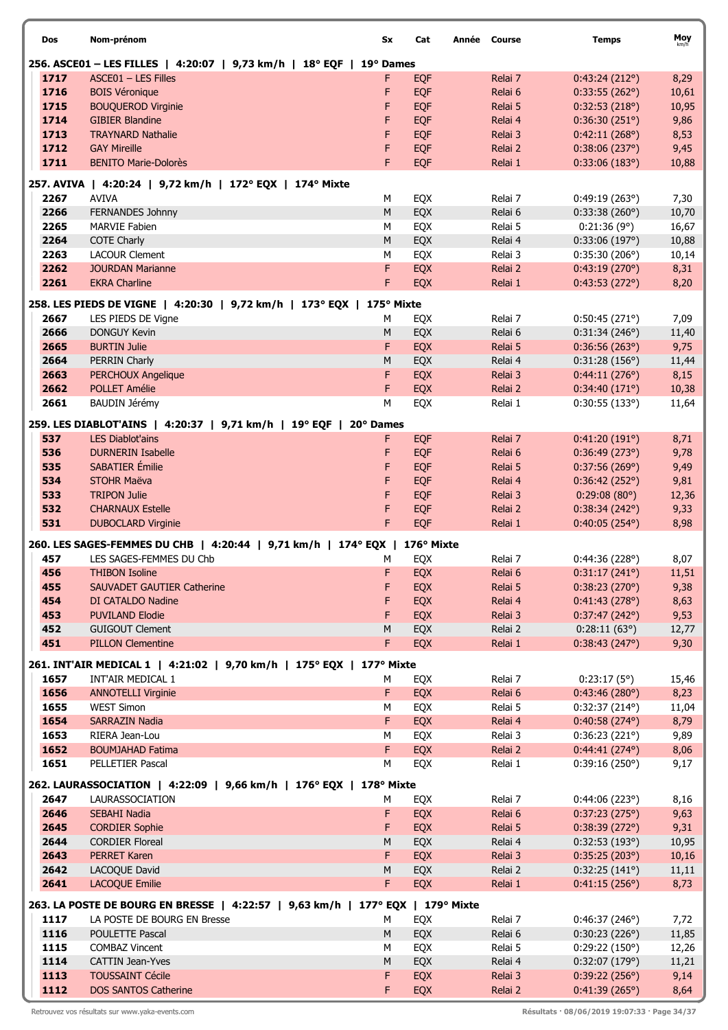| Dos | Nom-prénom | Sx | Cat | Année | Course | Temps | Moy km/h |
|---|---|---|---|---|---|---|---|
| **256. ASCE01 – LES FILLES \| 4:20:07 \| 9,73 km/h \| 18° EQF \| 19° Dames** | | | | | | | |
| 1717 | ASCE01 – LES Filles | F | EQF | | Relai 7 | 0:43:24 (212°) | 8,29 |
| 1716 | BOIS Véronique | F | EQF | | Relai 6 | 0:33:55 (262°) | 10,61 |
| 1715 | BOUQUEROD Virginie | F | EQF | | Relai 5 | 0:32:53 (218°) | 10,95 |
| 1714 | GIBIER Blandine | F | EQF | | Relai 4 | 0:36:30 (251°) | 9,86 |
| 1713 | TRAYNARD Nathalie | F | EQF | | Relai 3 | 0:42:11 (268°) | 8,53 |
| 1712 | GAY Mireille | F | EQF | | Relai 2 | 0:38:06 (237°) | 9,45 |
| 1711 | BENITO Marie-Dolorès | F | EQF | | Relai 1 | 0:33:06 (183°) | 10,88 |
| **257. AVIVA \| 4:20:24 \| 9,72 km/h \| 172° EQX \| 174° Mixte** | | | | | | | |
| 2267 | AVIVA | M | EQX | | Relai 7 | 0:49:19 (263°) | 7,30 |
| 2266 | FERNANDES Johnny | M | EQX | | Relai 6 | 0:33:38 (260°) | 10,70 |
| 2265 | MARVIE Fabien | M | EQX | | Relai 5 | 0:21:36 (9°) | 16,67 |
| 2264 | COTE Charly | M | EQX | | Relai 4 | 0:33:06 (197°) | 10,88 |
| 2263 | LACOUR Clement | M | EQX | | Relai 3 | 0:35:30 (206°) | 10,14 |
| 2262 | JOURDAN Marianne | F | EQX | | Relai 2 | 0:43:19 (270°) | 8,31 |
| 2261 | EKRA Charline | F | EQX | | Relai 1 | 0:43:53 (272°) | 8,20 |
| **258. LES PIEDS DE VIGNE \| 4:20:30 \| 9,72 km/h \| 173° EQX \| 175° Mixte** | | | | | | | |
| 2667 | LES PIEDS DE Vigne | M | EQX | | Relai 7 | 0:50:45 (271°) | 7,09 |
| 2666 | DONGUY Kevin | M | EQX | | Relai 6 | 0:31:34 (246°) | 11,40 |
| 2665 | BURTIN Julie | F | EQX | | Relai 5 | 0:36:56 (263°) | 9,75 |
| 2664 | PERRIN Charly | M | EQX | | Relai 4 | 0:31:28 (156°) | 11,44 |
| 2663 | PERCHOUX Angelique | F | EQX | | Relai 3 | 0:44:11 (276°) | 8,15 |
| 2662 | POLLET Amélie | F | EQX | | Relai 2 | 0:34:40 (171°) | 10,38 |
| 2661 | BAUDIN Jérémy | M | EQX | | Relai 1 | 0:30:55 (133°) | 11,64 |
| **259. LES DIABLOT'AINS \| 4:20:37 \| 9,71 km/h \| 19° EQF \| 20° Dames** | | | | | | | |
| 537 | LES Diablot'ains | F | EQF | | Relai 7 | 0:41:20 (191°) | 8,71 |
| 536 | DURNERIN Isabelle | F | EQF | | Relai 6 | 0:36:49 (273°) | 9,78 |
| 535 | SABATIER Émilie | F | EQF | | Relai 5 | 0:37:56 (269°) | 9,49 |
| 534 | STOHR Maëva | F | EQF | | Relai 4 | 0:36:42 (252°) | 9,81 |
| 533 | TRIPON Julie | F | EQF | | Relai 3 | 0:29:08 (80°) | 12,36 |
| 532 | CHARNAUX Estelle | F | EQF | | Relai 2 | 0:38:34 (242°) | 9,33 |
| 531 | DUBOCLARD Virginie | F | EQF | | Relai 1 | 0:40:05 (254°) | 8,98 |
| **260. LES SAGES-FEMMES DU CHB \| 4:20:44 \| 9,71 km/h \| 174° EQX \| 176° Mixte** | | | | | | | |
| 457 | LES SAGES-FEMMES DU Chb | M | EQX | | Relai 7 | 0:44:36 (228°) | 8,07 |
| 456 | THIBON Isoline | F | EQX | | Relai 6 | 0:31:17 (241°) | 11,51 |
| 455 | SAUVADET GAUTIER Catherine | F | EQX | | Relai 5 | 0:38:23 (270°) | 9,38 |
| 454 | DI CATALDO Nadine | F | EQX | | Relai 4 | 0:41:43 (278°) | 8,63 |
| 453 | PUVILAND Elodie | F | EQX | | Relai 3 | 0:37:47 (242°) | 9,53 |
| 452 | GUIGOUT Clement | M | EQX | | Relai 2 | 0:28:11 (63°) | 12,77 |
| 451 | PILLON Clementine | F | EQX | | Relai 1 | 0:38:43 (247°) | 9,30 |
| **261. INT'AIR MEDICAL 1 \| 4:21:02 \| 9,70 km/h \| 175° EQX \| 177° Mixte** | | | | | | | |
| 1657 | INT'AIR MEDICAL 1 | M | EQX | | Relai 7 | 0:23:17 (5°) | 15,46 |
| 1656 | ANNOTELLI Virginie | F | EQX | | Relai 6 | 0:43:46 (280°) | 8,23 |
| 1655 | WEST Simon | M | EQX | | Relai 5 | 0:32:37 (214°) | 11,04 |
| 1654 | SARRAZIN Nadia | F | EQX | | Relai 4 | 0:40:58 (274°) | 8,79 |
| 1653 | RIERA Jean-Lou | M | EQX | | Relai 3 | 0:36:23 (221°) | 9,89 |
| 1652 | BOUMJAHAD Fatima | F | EQX | | Relai 2 | 0:44:41 (274°) | 8,06 |
| 1651 | PELLETIER Pascal | M | EQX | | Relai 1 | 0:39:16 (250°) | 9,17 |
| **262. LAURASSOCIATION \| 4:22:09 \| 9,66 km/h \| 176° EQX \| 178° Mixte** | | | | | | | |
| 2647 | LAURASSOCIATION | M | EQX | | Relai 7 | 0:44:06 (223°) | 8,16 |
| 2646 | SEBAHI Nadia | F | EQX | | Relai 6 | 0:37:23 (275°) | 9,63 |
| 2645 | CORDIER Sophie | F | EQX | | Relai 5 | 0:38:39 (272°) | 9,31 |
| 2644 | CORDIER Floreal | M | EQX | | Relai 4 | 0:32:53 (193°) | 10,95 |
| 2643 | PERRET Karen | F | EQX | | Relai 3 | 0:35:25 (203°) | 10,16 |
| 2642 | LACOQUE David | M | EQX | | Relai 2 | 0:32:25 (141°) | 11,11 |
| 2641 | LACOQUE Emilie | F | EQX | | Relai 1 | 0:41:15 (256°) | 8,73 |
| **263. LA POSTE DE BOURG EN BRESSE \| 4:22:57 \| 9,63 km/h \| 177° EQX \| 179° Mixte** | | | | | | | |
| 1117 | LA POSTE DE BOURG EN Bresse | M | EQX | | Relai 7 | 0:46:37 (246°) | 7,72 |
| 1116 | POULETTE Pascal | M | EQX | | Relai 6 | 0:30:23 (226°) | 11,85 |
| 1115 | COMBAZ Vincent | M | EQX | | Relai 5 | 0:29:22 (150°) | 12,26 |
| 1114 | CATTIN Jean-Yves | M | EQX | | Relai 4 | 0:32:07 (179°) | 11,21 |
| 1113 | TOUSSAINT Cécile | F | EQX | | Relai 3 | 0:39:22 (256°) | 9,14 |
| 1112 | DOS SANTOS Catherine | F | EQX | | Relai 2 | 0:41:39 (265°) | 8,64 |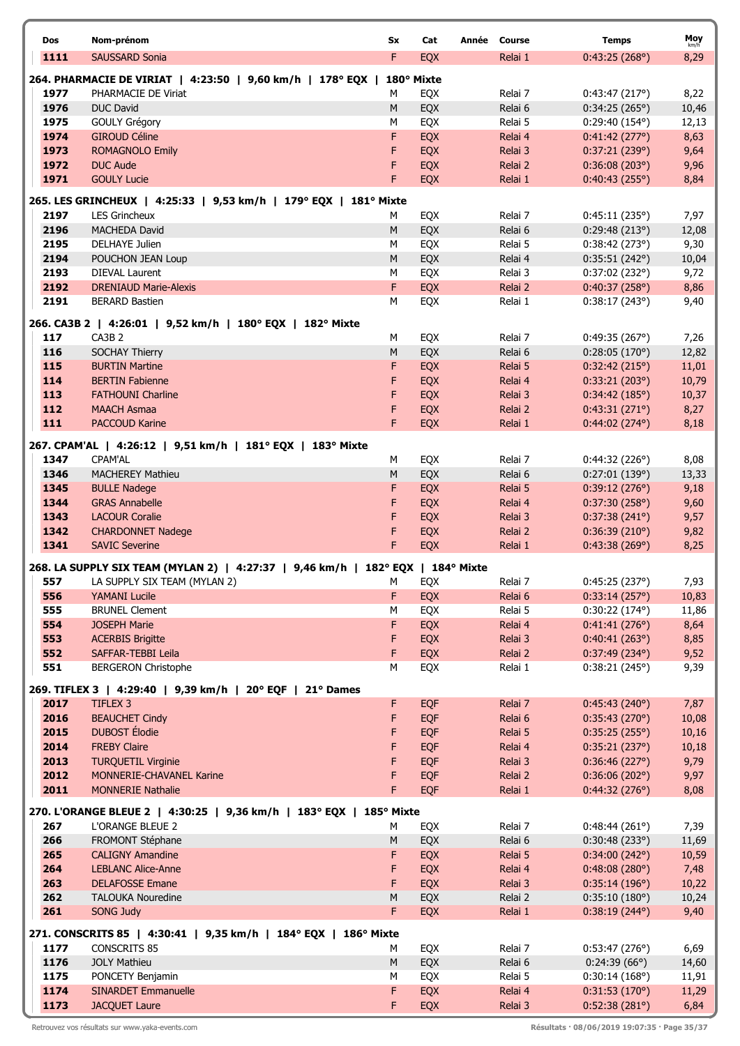| Dos | Nom-prénom | Sx | Cat | Année | Course | Temps | Moy km/h |
|---|---|---|---|---|---|---|---|
| 1111 | SAUSSARD Sonia | F | EQX | | Relai 1 | 0:43:25 (268°) | 8,29 |

**264. PHARMACIE DE VIRIAT | 4:23:50 | 9,60 km/h | 178° EQX | 180° Mixte**

| Dos | Nom-prénom | Sx | Cat | Année | Course | Temps | Moy km/h |
|---|---|---|---|---|---|---|---|
| 1977 | PHARMACIE DE Viriat | M | EQX | | Relai 7 | 0:43:47 (217°) | 8,22 |
| 1976 | DUC David | M | EQX | | Relai 6 | 0:34:25 (265°) | 10,46 |
| 1975 | GOULY Grégory | M | EQX | | Relai 5 | 0:29:40 (154°) | 12,13 |
| 1974 | GIROUD Céline | F | EQX | | Relai 4 | 0:41:42 (277°) | 8,63 |
| 1973 | ROMAGNOLO Emily | F | EQX | | Relai 3 | 0:37:21 (239°) | 9,64 |
| 1972 | DUC Aude | F | EQX | | Relai 2 | 0:36:08 (203°) | 9,96 |
| 1971 | GOULY Lucie | F | EQX | | Relai 1 | 0:40:43 (255°) | 8,84 |

**265. LES GRINCHEUX | 4:25:33 | 9,53 km/h | 179° EQX | 181° Mixte**

| Dos | Nom-prénom | Sx | Cat | Année | Course | Temps | Moy km/h |
|---|---|---|---|---|---|---|---|
| 2197 | LES Grincheux | M | EQX | | Relai 7 | 0:45:11 (235°) | 7,97 |
| 2196 | MACHEDA David | M | EQX | | Relai 6 | 0:29:48 (213°) | 12,08 |
| 2195 | DELHAYE Julien | M | EQX | | Relai 5 | 0:38:42 (273°) | 9,30 |
| 2194 | POUCHON JEAN Loup | M | EQX | | Relai 4 | 0:35:51 (242°) | 10,04 |
| 2193 | DIEVAL Laurent | M | EQX | | Relai 3 | 0:37:02 (232°) | 9,72 |
| 2192 | DRENIAUD Marie-Alexis | F | EQX | | Relai 2 | 0:40:37 (258°) | 8,86 |
| 2191 | BERARD Bastien | M | EQX | | Relai 1 | 0:38:17 (243°) | 9,40 |

**266. CA3B 2 | 4:26:01 | 9,52 km/h | 180° EQX | 182° Mixte**

| Dos | Nom-prénom | Sx | Cat | Année | Course | Temps | Moy km/h |
|---|---|---|---|---|---|---|---|
| 117 | CA3B 2 | M | EQX | | Relai 7 | 0:49:35 (267°) | 7,26 |
| 116 | SOCHAY Thierry | M | EQX | | Relai 6 | 0:28:05 (170°) | 12,82 |
| 115 | BURTIN Martine | F | EQX | | Relai 5 | 0:32:42 (215°) | 11,01 |
| 114 | BERTIN Fabienne | F | EQX | | Relai 4 | 0:33:21 (203°) | 10,79 |
| 113 | FATHOUNI Charline | F | EQX | | Relai 3 | 0:34:42 (185°) | 10,37 |
| 112 | MAACH Asmaa | F | EQX | | Relai 2 | 0:43:31 (271°) | 8,27 |
| 111 | PACCOUD Karine | F | EQX | | Relai 1 | 0:44:02 (274°) | 8,18 |

**267. CPAM'AL | 4:26:12 | 9,51 km/h | 181° EQX | 183° Mixte**

| Dos | Nom-prénom | Sx | Cat | Année | Course | Temps | Moy km/h |
|---|---|---|---|---|---|---|---|
| 1347 | CPAM'AL | M | EQX | | Relai 7 | 0:44:32 (226°) | 8,08 |
| 1346 | MACHEREY Mathieu | M | EQX | | Relai 6 | 0:27:01 (139°) | 13,33 |
| 1345 | BULLE Nadege | F | EQX | | Relai 5 | 0:39:12 (276°) | 9,18 |
| 1344 | GRAS Annabelle | F | EQX | | Relai 4 | 0:37:30 (258°) | 9,60 |
| 1343 | LACOUR Coralie | F | EQX | | Relai 3 | 0:37:38 (241°) | 9,57 |
| 1342 | CHARDONNET Nadege | F | EQX | | Relai 2 | 0:36:39 (210°) | 9,82 |
| 1341 | SAVIC Severine | F | EQX | | Relai 1 | 0:43:38 (269°) | 8,25 |

**268. LA SUPPLY SIX TEAM (MYLAN 2) | 4:27:37 | 9,46 km/h | 182° EQX | 184° Mixte**

| Dos | Nom-prénom | Sx | Cat | Année | Course | Temps | Moy km/h |
|---|---|---|---|---|---|---|---|
| 557 | LA SUPPLY SIX TEAM (MYLAN 2) | M | EQX | | Relai 7 | 0:45:25 (237°) | 7,93 |
| 556 | YAMANI Lucile | F | EQX | | Relai 6 | 0:33:14 (257°) | 10,83 |
| 555 | BRUNEL Clement | M | EQX | | Relai 5 | 0:30:22 (174°) | 11,86 |
| 554 | JOSEPH Marie | F | EQX | | Relai 4 | 0:41:41 (276°) | 8,64 |
| 553 | ACERBIS Brigitte | F | EQX | | Relai 3 | 0:40:41 (263°) | 8,85 |
| 552 | SAFFAR-TEBBI Leila | F | EQX | | Relai 2 | 0:37:49 (234°) | 9,52 |
| 551 | BERGERON Christophe | M | EQX | | Relai 1 | 0:38:21 (245°) | 9,39 |

**269. TIFLEX 3 | 4:29:40 | 9,39 km/h | 20° EQF | 21° Dames**

| Dos | Nom-prénom | Sx | Cat | Année | Course | Temps | Moy km/h |
|---|---|---|---|---|---|---|---|
| 2017 | TIFLEX 3 | F | EQF | | Relai 7 | 0:45:43 (240°) | 7,87 |
| 2016 | BEAUCHET Cindy | F | EQF | | Relai 6 | 0:35:43 (270°) | 10,08 |
| 2015 | DUBOST Élodie | F | EQF | | Relai 5 | 0:35:25 (255°) | 10,16 |
| 2014 | FREBY Claire | F | EQF | | Relai 4 | 0:35:21 (237°) | 10,18 |
| 2013 | TURQUETIL Virginie | F | EQF | | Relai 3 | 0:36:46 (227°) | 9,79 |
| 2012 | MONNERIE-CHAVANEL Karine | F | EQF | | Relai 2 | 0:36:06 (202°) | 9,97 |
| 2011 | MONNERIE Nathalie | F | EQF | | Relai 1 | 0:44:32 (276°) | 8,08 |

**270. L'ORANGE BLEUE 2 | 4:30:25 | 9,36 km/h | 183° EQX | 185° Mixte**

| Dos | Nom-prénom | Sx | Cat | Année | Course | Temps | Moy km/h |
|---|---|---|---|---|---|---|---|
| 267 | L'ORANGE BLEUE 2 | M | EQX | | Relai 7 | 0:48:44 (261°) | 7,39 |
| 266 | FROMONT Stéphane | M | EQX | | Relai 6 | 0:30:48 (233°) | 11,69 |
| 265 | CALIGNY Amandine | F | EQX | | Relai 5 | 0:34:00 (242°) | 10,59 |
| 264 | LEBLANC Alice-Anne | F | EQX | | Relai 4 | 0:48:08 (280°) | 7,48 |
| 263 | DELAFOSSE Emane | F | EQX | | Relai 3 | 0:35:14 (196°) | 10,22 |
| 262 | TALOUKA Nouredine | M | EQX | | Relai 2 | 0:35:10 (180°) | 10,24 |
| 261 | SONG Judy | F | EQX | | Relai 1 | 0:38:19 (244°) | 9,40 |

**271. CONSCRITS 85 | 4:30:41 | 9,35 km/h | 184° EQX | 186° Mixte**

| Dos | Nom-prénom | Sx | Cat | Année | Course | Temps | Moy km/h |
|---|---|---|---|---|---|---|---|
| 1177 | CONSCRITS 85 | M | EQX | | Relai 7 | 0:53:47 (276°) | 6,69 |
| 1176 | JOLY Mathieu | M | EQX | | Relai 6 | 0:24:39 (66°) | 14,60 |
| 1175 | PONCETY Benjamin | M | EQX | | Relai 5 | 0:30:14 (168°) | 11,91 |
| 1174 | SINARDET Emmanuelle | F | EQX | | Relai 4 | 0:31:53 (170°) | 11,29 |
| 1173 | JACQUET Laure | F | EQX | | Relai 3 | 0:52:38 (281°) | 6,84 |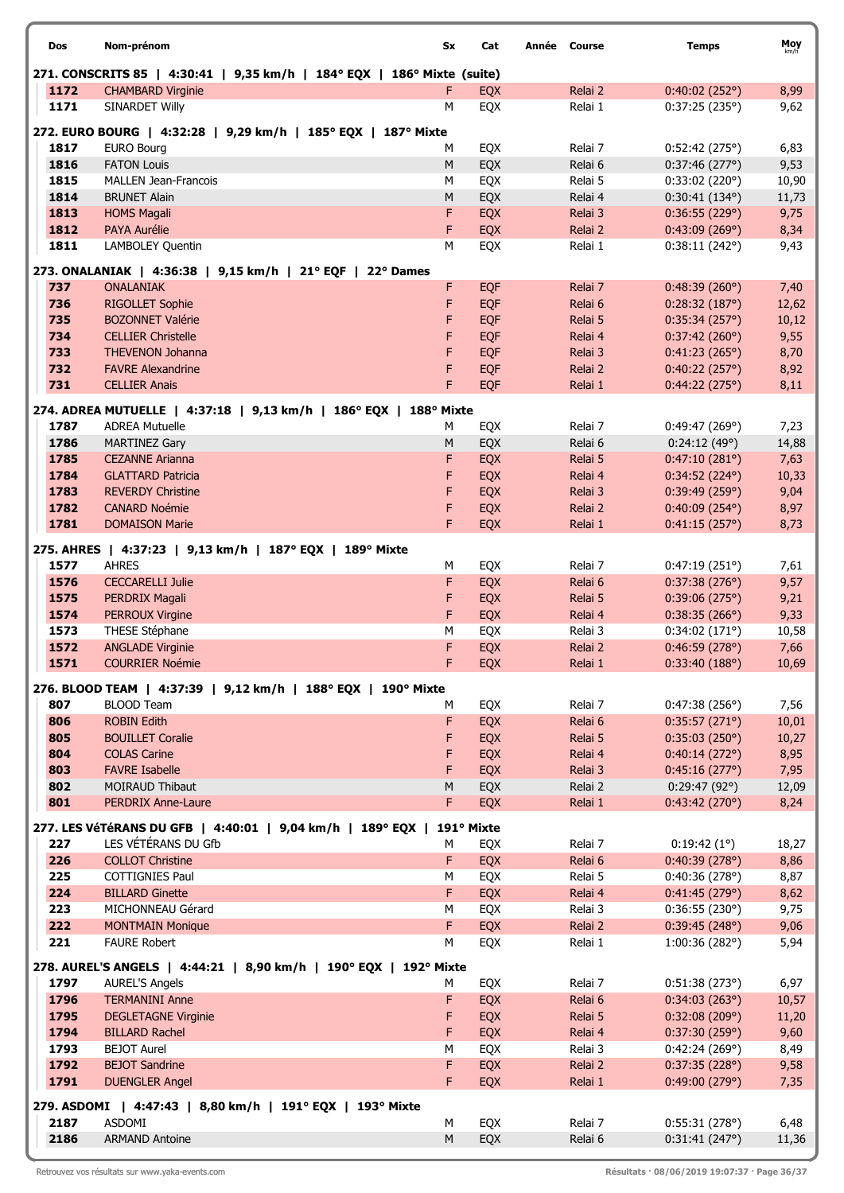| Dos | Nom-prénom | Sx | Cat | Année | Course | Temps | Moy km/h |
|---|---|---|---|---|---|---|---|
| **271. CONSCRITS 85 \| 4:30:41 \| 9,35 km/h \| 184° EQX \| 186° Mixte (suite)** | | | | | | | |
| 1172 | CHAMBARD Virginie | F | EQX | | Relai 2 | 0:40:02 (252°) | 8,99 |
| 1171 | SINARDET Willy | M | EQX | | Relai 1 | 0:37:25 (235°) | 9,62 |
| **272. EURO BOURG \| 4:32:28 \| 9,29 km/h \| 185° EQX \| 187° Mixte** | | | | | | | |
| 1817 | EURO Bourg | M | EQX | | Relai 7 | 0:52:42 (275°) | 6,83 |
| 1816 | FATON Louis | M | EQX | | Relai 6 | 0:37:46 (277°) | 9,53 |
| 1815 | MALLEN Jean-Francois | M | EQX | | Relai 5 | 0:33:02 (220°) | 10,90 |
| 1814 | BRUNET Alain | M | EQX | | Relai 4 | 0:30:41 (134°) | 11,73 |
| 1813 | HOMS Magali | F | EQX | | Relai 3 | 0:36:55 (229°) | 9,75 |
| 1812 | PAYA Aurélie | F | EQX | | Relai 2 | 0:43:09 (269°) | 8,34 |
| 1811 | LAMBOLEY Quentin | M | EQX | | Relai 1 | 0:38:11 (242°) | 9,43 |
| **273. ONALANIAK \| 4:36:38 \| 9,15 km/h \| 21° EQF \| 22° Dames** | | | | | | | |
| 737 | ONALANIAK | F | EQF | | Relai 7 | 0:48:39 (260°) | 7,40 |
| 736 | RIGOLLET Sophie | F | EQF | | Relai 6 | 0:28:32 (187°) | 12,62 |
| 735 | BOZONNET Valérie | F | EQF | | Relai 5 | 0:35:34 (257°) | 10,12 |
| 734 | CELLIER Christelle | F | EQF | | Relai 4 | 0:37:42 (260°) | 9,55 |
| 733 | THEVENON Johanna | F | EQF | | Relai 3 | 0:41:23 (265°) | 8,70 |
| 732 | FAVRE Alexandrine | F | EQF | | Relai 2 | 0:40:22 (257°) | 8,92 |
| 731 | CELLIER Anais | F | EQF | | Relai 1 | 0:44:22 (275°) | 8,11 |
| **274. ADREA MUTUELLE \| 4:37:18 \| 9,13 km/h \| 186° EQX \| 188° Mixte** | | | | | | | |
| 1787 | ADREA Mutuelle | M | EQX | | Relai 7 | 0:49:47 (269°) | 7,23 |
| 1786 | MARTINEZ Gary | M | EQX | | Relai 6 | 0:24:12 (49°) | 14,88 |
| 1785 | CEZANNE Arianna | F | EQX | | Relai 5 | 0:47:10 (281°) | 7,63 |
| 1784 | GLATTARD Patricia | F | EQX | | Relai 4 | 0:34:52 (224°) | 10,33 |
| 1783 | REVERDY Christine | F | EQX | | Relai 3 | 0:39:49 (259°) | 9,04 |
| 1782 | CANARD Noémie | F | EQX | | Relai 2 | 0:40:09 (254°) | 8,97 |
| 1781 | DOMAISON Marie | F | EQX | | Relai 1 | 0:41:15 (257°) | 8,73 |
| **275. AHRES \| 4:37:23 \| 9,13 km/h \| 187° EQX \| 189° Mixte** | | | | | | | |
| 1577 | AHRES | M | EQX | | Relai 7 | 0:47:19 (251°) | 7,61 |
| 1576 | CECCARELLI Julie | F | EQX | | Relai 6 | 0:37:38 (276°) | 9,57 |
| 1575 | PERDRIX Magali | F | EQX | | Relai 5 | 0:39:06 (275°) | 9,21 |
| 1574 | PERROUX Virgine | F | EQX | | Relai 4 | 0:38:35 (266°) | 9,33 |
| 1573 | THESE Stéphane | M | EQX | | Relai 3 | 0:34:02 (171°) | 10,58 |
| 1572 | ANGLADE Virginie | F | EQX | | Relai 2 | 0:46:59 (278°) | 7,66 |
| 1571 | COURRIER Noémie | F | EQX | | Relai 1 | 0:33:40 (188°) | 10,69 |
| **276. BLOOD TEAM \| 4:37:39 \| 9,12 km/h \| 188° EQX \| 190° Mixte** | | | | | | | |
| 807 | BLOOD Team | M | EQX | | Relai 7 | 0:47:38 (256°) | 7,56 |
| 806 | ROBIN Edith | F | EQX | | Relai 6 | 0:35:57 (271°) | 10,01 |
| 805 | BOUILLET Coralie | F | EQX | | Relai 5 | 0:35:03 (250°) | 10,27 |
| 804 | COLAS Carine | F | EQX | | Relai 4 | 0:40:14 (272°) | 8,95 |
| 803 | FAVRE Isabelle | F | EQX | | Relai 3 | 0:45:16 (277°) | 7,95 |
| 802 | MOIRAUD Thibaut | M | EQX | | Relai 2 | 0:29:47 (92°) | 12,09 |
| 801 | PERDRIX Anne-Laure | F | EQX | | Relai 1 | 0:43:42 (270°) | 8,24 |
| **277. LES VéTéRANS DU GFB \| 4:40:01 \| 9,04 km/h \| 189° EQX \| 191° Mixte** | | | | | | | |
| 227 | LES VÉTÉRANS DU Gfb | M | EQX | | Relai 7 | 0:19:42 (1°) | 18,27 |
| 226 | COLLOT Christine | F | EQX | | Relai 6 | 0:40:39 (278°) | 8,86 |
| 225 | COTTIGNIES Paul | M | EQX | | Relai 5 | 0:40:36 (278°) | 8,87 |
| 224 | BILLARD Ginette | F | EQX | | Relai 4 | 0:41:45 (279°) | 8,62 |
| 223 | MICHONNEAU Gérard | M | EQX | | Relai 3 | 0:36:55 (230°) | 9,75 |
| 222 | MONTMAIN Monique | F | EQX | | Relai 2 | 0:39:45 (248°) | 9,06 |
| 221 | FAURE Robert | M | EQX | | Relai 1 | 1:00:36 (282°) | 5,94 |
| **278. AUREL'S ANGELS \| 4:44:21 \| 8,90 km/h \| 190° EQX \| 192° Mixte** | | | | | | | |
| 1797 | AUREL'S Angels | M | EQX | | Relai 7 | 0:51:38 (273°) | 6,97 |
| 1796 | TERMANINI Anne | F | EQX | | Relai 6 | 0:34:03 (263°) | 10,57 |
| 1795 | DEGLETAGNE Virginie | F | EQX | | Relai 5 | 0:32:08 (209°) | 11,20 |
| 1794 | BILLARD Rachel | F | EQX | | Relai 4 | 0:37:30 (259°) | 9,60 |
| 1793 | BEJOT Aurel | M | EQX | | Relai 3 | 0:42:24 (269°) | 8,49 |
| 1792 | BEJOT Sandrine | F | EQX | | Relai 2 | 0:37:35 (228°) | 9,58 |
| 1791 | DUENGLER Angel | F | EQX | | Relai 1 | 0:49:00 (279°) | 7,35 |
| **279. ASDOMI \| 4:47:43 \| 8,80 km/h \| 191° EQX \| 193° Mixte** | | | | | | | |
| 2187 | ASDOMI | M | EQX | | Relai 7 | 0:55:31 (278°) | 6,48 |
| 2186 | ARMAND Antoine | M | EQX | | Relai 6 | 0:31:41 (247°) | 11,36 |

Retrouvez vos résultats sur www.yaka-events.com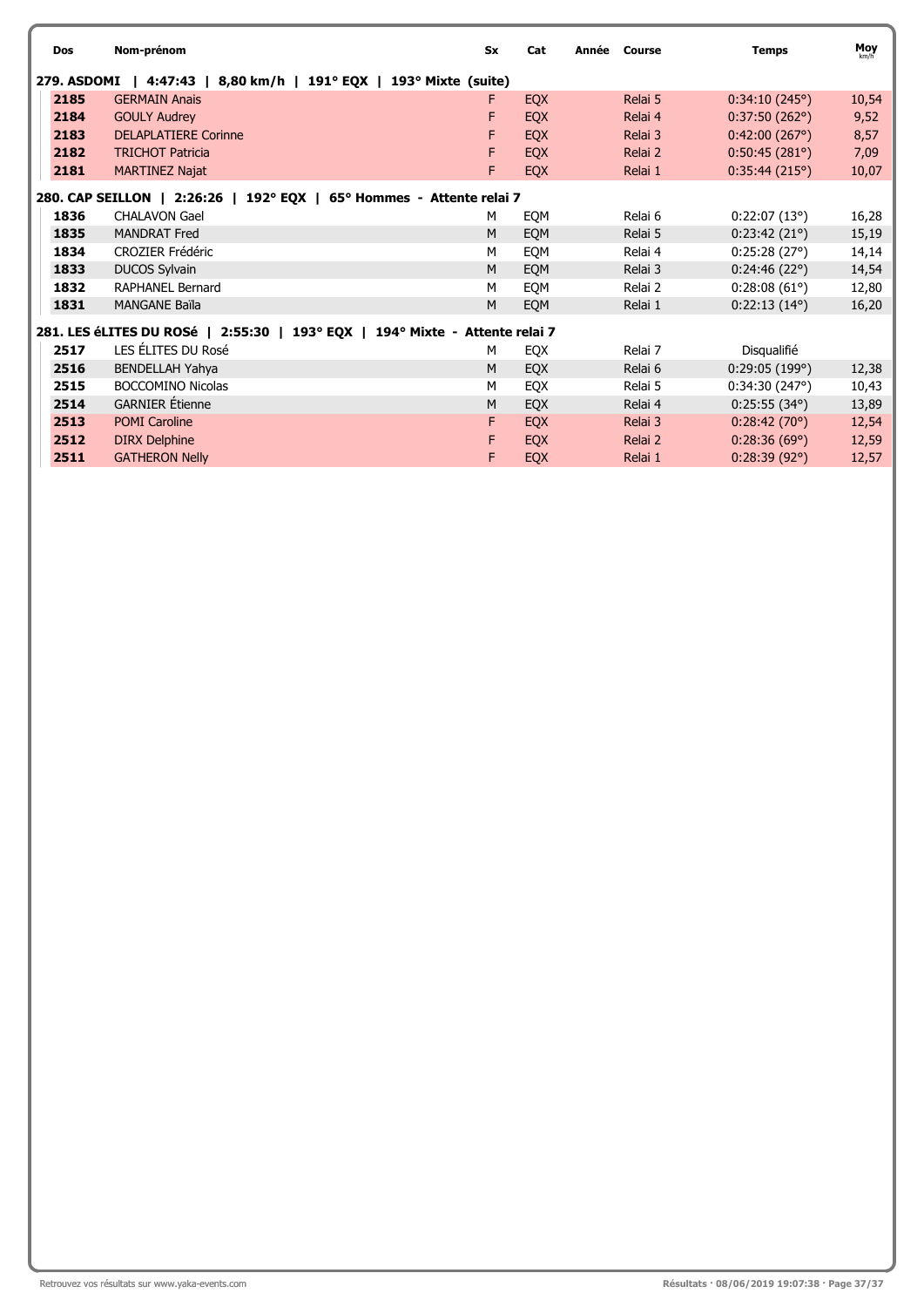| Dos | Nom-prénom | Sx | Cat | Année | Course | Temps | Moy km/h |
| --- | --- | --- | --- | --- | --- | --- | --- |
| **279. ASDOMI \| 4:47:43 \| 8,80 km/h \| 191° EQX \| 193° Mixte (suite)** | | | | | | | |
| **2185** | GERMAIN Anais | F | EQX | | Relai 5 | 0:34:10 (245°) | 10,54 |
| **2184** | GOULY Audrey | F | EQX | | Relai 4 | 0:37:50 (262°) | 9,52 |
| **2183** | DELAPLATIERE Corinne | F | EQX | | Relai 3 | 0:42:00 (267°) | 8,57 |
| **2182** | TRICHOT Patricia | F | EQX | | Relai 2 | 0:50:45 (281°) | 7,09 |
| **2181** | MARTINEZ Najat | F | EQX | | Relai 1 | 0:35:44 (215°) | 10,07 |
| **280. CAP SEILLON \| 2:26:26 \| 192° EQX \| 65° Hommes - Attente relai 7** | | | | | | | |
| **1836** | CHALAVON Gael | M | EQM | | Relai 6 | 0:22:07 (13°) | 16,28 |
| **1835** | MANDRAT Fred | M | EQM | | Relai 5 | 0:23:42 (21°) | 15,19 |
| **1834** | CROZIER Frédéric | M | EQM | | Relai 4 | 0:25:28 (27°) | 14,14 |
| **1833** | DUCOS Sylvain | M | EQM | | Relai 3 | 0:24:46 (22°) | 14,54 |
| **1832** | RAPHANEL Bernard | M | EQM | | Relai 2 | 0:28:08 (61°) | 12,80 |
| **1831** | MANGANE Baïla | M | EQM | | Relai 1 | 0:22:13 (14°) | 16,20 |
| **281. LES éLITES DU ROSé \| 2:55:30 \| 193° EQX \| 194° Mixte - Attente relai 7** | | | | | | | |
| **2517** | LES ÉLITES DU Rosé | M | EQX | | Relai 7 | Disqualifié | |
| **2516** | BENDELLAH Yahya | M | EQX | | Relai 6 | 0:29:05 (199°) | 12,38 |
| **2515** | BOCCOMINO Nicolas | M | EQX | | Relai 5 | 0:34:30 (247°) | 10,43 |
| **2514** | GARNIER Étienne | M | EQX | | Relai 4 | 0:25:55 (34°) | 13,89 |
| **2513** | POMI Caroline | F | EQX | | Relai 3 | 0:28:42 (70°) | 12,54 |
| **2512** | DIRX Delphine | F | EQX | | Relai 2 | 0:28:36 (69°) | 12,59 |
| **2511** | GATHERON Nelly | F | EQX | | Relai 1 | 0:28:39 (92°) | 12,57 |

Retrouvez vos résultats sur www.yaka-events.com

Résultats · 08/06/2019 19:07:38